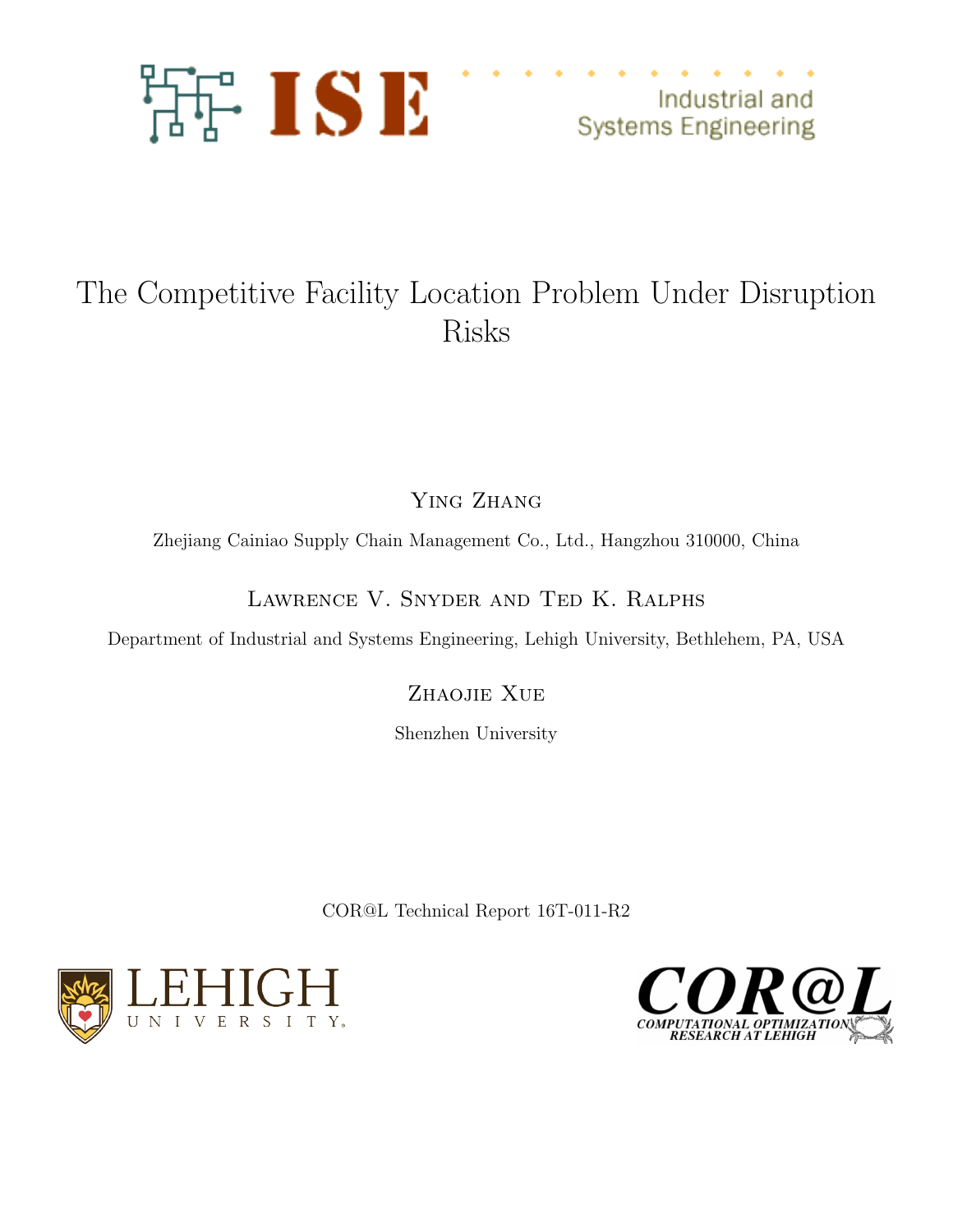Industrial and Systems Engineering

# The Competitive Facility Location Problem Under Disruption Risks

Ying Zhang

Zhejiang Cainiao Supply Chain Management Co., Ltd., Hangzhou 310000, China

Lawrence V. Snyder and Ted K. Ralphs

Department of Industrial and Systems Engineering, Lehigh University, Bethlehem, PA, USA

Zhaojie Xue

Shenzhen University

COR@L Technical Report 16T-011-R2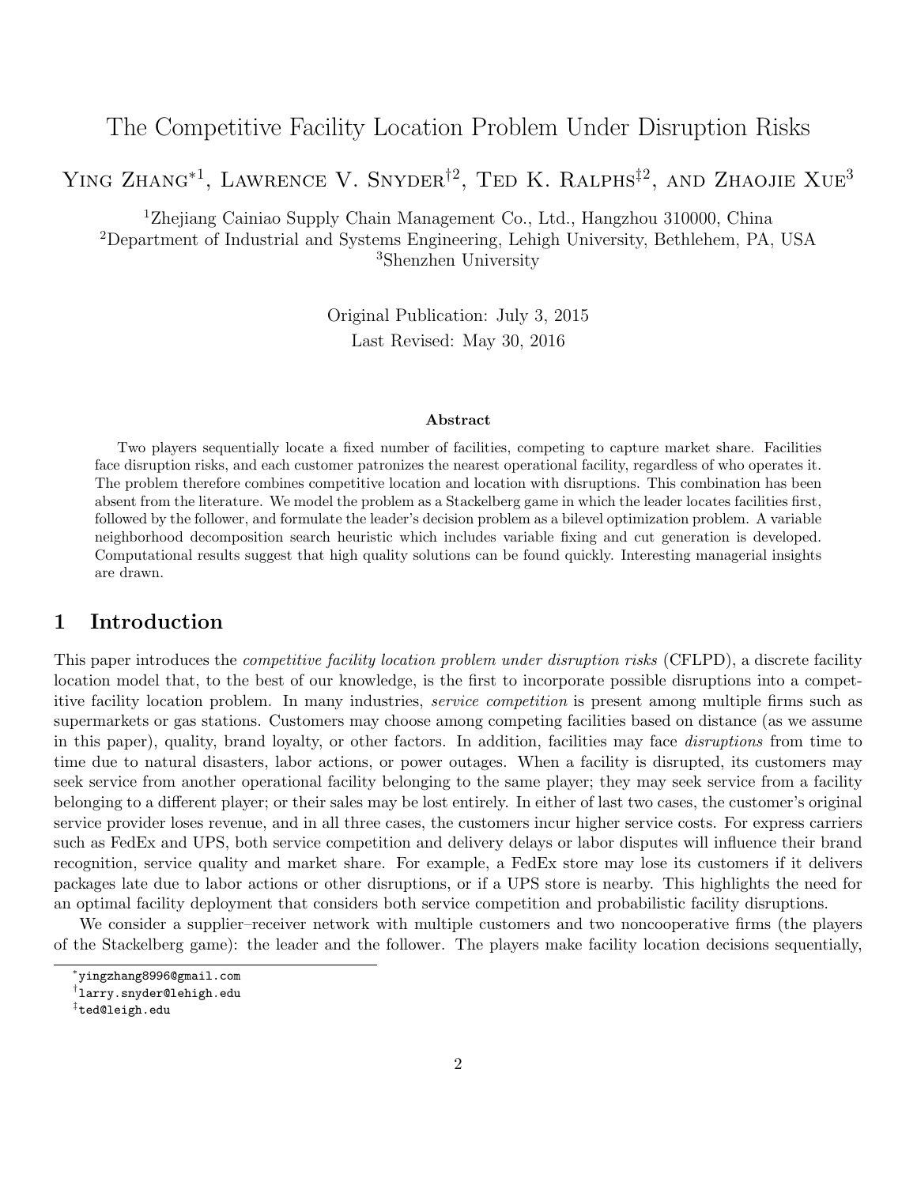# The Competitive Facility Location Problem Under Disruption Risks

Ying Zhang[*1], Lawrence V. Snyder[†2], Ted K. Ralphs[‡2], and Zhaojie Xue[3]

[1]Zhejiang Cainiao Supply Chain Management Co., Ltd., Hangzhou 310000, China
[2]Department of Industrial and Systems Engineering, Lehigh University, Bethlehem, PA, USA
[3]Shenzhen University

Original Publication: July 3, 2015
Last Revised: May 30, 2016

**Abstract**

Two players sequentially locate a fixed number of facilities, competing to capture market share. Facilities face disruption risks, and each customer patronizes the nearest operational facility, regardless of who operates it. The problem therefore combines competitive location and location with disruptions. This combination has been absent from the literature. We model the problem as a Stackelberg game in which the leader locates facilities first, followed by the follower, and formulate the leader's decision problem as a bilevel optimization problem. A variable neighborhood decomposition search heuristic which includes variable fixing and cut generation is developed. Computational results suggest that high quality solutions can be found quickly. Interesting managerial insights are drawn.

## 1 Introduction

This paper introduces the *competitive facility location problem under disruption risks* (CFLPD), a discrete facility location model that, to the best of our knowledge, is the first to incorporate possible disruptions into a competitive facility location problem. In many industries, *service competition* is present among multiple firms such as supermarkets or gas stations. Customers may choose among competing facilities based on distance (as we assume in this paper), quality, brand loyalty, or other factors. In addition, facilities may face *disruptions* from time to time due to natural disasters, labor actions, or power outages. When a facility is disrupted, its customers may seek service from another operational facility belonging to the same player; they may seek service from a facility belonging to a different player; or their sales may be lost entirely. In either of last two cases, the customer's original service provider loses revenue, and in all three cases, the customers incur higher service costs. For express carriers such as FedEx and UPS, both service competition and delivery delays or labor disputes will influence their brand recognition, service quality and market share. For example, a FedEx store may lose its customers if it delivers packages late due to labor actions or other disruptions, or if a UPS store is nearby. This highlights the need for an optimal facility deployment that considers both service competition and probabilistic facility disruptions.

We consider a supplier–receiver network with multiple customers and two noncooperative firms (the players of the Stackelberg game): the leader and the follower. The players make facility location decisions sequentially,

[*]yingzhang8996@gmail.com
[†]larry.snyder@lehigh.edu
[‡]ted@leigh.edu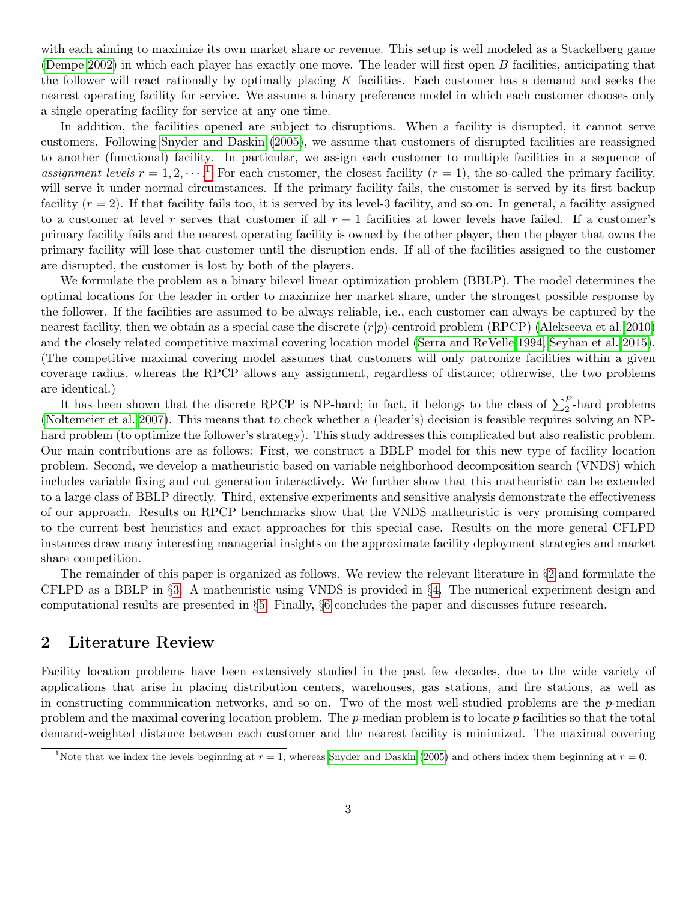with each aiming to maximize its own market share or revenue. This setup is well modeled as a Stackelberg game (Dempe 2002) in which each player has exactly one move. The leader will first open $B$ facilities, anticipating that the follower will react rationally by optimally placing $K$ facilities. Each customer has a demand and seeks the nearest operating facility for service. We assume a binary preference model in which each customer chooses only a single operating facility for service at any one time.

In addition, the facilities opened are subject to disruptions. When a facility is disrupted, it cannot serve customers. Following Snyder and Daskin (2005), we assume that customers of disrupted facilities are reassigned to another (functional) facility. In particular, we assign each customer to multiple facilities in a sequence of *assignment levels* $r = 1, 2, \cdots$.[1] For each customer, the closest facility ($r = 1$), the so-called the primary facility, will serve it under normal circumstances. If the primary facility fails, the customer is served by its first backup facility ($r = 2$). If that facility fails too, it is served by its level-3 facility, and so on. In general, a facility assigned to a customer at level $r$ serves that customer if all $r - 1$ facilities at lower levels have failed. If a customer's primary facility fails and the nearest operating facility is owned by the other player, then the player that owns the primary facility will lose that customer until the disruption ends. If all of the facilities assigned to the customer are disrupted, the customer is lost by both of the players.

We formulate the problem as a binary bilevel linear optimization problem (BBLP). The model determines the optimal locations for the leader in order to maximize her market share, under the strongest possible response by the follower. If the facilities are assumed to be always reliable, i.e., each customer can always be captured by the nearest facility, then we obtain as a special case the discrete $(r|p)$-centroid problem (RPCP) (Alekseeva et al. 2010) and the closely related competitive maximal covering location model (Serra and ReVelle 1994, Seyhan et al. 2015). (The competitive maximal covering model assumes that customers will only patronize facilities within a given coverage radius, whereas the RPCP allows any assignment, regardless of distance; otherwise, the two problems are identical.)

It has been shown that the discrete RPCP is NP-hard; in fact, it belongs to the class of $\sum_2^P$-hard problems (Noltemeier et al. 2007). This means that to check whether a (leader's) decision is feasible requires solving an NP-hard problem (to optimize the follower's strategy). This study addresses this complicated but also realistic problem. Our main contributions are as follows: First, we construct a BBLP model for this new type of facility location problem. Second, we develop a matheuristic based on variable neighborhood decomposition search (VNDS) which includes variable fixing and cut generation interactively. We further show that this matheuristic can be extended to a large class of BBLP directly. Third, extensive experiments and sensitive analysis demonstrate the effectiveness of our approach. Results on RPCP benchmarks show that the VNDS matheuristic is very promising compared to the current best heuristics and exact approaches for this special case. Results on the more general CFLPD instances draw many interesting managerial insights on the approximate facility deployment strategies and market share competition.

The remainder of this paper is organized as follows. We review the relevant literature in §2 and formulate the CFLPD as a BBLP in §3. A matheuristic using VNDS is provided in §4. The numerical experiment design and computational results are presented in §5. Finally, §6 concludes the paper and discusses future research.

## 2 Literature Review

Facility location problems have been extensively studied in the past few decades, due to the wide variety of applications that arise in placing distribution centers, warehouses, gas stations, and fire stations, as well as in constructing communication networks, and so on. Two of the most well-studied problems are the $p$-median problem and the maximal covering location problem. The $p$-median problem is to locate $p$ facilities so that the total demand-weighted distance between each customer and the nearest facility is minimized. The maximal covering

[1] Note that we index the levels beginning at $r = 1$, whereas Snyder and Daskin (2005) and others index them beginning at $r = 0$.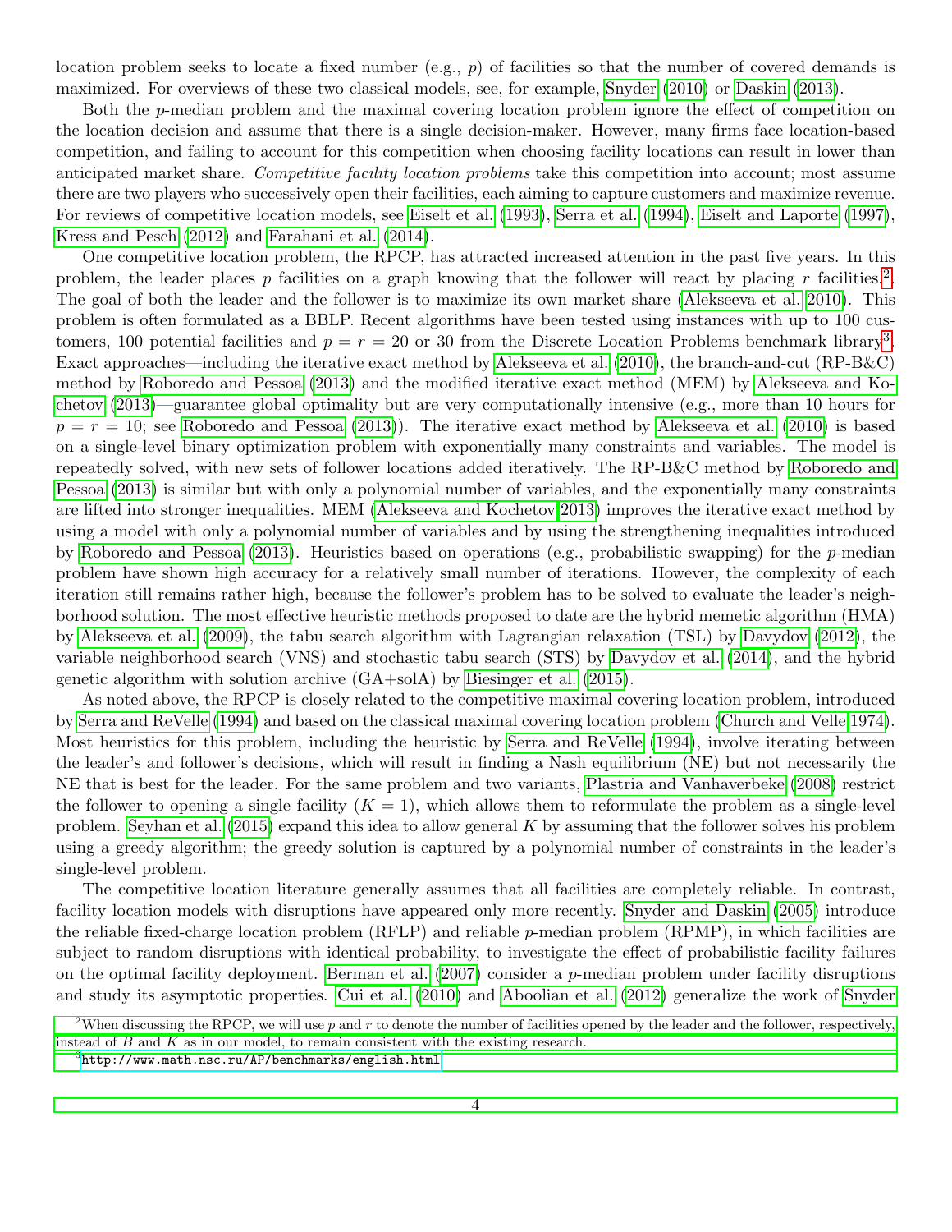location problem seeks to locate a fixed number (e.g., $p$) of facilities so that the number of covered demands is maximized. For overviews of these two classical models, see, for example, Snyder (2010) or Daskin (2013).

Both the $p$-median problem and the maximal covering location problem ignore the effect of competition on the location decision and assume that there is a single decision-maker. However, many firms face location-based competition, and failing to account for this competition when choosing facility locations can result in lower than anticipated market share. *Competitive facility location problems* take this competition into account; most assume there are two players who successively open their facilities, each aiming to capture customers and maximize revenue. For reviews of competitive location models, see Eiselt et al. (1993), Serra et al. (1994), Eiselt and Laporte (1997), Kress and Pesch (2012) and Farahani et al. (2014).

One competitive location problem, the RPCP, has attracted increased attention in the past five years. In this problem, the leader places $p$ facilities on a graph knowing that the follower will react by placing $r$ facilities[2]. The goal of both the leader and the follower is to maximize its own market share (Alekseeva et al. 2010). This problem is often formulated as a BBLP. Recent algorithms have been tested using instances with up to 100 customers, 100 potential facilities and $p = r = 20$ or 30 from the Discrete Location Problems benchmark library[3]. Exact approaches—including the iterative exact method by Alekseeva et al. (2010), the branch-and-cut (RP-B&C) method by Roboredo and Pessoa (2013) and the modified iterative exact method (MEM) by Alekseeva and Kochetov (2013)—guarantee global optimality but are very computationally intensive (e.g., more than 10 hours for $p = r = 10$; see Roboredo and Pessoa (2013)). The iterative exact method by Alekseeva et al. (2010) is based on a single-level binary optimization problem with exponentially many constraints and variables. The model is repeatedly solved, with new sets of follower locations added iteratively. The RP-B&C method by Roboredo and Pessoa (2013) is similar but with only a polynomial number of variables, and the exponentially many constraints are lifted into stronger inequalities. MEM (Alekseeva and Kochetov 2013) improves the iterative exact method by using a model with only a polynomial number of variables and by using the strengthening inequalities introduced by Roboredo and Pessoa (2013). Heuristics based on operations (e.g., probabilistic swapping) for the $p$-median problem have shown high accuracy for a relatively small number of iterations. However, the complexity of each iteration still remains rather high, because the follower's problem has to be solved to evaluate the leader's neighborhood solution. The most effective heuristic methods proposed to date are the hybrid memetic algorithm (HMA) by Alekseeva et al. (2009), the tabu search algorithm with Lagrangian relaxation (TSL) by Davydov (2012), the variable neighborhood search (VNS) and stochastic tabu search (STS) by Davydov et al. (2014), and the hybrid genetic algorithm with solution archive (GA+solA) by Biesinger et al. (2015).

As noted above, the RPCP is closely related to the competitive maximal covering location problem, introduced by Serra and ReVelle (1994) and based on the classical maximal covering location problem (Church and Velle 1974). Most heuristics for this problem, including the heuristic by Serra and ReVelle (1994), involve iterating between the leader's and follower's decisions, which will result in finding a Nash equilibrium (NE) but not necessarily the NE that is best for the leader. For the same problem and two variants, Plastria and Vanhaverbeke (2008) restrict the follower to opening a single facility ($K = 1$), which allows them to reformulate the problem as a single-level problem. Seyhan et al. (2015) expand this idea to allow general $K$ by assuming that the follower solves his problem using a greedy algorithm; the greedy solution is captured by a polynomial number of constraints in the leader's single-level problem.

The competitive location literature generally assumes that all facilities are completely reliable. In contrast, facility location models with disruptions have appeared only more recently. Snyder and Daskin (2005) introduce the reliable fixed-charge location problem (RFLP) and reliable $p$-median problem (RPMP), in which facilities are subject to random disruptions with identical probability, to investigate the effect of probabilistic facility failures on the optimal facility deployment. Berman et al. (2007) consider a $p$-median problem under facility disruptions and study its asymptotic properties. Cui et al. (2010) and Aboolian et al. (2012) generalize the work of Snyder

[2] When discussing the RPCP, we will use $p$ and $r$ to denote the number of facilities opened by the leader and the follower, respectively, instead of $B$ and $K$ as in our model, to remain consistent with the existing research.

[3] http://www.math.nsc.ru/AP/benchmarks/english.html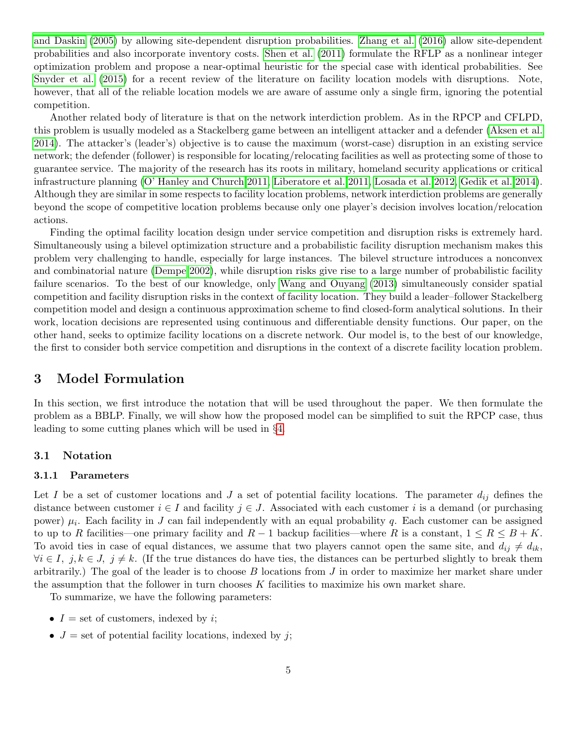and Daskin (2005) by allowing site-dependent disruption probabilities. Zhang et al. (2016) allow site-dependent probabilities and also incorporate inventory costs. Shen et al. (2011) formulate the RFLP as a nonlinear integer optimization problem and propose a near-optimal heuristic for the special case with identical probabilities. See Snyder et al. (2015) for a recent review of the literature on facility location models with disruptions. Note, however, that all of the reliable location models we are aware of assume only a single firm, ignoring the potential competition.

Another related body of literature is that on the network interdiction problem. As in the RPCP and CFLPD, this problem is usually modeled as a Stackelberg game between an intelligent attacker and a defender (Aksen et al. 2014). The attacker's (leader's) objective is to cause the maximum (worst-case) disruption in an existing service network; the defender (follower) is responsible for locating/relocating facilities as well as protecting some of those to guarantee service. The majority of the research has its roots in military, homeland security applications or critical infrastructure planning (O' Hanley and Church 2011, Liberatore et al. 2011, Losada et al. 2012, Gedik et al. 2014). Although they are similar in some respects to facility location problems, network interdiction problems are generally beyond the scope of competitive location problems because only one player's decision involves location/relocation actions.

Finding the optimal facility location design under service competition and disruption risks is extremely hard. Simultaneously using a bilevel optimization structure and a probabilistic facility disruption mechanism makes this problem very challenging to handle, especially for large instances. The bilevel structure introduces a nonconvex and combinatorial nature (Dempe 2002), while disruption risks give rise to a large number of probabilistic facility failure scenarios. To the best of our knowledge, only Wang and Ouyang (2013) simultaneously consider spatial competition and facility disruption risks in the context of facility location. They build a leader–follower Stackelberg competition model and design a continuous approximation scheme to find closed-form analytical solutions. In their work, location decisions are represented using continuous and differentiable density functions. Our paper, on the other hand, seeks to optimize facility locations on a discrete network. Our model is, to the best of our knowledge, the first to consider both service competition and disruptions in the context of a discrete facility location problem.

## 3 Model Formulation

In this section, we first introduce the notation that will be used throughout the paper. We then formulate the problem as a BBLP. Finally, we will show how the proposed model can be simplified to suit the RPCP case, thus leading to some cutting planes which will be used in §4.

### 3.1 Notation

#### 3.1.1 Parameters

Let $I$ be a set of customer locations and $J$ a set of potential facility locations. The parameter $d_{ij}$ defines the distance between customer $i \in I$ and facility $j \in J$. Associated with each customer $i$ is a demand (or purchasing power) $\mu_i$. Each facility in $J$ can fail independently with an equal probability $q$. Each customer can be assigned to up to $R$ facilities—one primary facility and $R-1$ backup facilities—where $R$ is a constant, $1 \leq R \leq B+K$. To avoid ties in case of equal distances, we assume that two players cannot open the same site, and $d_{ij} \neq d_{ik}$, $\forall i \in I,\ j,k \in J,\ j \neq k$. (If the true distances do have ties, the distances can be perturbed slightly to break them arbitrarily.) The goal of the leader is to choose $B$ locations from $J$ in order to maximize her market share under the assumption that the follower in turn chooses $K$ facilities to maximize his own market share.

To summarize, we have the following parameters:

- $I$ = set of customers, indexed by $i$;
- $J$ = set of potential facility locations, indexed by $j$;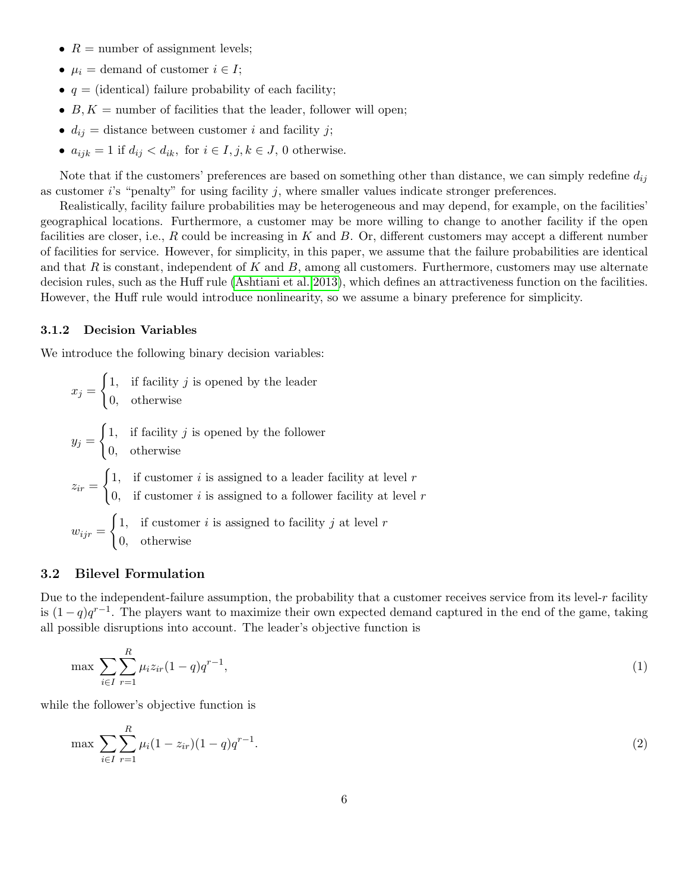- $R$ = number of assignment levels;
- $\mu_i$ = demand of customer $i \in I$;
- $q$ = (identical) failure probability of each facility;
- $B, K$ = number of facilities that the leader, follower will open;
- $d_{ij}$ = distance between customer $i$ and facility $j$;
- $a_{ijk} = 1$ if $d_{ij} < d_{ik}$, for $i \in I, j, k \in J$, 0 otherwise.

Note that if the customers' preferences are based on something other than distance, we can simply redefine $d_{ij}$ as customer $i$'s "penalty" for using facility $j$, where smaller values indicate stronger preferences.

Realistically, facility failure probabilities may be heterogeneous and may depend, for example, on the facilities' geographical locations. Furthermore, a customer may be more willing to change to another facility if the open facilities are closer, i.e., $R$ could be increasing in $K$ and $B$. Or, different customers may accept a different number of facilities for service. However, for simplicity, in this paper, we assume that the failure probabilities are identical and that $R$ is constant, independent of $K$ and $B$, among all customers. Furthermore, customers may use alternate decision rules, such as the Huff rule (Ashtiani et al. 2013), which defines an attractiveness function on the facilities. However, the Huff rule would introduce nonlinearity, so we assume a binary preference for simplicity.

### 3.1.2 Decision Variables

We introduce the following binary decision variables:

$$x_j = \begin{cases} 1, & \text{if facility } j \text{ is opened by the leader} \\ 0, & \text{otherwise} \end{cases}$$

$$y_j = \begin{cases} 1, & \text{if facility } j \text{ is opened by the follower} \\ 0, & \text{otherwise} \end{cases}$$

$$z_{ir} = \begin{cases} 1, & \text{if customer } i \text{ is assigned to a leader facility at level } r \\ 0, & \text{if customer } i \text{ is assigned to a follower facility at level } r \end{cases}$$

$$w_{ijr} = \begin{cases} 1, & \text{if customer } i \text{ is assigned to facility } j \text{ at level } r \\ 0, & \text{otherwise} \end{cases}$$

## 3.2 Bilevel Formulation

Due to the independent-failure assumption, the probability that a customer receives service from its level-$r$ facility is $(1-q)q^{r-1}$. The players want to maximize their own expected demand captured in the end of the game, taking all possible disruptions into account. The leader's objective function is

$$\max \sum_{i \in I} \sum_{r=1}^{R} \mu_i z_{ir} (1-q) q^{r-1}, \tag{1}$$

while the follower's objective function is

$$\max \sum_{i \in I} \sum_{r=1}^{R} \mu_i (1 - z_{ir}) (1-q) q^{r-1}. \tag{2}$$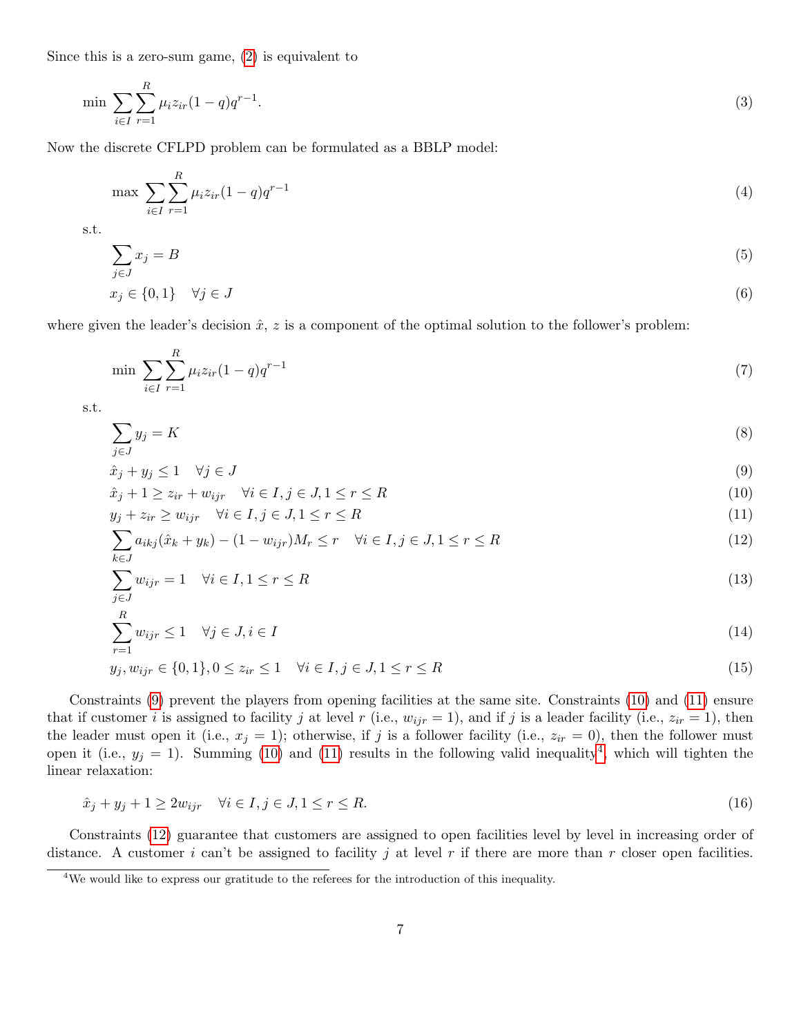Since this is a zero-sum game, (2) is equivalent to

$$\min \sum_{i \in I} \sum_{r=1}^{R} \mu_i z_{ir} (1-q) q^{r-1}. \tag{3}$$

Now the discrete CFLPD problem can be formulated as a BBLP model:

$$\max \sum_{i \in I} \sum_{r=1}^{R} \mu_i z_{ir} (1-q) q^{r-1} \tag{4}$$

s.t.

$$\sum_{j \in J} x_j = B \tag{5}$$

$$x_j \in \{0, 1\} \quad \forall j \in J \tag{6}$$

where given the leader's decision $\hat{x}$, $z$ is a component of the optimal solution to the follower's problem:

$$\min \sum_{i \in I} \sum_{r=1}^{R} \mu_i z_{ir} (1-q) q^{r-1} \tag{7}$$

s.t.

$$\sum_{j \in J} y_j = K \tag{8}$$

$$\hat{x}_j + y_j \leq 1 \quad \forall j \in J \tag{9}$$

$$\hat{x}_j + 1 \geq z_{ir} + w_{ijr} \quad \forall i \in I, j \in J, 1 \leq r \leq R \tag{10}$$

$$y_j + z_{ir} \geq w_{ijr} \quad \forall i \in I, j \in J, 1 \leq r \leq R \tag{11}$$

$$\sum_{k \in J} a_{ikj} (\hat{x}_k + y_k) - (1 - w_{ijr}) M_r \leq r \quad \forall i \in I, j \in J, 1 \leq r \leq R \tag{12}$$

$$\sum_{j \in J} w_{ijr} = 1 \quad \forall i \in I, 1 \leq r \leq R \tag{13}$$

$$\sum_{r=1}^{R} w_{ijr} \leq 1 \quad \forall j \in J, i \in I \tag{14}$$

$$y_j, w_{ijr} \in \{0, 1\}, 0 \leq z_{ir} \leq 1 \quad \forall i \in I, j \in J, 1 \leq r \leq R \tag{15}$$

Constraints (9) prevent the players from opening facilities at the same site. Constraints (10) and (11) ensure that if customer $i$ is assigned to facility $j$ at level $r$ (i.e., $w_{ijr} = 1$), and if $j$ is a leader facility (i.e., $z_{ir} = 1$), then the leader must open it (i.e., $x_j = 1$); otherwise, if $j$ is a follower facility (i.e., $z_{ir} = 0$), then the follower must open it (i.e., $y_j = 1$). Summing (10) and (11) results in the following valid inequality[4], which will tighten the linear relaxation:

$$\hat{x}_j + y_j + 1 \geq 2 w_{ijr} \quad \forall i \in I, j \in J, 1 \leq r \leq R. \tag{16}$$

Constraints (12) guarantee that customers are assigned to open facilities level by level in increasing order of distance. A customer $i$ can't be assigned to facility $j$ at level $r$ if there are more than $r$ closer open facilities.

[4] We would like to express our gratitude to the referees for the introduction of this inequality.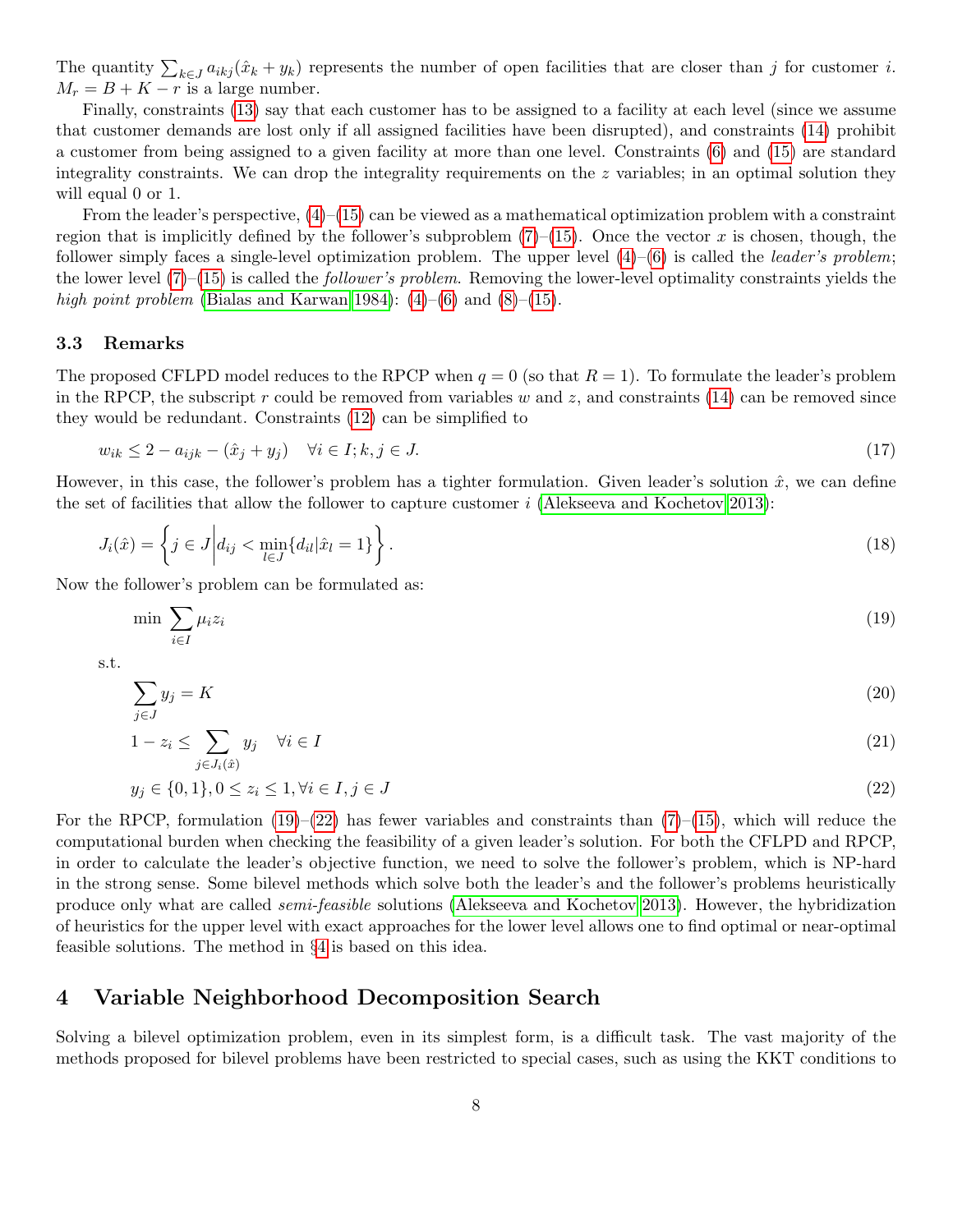The quantity $\sum_{k \in J} a_{ikj}(\hat{x}_k + y_k)$ represents the number of open facilities that are closer than $j$ for customer $i$. $M_r = B + K - r$ is a large number.

Finally, constraints (13) say that each customer has to be assigned to a facility at each level (since we assume that customer demands are lost only if all assigned facilities have been disrupted), and constraints (14) prohibit a customer from being assigned to a given facility at more than one level. Constraints (6) and (15) are standard integrality constraints. We can drop the integrality requirements on the $z$ variables; in an optimal solution they will equal 0 or 1.

From the leader's perspective, (4)–(15) can be viewed as a mathematical optimization problem with a constraint region that is implicitly defined by the follower's subproblem (7)–(15). Once the vector $x$ is chosen, though, the follower simply faces a single-level optimization problem. The upper level (4)–(6) is called the *leader's problem*; the lower level (7)–(15) is called the *follower's problem*. Removing the lower-level optimality constraints yields the *high point problem* (Bialas and Karwan 1984): (4)–(6) and (8)–(15).

### 3.3 Remarks

The proposed CFLPD model reduces to the RPCP when $q = 0$ (so that $R = 1$). To formulate the leader's problem in the RPCP, the subscript $r$ could be removed from variables $w$ and $z$, and constraints (14) can be removed since they would be redundant. Constraints (12) can be simplified to

$$w_{ik} \leq 2 - a_{ijk} - (\hat{x}_j + y_j) \quad \forall i \in I; k, j \in J. \tag{17}$$

However, in this case, the follower's problem has a tighter formulation. Given leader's solution $\hat{x}$, we can define the set of facilities that allow the follower to capture customer $i$ (Alekseeva and Kochetov 2013):

$$J_i(\hat{x}) = \left\{ j \in J \middle| d_{ij} < \min_{l \in J}\{d_{il} | \hat{x}_l = 1\} \right\}. \tag{18}$$

Now the follower's problem can be formulated as:

$$\min \sum_{i \in I} \mu_i z_i \tag{19}$$

s.t.

$$\sum_{j \in J} y_j = K \tag{20}$$

$$1 - z_i \leq \sum_{j \in J_i(\hat{x})} y_j \quad \forall i \in I \tag{21}$$

$$y_j \in \{0, 1\}, 0 \leq z_i \leq 1, \forall i \in I, j \in J \tag{22}$$

For the RPCP, formulation (19)–(22) has fewer variables and constraints than (7)–(15), which will reduce the computational burden when checking the feasibility of a given leader's solution. For both the CFLPD and RPCP, in order to calculate the leader's objective function, we need to solve the follower's problem, which is NP-hard in the strong sense. Some bilevel methods which solve both the leader's and the follower's problems heuristically produce only what are called *semi-feasible* solutions (Alekseeva and Kochetov 2013). However, the hybridization of heuristics for the upper level with exact approaches for the lower level allows one to find optimal or near-optimal feasible solutions. The method in §4 is based on this idea.

## 4 Variable Neighborhood Decomposition Search

Solving a bilevel optimization problem, even in its simplest form, is a difficult task. The vast majority of the methods proposed for bilevel problems have been restricted to special cases, such as using the KKT conditions to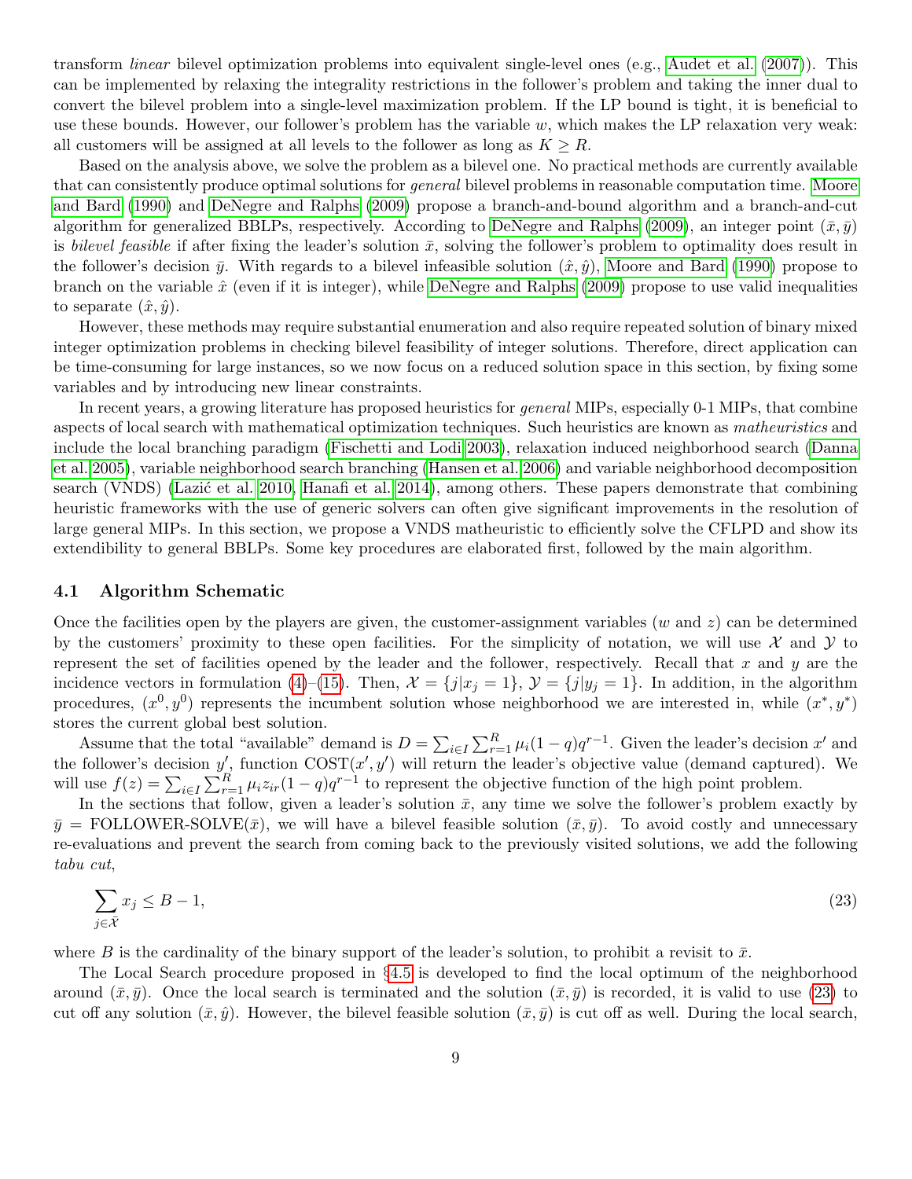transform *linear* bilevel optimization problems into equivalent single-level ones (e.g., Audet et al. (2007)). This can be implemented by relaxing the integrality restrictions in the follower's problem and taking the inner dual to convert the bilevel problem into a single-level maximization problem. If the LP bound is tight, it is beneficial to use these bounds. However, our follower's problem has the variable $w$, which makes the LP relaxation very weak: all customers will be assigned at all levels to the follower as long as $K \geq R$.

Based on the analysis above, we solve the problem as a bilevel one. No practical methods are currently available that can consistently produce optimal solutions for *general* bilevel problems in reasonable computation time. Moore and Bard (1990) and DeNegre and Ralphs (2009) propose a branch-and-bound algorithm and a branch-and-cut algorithm for generalized BBLPs, respectively. According to DeNegre and Ralphs (2009), an integer point $(\bar{x}, \bar{y})$ is *bilevel feasible* if after fixing the leader's solution $\bar{x}$, solving the follower's problem to optimality does result in the follower's decision $\bar{y}$. With regards to a bilevel infeasible solution $(\hat{x}, \hat{y})$, Moore and Bard (1990) propose to branch on the variable $\hat{x}$ (even if it is integer), while DeNegre and Ralphs (2009) propose to use valid inequalities to separate $(\hat{x}, \hat{y})$.

However, these methods may require substantial enumeration and also require repeated solution of binary mixed integer optimization problems in checking bilevel feasibility of integer solutions. Therefore, direct application can be time-consuming for large instances, so we now focus on a reduced solution space in this section, by fixing some variables and by introducing new linear constraints.

In recent years, a growing literature has proposed heuristics for *general* MIPs, especially 0-1 MIPs, that combine aspects of local search with mathematical optimization techniques. Such heuristics are known as *matheuristics* and include the local branching paradigm (Fischetti and Lodi 2003), relaxation induced neighborhood search (Danna et al. 2005), variable neighborhood search branching (Hansen et al. 2006) and variable neighborhood decomposition search (VNDS) (Lazić et al. 2010, Hanafi et al. 2014), among others. These papers demonstrate that combining heuristic frameworks with the use of generic solvers can often give significant improvements in the resolution of large general MIPs. In this section, we propose a VNDS matheuristic to efficiently solve the CFLPD and show its extendibility to general BBLPs. Some key procedures are elaborated first, followed by the main algorithm.

### 4.1 Algorithm Schematic

Once the facilities open by the players are given, the customer-assignment variables ($w$ and $z$) can be determined by the customers' proximity to these open facilities. For the simplicity of notation, we will use $\mathcal{X}$ and $\mathcal{Y}$ to represent the set of facilities opened by the leader and the follower, respectively. Recall that $x$ and $y$ are the incidence vectors in formulation (4)–(15). Then, $\mathcal{X} = \{j | x_j = 1\}$, $\mathcal{Y} = \{j | y_j = 1\}$. In addition, in the algorithm procedures, $(x^0, y^0)$ represents the incumbent solution whose neighborhood we are interested in, while $(x^*, y^*)$ stores the current global best solution.

Assume that the total "available" demand is $D = \sum_{i \in I} \sum_{r=1}^{R} \mu_i (1-q) q^{r-1}$. Given the leader's decision $x'$ and the follower's decision $y'$, function $\text{COST}(x', y')$ will return the leader's objective value (demand captured). We will use $f(z) = \sum_{i \in I} \sum_{r=1}^{R} \mu_i z_{ir} (1-q) q^{r-1}$ to represent the objective function of the high point problem.

In the sections that follow, given a leader's solution $\bar{x}$, any time we solve the follower's problem exactly by $\bar{y} = \text{FOLLOWER-SOLVE}(\bar{x})$, we will have a bilevel feasible solution $(\bar{x}, \bar{y})$. To avoid costly and unnecessary re-evaluations and prevent the search from coming back to the previously visited solutions, we add the following *tabu cut*,

$$\sum_{j \in \bar{\mathcal{X}}} x_j \leq B - 1, \tag{23}$$

where $B$ is the cardinality of the binary support of the leader's solution, to prohibit a revisit to $\bar{x}$.

The Local Search procedure proposed in §4.5 is developed to find the local optimum of the neighborhood around $(\bar{x}, \bar{y})$. Once the local search is terminated and the solution $(\bar{x}, \bar{y})$ is recorded, it is valid to use (23) to cut off any solution $(\bar{x}, \hat{y})$. However, the bilevel feasible solution $(\bar{x}, \bar{y})$ is cut off as well. During the local search,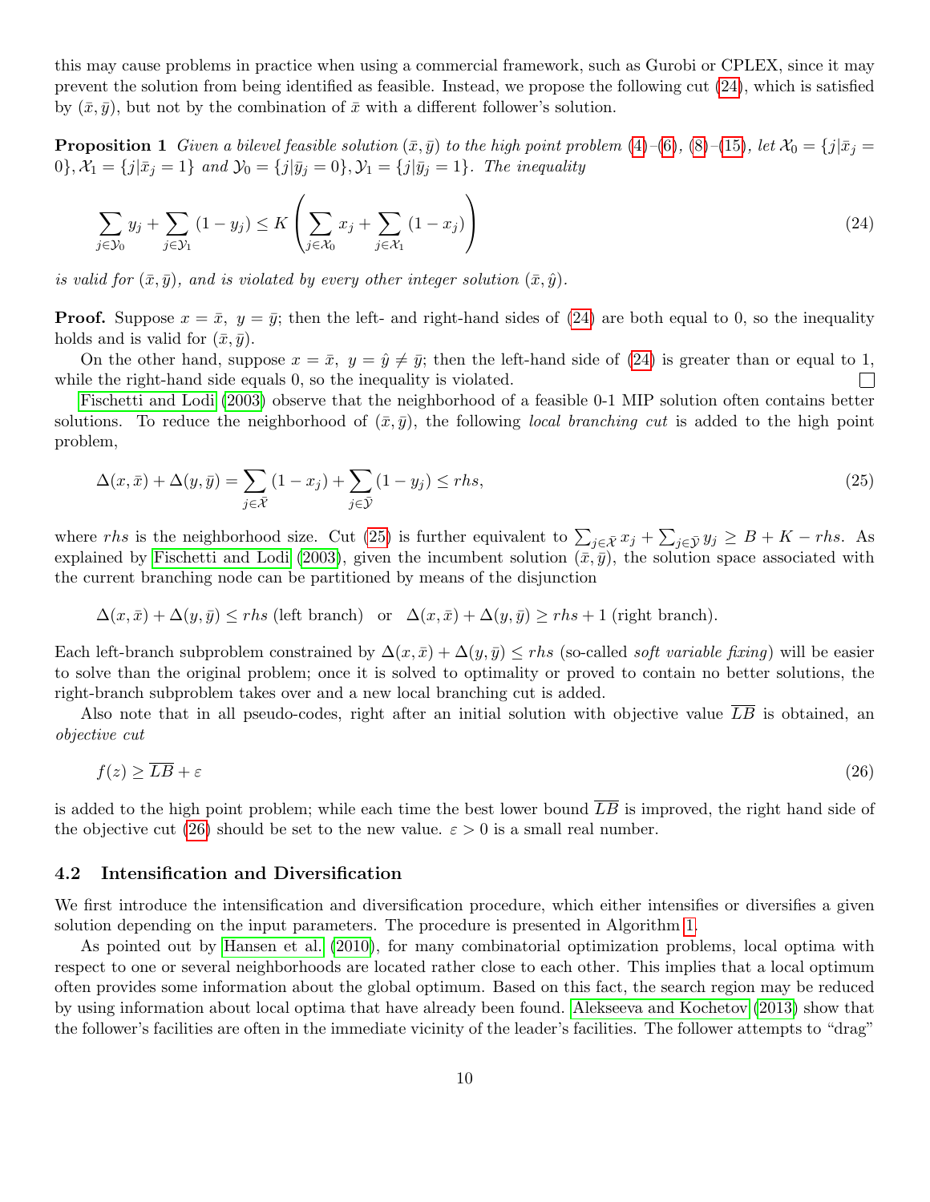this may cause problems in practice when using a commercial framework, such as Gurobi or CPLEX, since it may prevent the solution from being identified as feasible. Instead, we propose the following cut (24), which is satisfied by $(\bar{x}, \bar{y})$, but not by the combination of $\bar{x}$ with a different follower's solution.

**Proposition 1** *Given a bilevel feasible solution $(\bar{x}, \bar{y})$ to the high point problem (4)–(6), (8)–(15), let $\mathcal{X}_0 = \{j|\bar{x}_j = 0\}, \mathcal{X}_1 = \{j|\bar{x}_j = 1\}$ and $\mathcal{Y}_0 = \{j|\bar{y}_j = 0\}, \mathcal{Y}_1 = \{j|\bar{y}_j = 1\}$. The inequality*

$$\sum_{j \in \mathcal{Y}_0} y_j + \sum_{j \in \mathcal{Y}_1} (1 - y_j) \leq K \left( \sum_{j \in \mathcal{X}_0} x_j + \sum_{j \in \mathcal{X}_1} (1 - x_j) \right) \tag{24}$$

*is valid for $(\bar{x}, \bar{y})$, and is violated by every other integer solution $(\bar{x}, \hat{y})$.*

**Proof.** Suppose $x = \bar{x},\ y = \bar{y}$; then the left- and right-hand sides of (24) are both equal to 0, so the inequality holds and is valid for $(\bar{x}, \bar{y})$.

On the other hand, suppose $x = \bar{x},\ y = \hat{y} \neq \bar{y}$; then the left-hand side of (24) is greater than or equal to 1, while the right-hand side equals 0, so the inequality is violated. □

Fischetti and Lodi (2003) observe that the neighborhood of a feasible 0-1 MIP solution often contains better solutions. To reduce the neighborhood of $(\bar{x}, \bar{y})$, the following *local branching cut* is added to the high point problem,

$$\Delta(x, \bar{x}) + \Delta(y, \bar{y}) = \sum_{j \in \bar{\mathcal{X}}} (1 - x_j) + \sum_{j \in \bar{\mathcal{Y}}} (1 - y_j) \leq rhs, \tag{25}$$

where $rhs$ is the neighborhood size. Cut (25) is further equivalent to $\sum_{j \in \bar{\mathcal{X}}} x_j + \sum_{j \in \bar{\mathcal{Y}}} y_j \geq B + K - rhs$. As explained by Fischetti and Lodi (2003), given the incumbent solution $(\bar{x}, \bar{y})$, the solution space associated with the current branching node can be partitioned by means of the disjunction

$$\Delta(x, \bar{x}) + \Delta(y, \bar{y}) \leq rhs \text{ (left branch)} \quad \text{or} \quad \Delta(x, \bar{x}) + \Delta(y, \bar{y}) \geq rhs + 1 \text{ (right branch)}.$$

Each left-branch subproblem constrained by $\Delta(x, \bar{x}) + \Delta(y, \bar{y}) \leq rhs$ (so-called *soft variable fixing*) will be easier to solve than the original problem; once it is solved to optimality or proved to contain no better solutions, the right-branch subproblem takes over and a new local branching cut is added.

Also note that in all pseudo-codes, right after an initial solution with objective value $\overline{LB}$ is obtained, an *objective cut*

$$f(z) \geq \overline{LB} + \varepsilon \tag{26}$$

is added to the high point problem; while each time the best lower bound $\overline{LB}$ is improved, the right hand side of the objective cut (26) should be set to the new value. $\varepsilon > 0$ is a small real number.

### 4.2 Intensification and Diversification

We first introduce the intensification and diversification procedure, which either intensifies or diversifies a given solution depending on the input parameters. The procedure is presented in Algorithm 1.

As pointed out by Hansen et al. (2010), for many combinatorial optimization problems, local optima with respect to one or several neighborhoods are located rather close to each other. This implies that a local optimum often provides some information about the global optimum. Based on this fact, the search region may be reduced by using information about local optima that have already been found. Alekseeva and Kochetov (2013) show that the follower's facilities are often in the immediate vicinity of the leader's facilities. The follower attempts to "drag"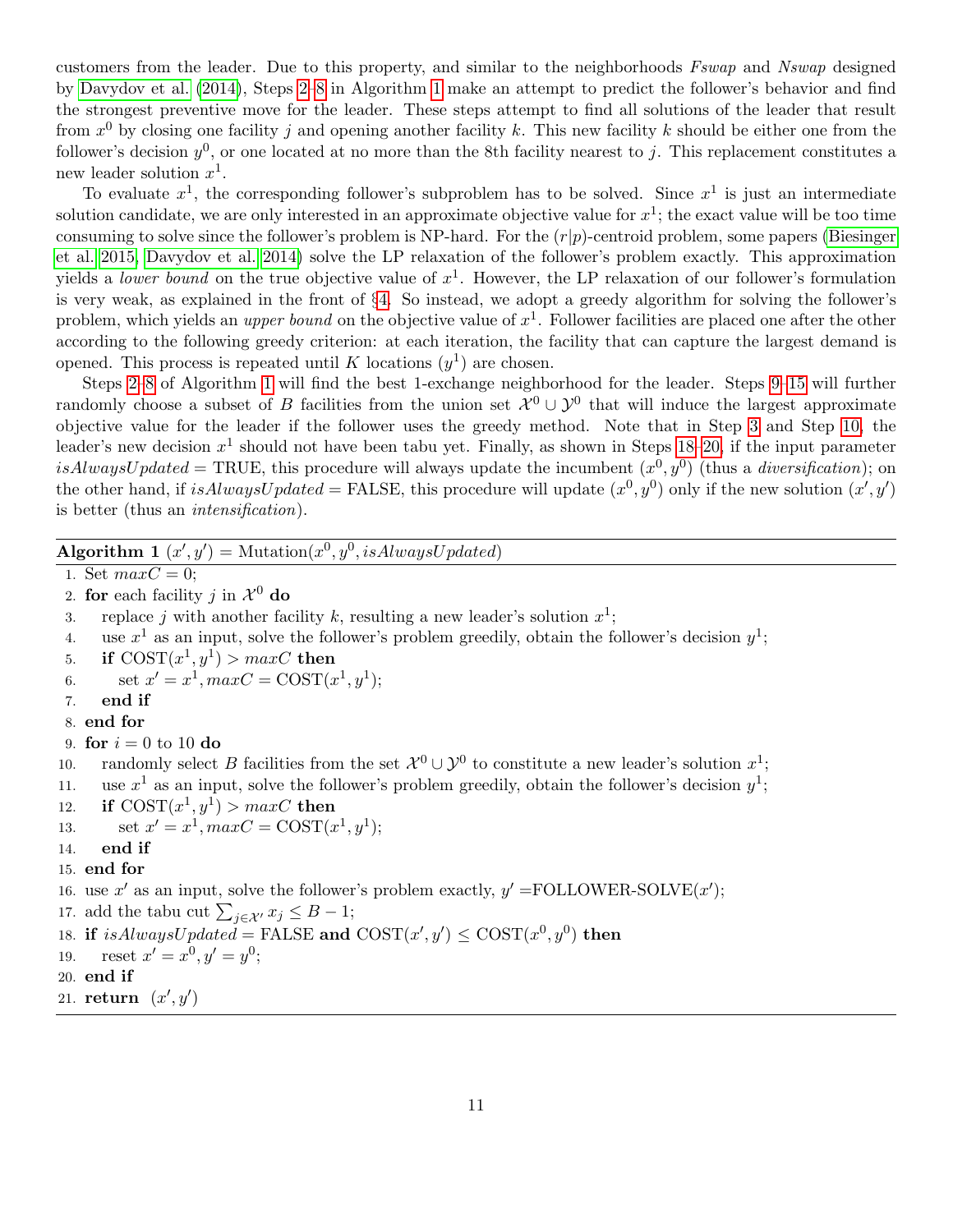customers from the leader. Due to this property, and similar to the neighborhoods *Fswap* and *Nswap* designed by Davydov et al. (2014), Steps 2–8 in Algorithm 1 make an attempt to predict the follower's behavior and find the strongest preventive move for the leader. These steps attempt to find all solutions of the leader that result from $x^0$ by closing one facility $j$ and opening another facility $k$. This new facility $k$ should be either one from the follower's decision $y^0$, or one located at no more than the 8th facility nearest to $j$. This replacement constitutes a new leader solution $x^1$.

To evaluate $x^1$, the corresponding follower's subproblem has to be solved. Since $x^1$ is just an intermediate solution candidate, we are only interested in an approximate objective value for $x^1$; the exact value will be too time consuming to solve since the follower's problem is NP-hard. For the $(r|p)$-centroid problem, some papers (Biesinger et al. 2015, Davydov et al. 2014) solve the LP relaxation of the follower's problem exactly. This approximation yields a *lower bound* on the true objective value of $x^1$. However, the LP relaxation of our follower's formulation is very weak, as explained in the front of §4. So instead, we adopt a greedy algorithm for solving the follower's problem, which yields an *upper bound* on the objective value of $x^1$. Follower facilities are placed one after the other according to the following greedy criterion: at each iteration, the facility that can capture the largest demand is opened. This process is repeated until $K$ locations ($y^1$) are chosen.

Steps 2–8 of Algorithm 1 will find the best 1-exchange neighborhood for the leader. Steps 9–15 will further randomly choose a subset of $B$ facilities from the union set $\mathcal{X}^0 \cup \mathcal{Y}^0$ that will induce the largest approximate objective value for the leader if the follower uses the greedy method. Note that in Step 3 and Step 10, the leader's new decision $x^1$ should not have been tabu yet. Finally, as shown in Steps 18–20, if the input parameter $isAlwaysUpdated$ = TRUE, this procedure will always update the incumbent $(x^0, y^0)$ (thus a *diversification*); on the other hand, if $isAlwaysUpdated$ = FALSE, this procedure will update $(x^0, y^0)$ only if the new solution $(x', y')$ is better (thus an *intensification*).

**Algorithm 1** $(x', y') = \text{Mutation}(x^0, y^0, isAlwaysUpdated)$

1. Set $maxC = 0$;
2. **for** each facility $j$ in $\mathcal{X}^0$ **do**
3. &nbsp;&nbsp;&nbsp;&nbsp;replace $j$ with another facility $k$, resulting a new leader's solution $x^1$;
4. &nbsp;&nbsp;&nbsp;&nbsp;use $x^1$ as an input, solve the follower's problem greedily, obtain the follower's decision $y^1$;
5. &nbsp;&nbsp;&nbsp;&nbsp;**if** $\text{COST}(x^1, y^1) > maxC$ **then**
6. &nbsp;&nbsp;&nbsp;&nbsp;&nbsp;&nbsp;&nbsp;&nbsp;set $x' = x^1, maxC = \text{COST}(x^1, y^1)$;
7. &nbsp;&nbsp;&nbsp;&nbsp;**end if**
8. **end for**
9. **for** $i = 0$ to 10 **do**
10. &nbsp;&nbsp;&nbsp;&nbsp;randomly select $B$ facilities from the set $\mathcal{X}^0 \cup \mathcal{Y}^0$ to constitute a new leader's solution $x^1$;
11. &nbsp;&nbsp;&nbsp;&nbsp;use $x^1$ as an input, solve the follower's problem greedily, obtain the follower's decision $y^1$;
12. &nbsp;&nbsp;&nbsp;&nbsp;**if** $\text{COST}(x^1, y^1) > maxC$ **then**
13. &nbsp;&nbsp;&nbsp;&nbsp;&nbsp;&nbsp;&nbsp;&nbsp;set $x' = x^1, maxC = \text{COST}(x^1, y^1)$;
14. &nbsp;&nbsp;&nbsp;&nbsp;**end if**
15. **end for**
16. use $x'$ as an input, solve the follower's problem exactly, $y' = \text{FOLLOWER-SOLVE}(x')$;
17. add the tabu cut $\sum_{j \in \mathcal{X}'} x_j \leq B - 1$;
18. **if** $isAlwaysUpdated$ = FALSE **and** $\text{COST}(x', y') \leq \text{COST}(x^0, y^0)$ **then**
19. &nbsp;&nbsp;&nbsp;&nbsp;reset $x' = x^0, y' = y^0$;
20. **end if**
21. **return** $(x', y')$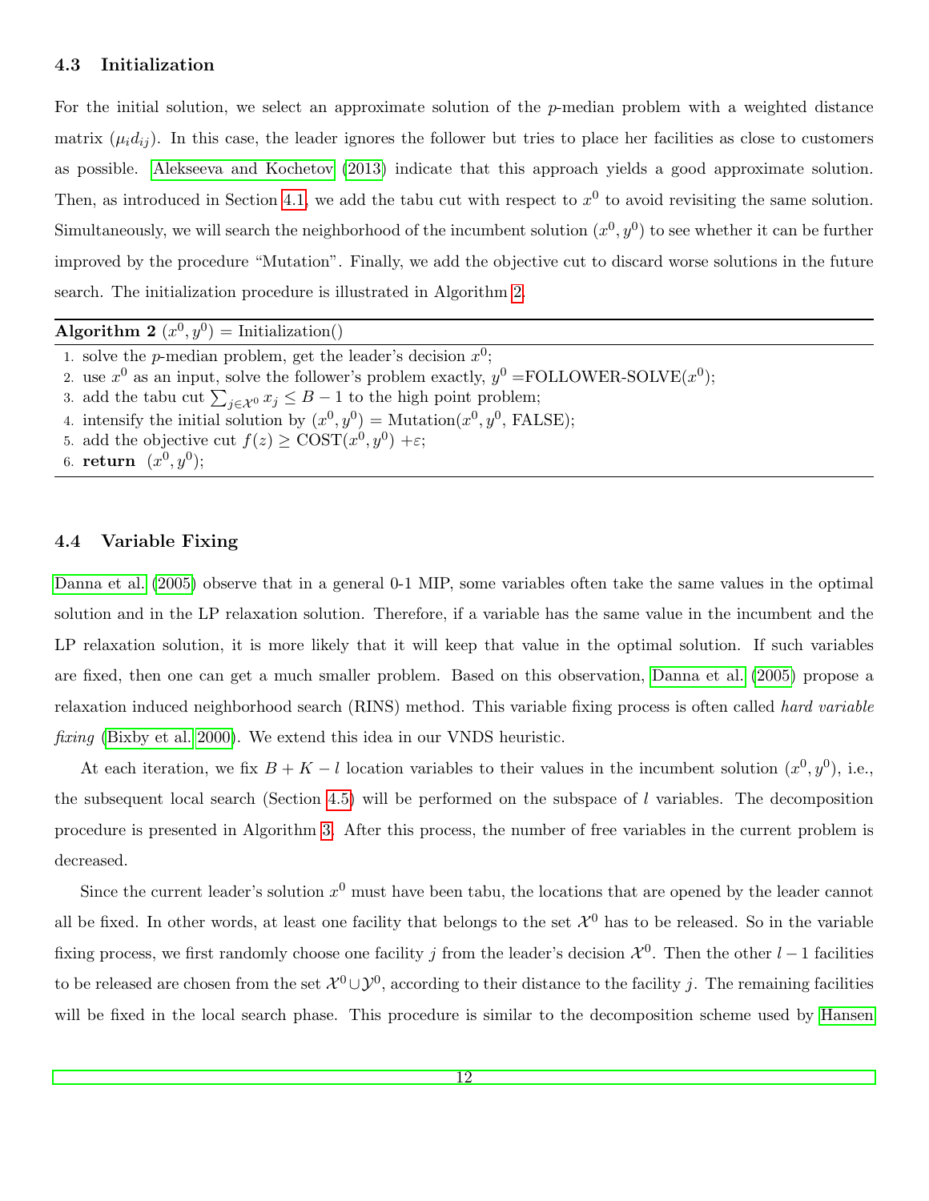### 4.3 Initialization

For the initial solution, we select an approximate solution of the $p$-median problem with a weighted distance matrix $(\mu_i d_{ij})$. In this case, the leader ignores the follower but tries to place her facilities as close to customers as possible. Alekseeva and Kochetov (2013) indicate that this approach yields a good approximate solution. Then, as introduced in Section 4.1, we add the tabu cut with respect to $x^0$ to avoid revisiting the same solution. Simultaneously, we will search the neighborhood of the incumbent solution $(x^0, y^0)$ to see whether it can be further improved by the procedure "Mutation". Finally, we add the objective cut to discard worse solutions in the future search. The initialization procedure is illustrated in Algorithm 2.

**Algorithm 2** $(x^0, y^0)$ = Initialization()

1. solve the $p$-median problem, get the leader's decision $x^0$;
2. use $x^0$ as an input, solve the follower's problem exactly, $y^0$ =FOLLOWER-SOLVE($x^0$);
3. add the tabu cut $\sum_{j \in \mathcal{X}^0} x_j \leq B - 1$ to the high point problem;
4. intensify the initial solution by $(x^0, y^0)$ = Mutation($x^0, y^0$, FALSE);
5. add the objective cut $f(z) \geq$ COST$(x^0, y^0)$ $+\varepsilon$;
6. **return** $(x^0, y^0)$;

### 4.4 Variable Fixing

Danna et al. (2005) observe that in a general 0-1 MIP, some variables often take the same values in the optimal solution and in the LP relaxation solution. Therefore, if a variable has the same value in the incumbent and the LP relaxation solution, it is more likely that it will keep that value in the optimal solution. If such variables are fixed, then one can get a much smaller problem. Based on this observation, Danna et al. (2005) propose a relaxation induced neighborhood search (RINS) method. This variable fixing process is often called *hard variable fixing* (Bixby et al. 2000). We extend this idea in our VNDS heuristic.

At each iteration, we fix $B + K - l$ location variables to their values in the incumbent solution $(x^0, y^0)$, i.e., the subsequent local search (Section 4.5) will be performed on the subspace of $l$ variables. The decomposition procedure is presented in Algorithm 3. After this process, the number of free variables in the current problem is decreased.

Since the current leader's solution $x^0$ must have been tabu, the locations that are opened by the leader cannot all be fixed. In other words, at least one facility that belongs to the set $\mathcal{X}^0$ has to be released. So in the variable fixing process, we first randomly choose one facility $j$ from the leader's decision $\mathcal{X}^0$. Then the other $l - 1$ facilities to be released are chosen from the set $\mathcal{X}^0 \cup \mathcal{Y}^0$, according to their distance to the facility $j$. The remaining facilities will be fixed in the local search phase. This procedure is similar to the decomposition scheme used by Hansen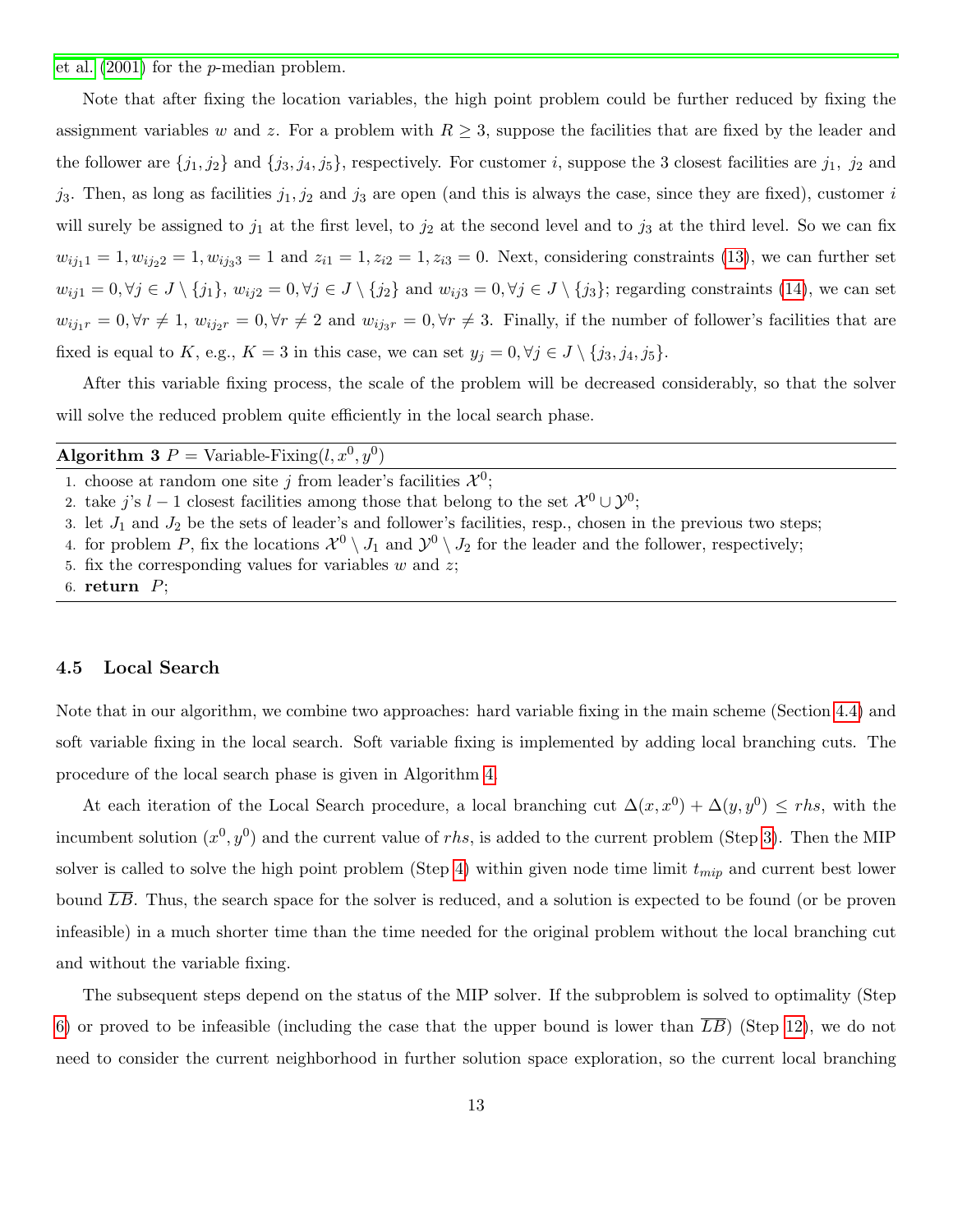et al. (2001) for the $p$-median problem.

Note that after fixing the location variables, the high point problem could be further reduced by fixing the assignment variables $w$ and $z$. For a problem with $R \geq 3$, suppose the facilities that are fixed by the leader and the follower are $\{j_1, j_2\}$ and $\{j_3, j_4, j_5\}$, respectively. For customer $i$, suppose the 3 closest facilities are $j_1$, $j_2$ and $j_3$. Then, as long as facilities $j_1, j_2$ and $j_3$ are open (and this is always the case, since they are fixed), customer $i$ will surely be assigned to $j_1$ at the first level, to $j_2$ at the second level and to $j_3$ at the third level. So we can fix $w_{ij_1 1} = 1, w_{ij_2 2} = 1, w_{ij_3 3} = 1$ and $z_{i1} = 1, z_{i2} = 1, z_{i3} = 0$. Next, considering constraints (13), we can further set $w_{ij1} = 0, \forall j \in J \setminus \{j_1\}$, $w_{ij2} = 0, \forall j \in J \setminus \{j_2\}$ and $w_{ij3} = 0, \forall j \in J \setminus \{j_3\}$; regarding constraints (14), we can set $w_{ij_1 r} = 0, \forall r \neq 1$, $w_{ij_2 r} = 0, \forall r \neq 2$ and $w_{ij_3 r} = 0, \forall r \neq 3$. Finally, if the number of follower's facilities that are fixed is equal to $K$, e.g., $K = 3$ in this case, we can set $y_j = 0, \forall j \in J \setminus \{j_3, j_4, j_5\}$.

After this variable fixing process, the scale of the problem will be decreased considerably, so that the solver will solve the reduced problem quite efficiently in the local search phase.

**Algorithm 3** $P$ = Variable-Fixing$(l, x^0, y^0)$

1. choose at random one site $j$ from leader's facilities $\mathcal{X}^0$;
2. take $j$'s $l-1$ closest facilities among those that belong to the set $\mathcal{X}^0 \cup \mathcal{Y}^0$;
3. let $J_1$ and $J_2$ be the sets of leader's and follower's facilities, resp., chosen in the previous two steps;
4. for problem $P$, fix the locations $\mathcal{X}^0 \setminus J_1$ and $\mathcal{Y}^0 \setminus J_2$ for the leader and the follower, respectively;
5. fix the corresponding values for variables $w$ and $z$;
6. **return** $P$;

### 4.5 Local Search

Note that in our algorithm, we combine two approaches: hard variable fixing in the main scheme (Section 4.4) and soft variable fixing in the local search. Soft variable fixing is implemented by adding local branching cuts. The procedure of the local search phase is given in Algorithm 4.

At each iteration of the Local Search procedure, a local branching cut $\Delta(x, x^0) + \Delta(y, y^0) \leq rhs$, with the incumbent solution $(x^0, y^0)$ and the current value of $rhs$, is added to the current problem (Step 3). Then the MIP solver is called to solve the high point problem (Step 4) within given node time limit $t_{mip}$ and current best lower bound $\overline{LB}$. Thus, the search space for the solver is reduced, and a solution is expected to be found (or be proven infeasible) in a much shorter time than the time needed for the original problem without the local branching cut and without the variable fixing.

The subsequent steps depend on the status of the MIP solver. If the subproblem is solved to optimality (Step 6) or proved to be infeasible (including the case that the upper bound is lower than $\overline{LB}$) (Step 12), we do not need to consider the current neighborhood in further solution space exploration, so the current local branching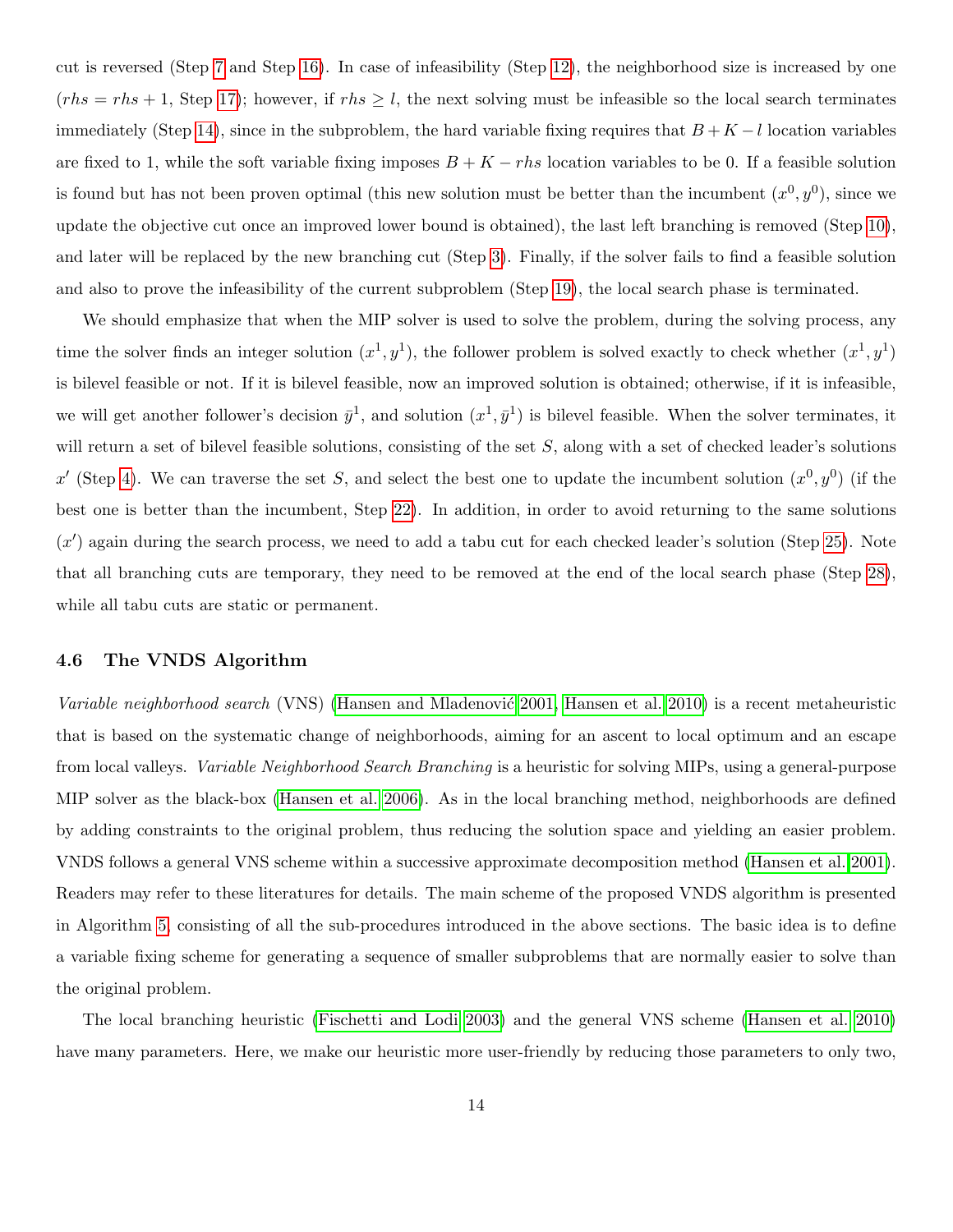cut is reversed (Step 7 and Step 16). In case of infeasibility (Step 12), the neighborhood size is increased by one ($rhs = rhs + 1$, Step 17); however, if $rhs \geq l$, the next solving must be infeasible so the local search terminates immediately (Step 14), since in the subproblem, the hard variable fixing requires that $B + K - l$ location variables are fixed to 1, while the soft variable fixing imposes $B + K - rhs$ location variables to be 0. If a feasible solution is found but has not been proven optimal (this new solution must be better than the incumbent $(x^0, y^0)$, since we update the objective cut once an improved lower bound is obtained), the last left branching is removed (Step 10), and later will be replaced by the new branching cut (Step 3). Finally, if the solver fails to find a feasible solution and also to prove the infeasibility of the current subproblem (Step 19), the local search phase is terminated.

We should emphasize that when the MIP solver is used to solve the problem, during the solving process, any time the solver finds an integer solution $(x^1, y^1)$, the follower problem is solved exactly to check whether $(x^1, y^1)$ is bilevel feasible or not. If it is bilevel feasible, now an improved solution is obtained; otherwise, if it is infeasible, we will get another follower's decision $\bar{y}^1$, and solution $(x^1, \bar{y}^1)$ is bilevel feasible. When the solver terminates, it will return a set of bilevel feasible solutions, consisting of the set $S$, along with a set of checked leader's solutions $x'$ (Step 4). We can traverse the set $S$, and select the best one to update the incumbent solution $(x^0, y^0)$ (if the best one is better than the incumbent, Step 22). In addition, in order to avoid returning to the same solutions ($x'$) again during the search process, we need to add a tabu cut for each checked leader's solution (Step 25). Note that all branching cuts are temporary, they need to be removed at the end of the local search phase (Step 28), while all tabu cuts are static or permanent.

### 4.6 The VNDS Algorithm

*Variable neighborhood search* (VNS) (Hansen and Mladenović 2001, Hansen et al. 2010) is a recent metaheuristic that is based on the systematic change of neighborhoods, aiming for an ascent to local optimum and an escape from local valleys. *Variable Neighborhood Search Branching* is a heuristic for solving MIPs, using a general-purpose MIP solver as the black-box (Hansen et al. 2006). As in the local branching method, neighborhoods are defined by adding constraints to the original problem, thus reducing the solution space and yielding an easier problem. VNDS follows a general VNS scheme within a successive approximate decomposition method (Hansen et al. 2001). Readers may refer to these literatures for details. The main scheme of the proposed VNDS algorithm is presented in Algorithm 5, consisting of all the sub-procedures introduced in the above sections. The basic idea is to define a variable fixing scheme for generating a sequence of smaller subproblems that are normally easier to solve than the original problem.

The local branching heuristic (Fischetti and Lodi 2003) and the general VNS scheme (Hansen et al. 2010) have many parameters. Here, we make our heuristic more user-friendly by reducing those parameters to only two,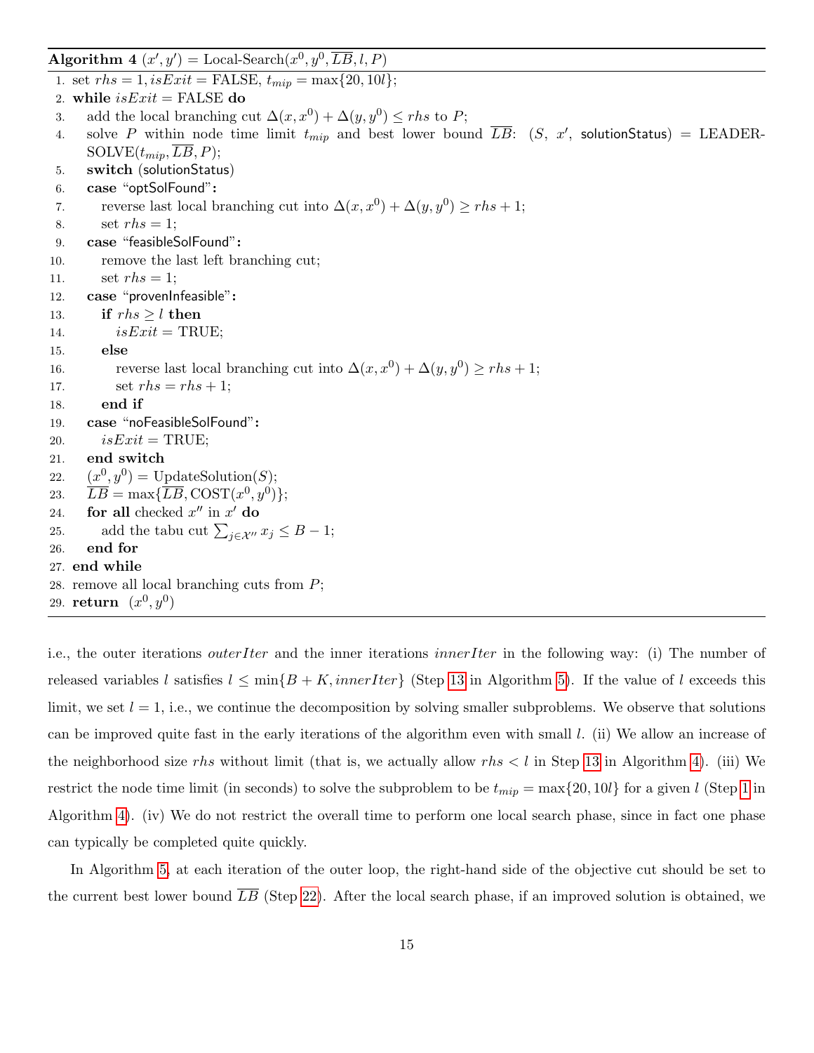**Algorithm 4** $(x', y') = \text{Local-Search}(x^0, y^0, \overline{LB}, l, P)$

```
1.  set rhs = 1, isExit = FALSE, t_mip = max{20, 10l};
2.  while isExit = FALSE do
3.    add the local branching cut Δ(x, x^0) + Δ(y, y^0) ≤ rhs to P;
4.    solve P within node time limit t_mip and best lower bound LB: (S, x', solutionStatus) = LEADER-SOLVE(t_mip, LB, P);
5.    switch (solutionStatus)
6.    case "optSolFound":
7.      reverse last local branching cut into Δ(x, x^0) + Δ(y, y^0) ≥ rhs + 1;
8.      set rhs = 1;
9.    case "feasibleSolFound":
10.     remove the last left branching cut;
11.     set rhs = 1;
12.   case "provenInfeasible":
13.     if rhs ≥ l then
14.       isExit = TRUE;
15.     else
16.       reverse last local branching cut into Δ(x, x^0) + Δ(y, y^0) ≥ rhs + 1;
17.       set rhs = rhs + 1;
18.     end if
19.   case "noFeasibleSolFound":
20.     isExit = TRUE;
21.   end switch
22.   (x^0, y^0) = UpdateSolution(S);
23.   LB = max{LB, COST(x^0, y^0)};
24.   for all checked x'' in x' do
25.     add the tabu cut Σ_{j∈X''} x_j ≤ B − 1;
26.   end for
27. end while
28. remove all local branching cuts from P;
29. return (x^0, y^0)
```

i.e., the outer iterations *outerIter* and the inner iterations *innerIter* in the following way: (i) The number of released variables $l$ satisfies $l \leq \min\{B + K, innerIter\}$ (Step 13 in Algorithm 5). If the value of $l$ exceeds this limit, we set $l = 1$, i.e., we continue the decomposition by solving smaller subproblems. We observe that solutions can be improved quite fast in the early iterations of the algorithm even with small $l$. (ii) We allow an increase of the neighborhood size $rhs$ without limit (that is, we actually allow $rhs < l$ in Step 13 in Algorithm 4). (iii) We restrict the node time limit (in seconds) to solve the subproblem to be $t_{mip} = \max\{20, 10l\}$ for a given $l$ (Step 1 in Algorithm 4). (iv) We do not restrict the overall time to perform one local search phase, since in fact one phase can typically be completed quite quickly.

In Algorithm 5, at each iteration of the outer loop, the right-hand side of the objective cut should be set to the current best lower bound $\overline{LB}$ (Step 22). After the local search phase, if an improved solution is obtained, we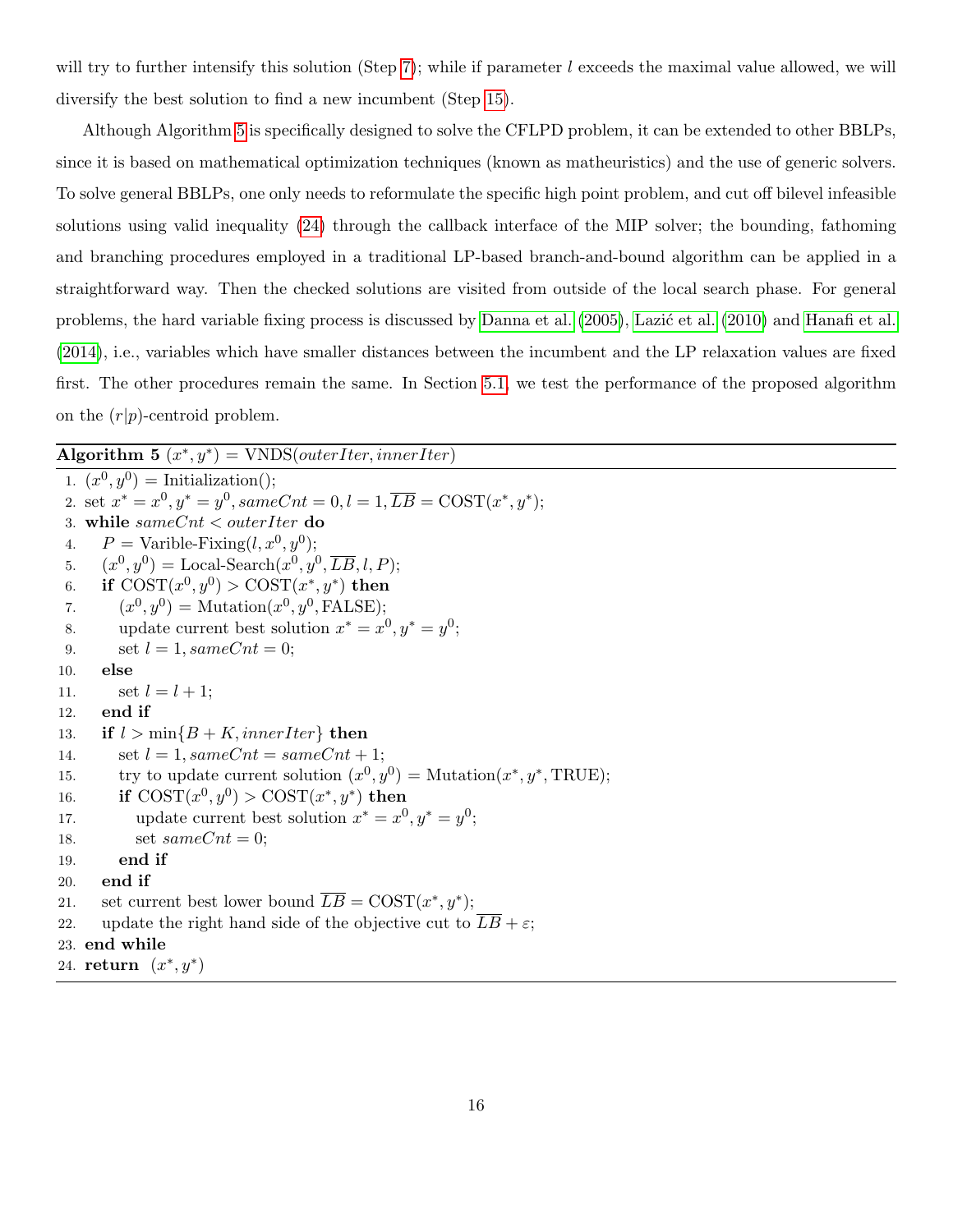will try to further intensify this solution (Step 7); while if parameter $l$ exceeds the maximal value allowed, we will diversify the best solution to find a new incumbent (Step 15).

Although Algorithm 5 is specifically designed to solve the CFLPD problem, it can be extended to other BBLPs, since it is based on mathematical optimization techniques (known as matheuristics) and the use of generic solvers. To solve general BBLPs, one only needs to reformulate the specific high point problem, and cut off bilevel infeasible solutions using valid inequality (24) through the callback interface of the MIP solver; the bounding, fathoming and branching procedures employed in a traditional LP-based branch-and-bound algorithm can be applied in a straightforward way. Then the checked solutions are visited from outside of the local search phase. For general problems, the hard variable fixing process is discussed by Danna et al. (2005), Lazić et al. (2010) and Hanafi et al. (2014), i.e., variables which have smaller distances between the incumbent and the LP relaxation values are fixed first. The other procedures remain the same. In Section 5.1, we test the performance of the proposed algorithm on the $(r|p)$-centroid problem.

**Algorithm 5** $(x^*, y^*) = \text{VNDS}(outerIter, innerIter)$

1. $(x^0, y^0) = \text{Initialization}()$;
2. set $x^* = x^0, y^* = y^0, sameCnt = 0, l = 1, \overline{LB} = \text{COST}(x^*, y^*)$;
3. **while** $sameCnt < outerIter$ **do**
4. $\quad P = \text{Varible-Fixing}(l, x^0, y^0)$;
5. $\quad (x^0, y^0) = \text{Local-Search}(x^0, y^0, \overline{LB}, l, P)$;
6. $\quad$ **if** $\text{COST}(x^0, y^0) > \text{COST}(x^*, y^*)$ **then**
7. $\quad\quad (x^0, y^0) = \text{Mutation}(x^0, y^0, \text{FALSE})$;
8. $\quad\quad$ update current best solution $x^* = x^0, y^* = y^0$;
9. $\quad\quad$ set $l = 1, sameCnt = 0$;
10. $\quad$ **else**
11. $\quad\quad$ set $l = l + 1$;
12. $\quad$ **end if**
13. $\quad$ **if** $l > \min\{B + K, innerIter\}$ **then**
14. $\quad\quad$ set $l = 1, sameCnt = sameCnt + 1$;
15. $\quad\quad$ try to update current solution $(x^0, y^0) = \text{Mutation}(x^*, y^*, \text{TRUE})$;
16. $\quad\quad$ **if** $\text{COST}(x^0, y^0) > \text{COST}(x^*, y^*)$ **then**
17. $\quad\quad\quad$ update current best solution $x^* = x^0, y^* = y^0$;
18. $\quad\quad\quad$ set $sameCnt = 0$;
19. $\quad\quad$ **end if**
20. $\quad$ **end if**
21. $\quad$ set current best lower bound $\overline{LB} = \text{COST}(x^*, y^*)$;
22. $\quad$ update the right hand side of the objective cut to $\overline{LB} + \varepsilon$;
23. **end while**
24. **return** $(x^*, y^*)$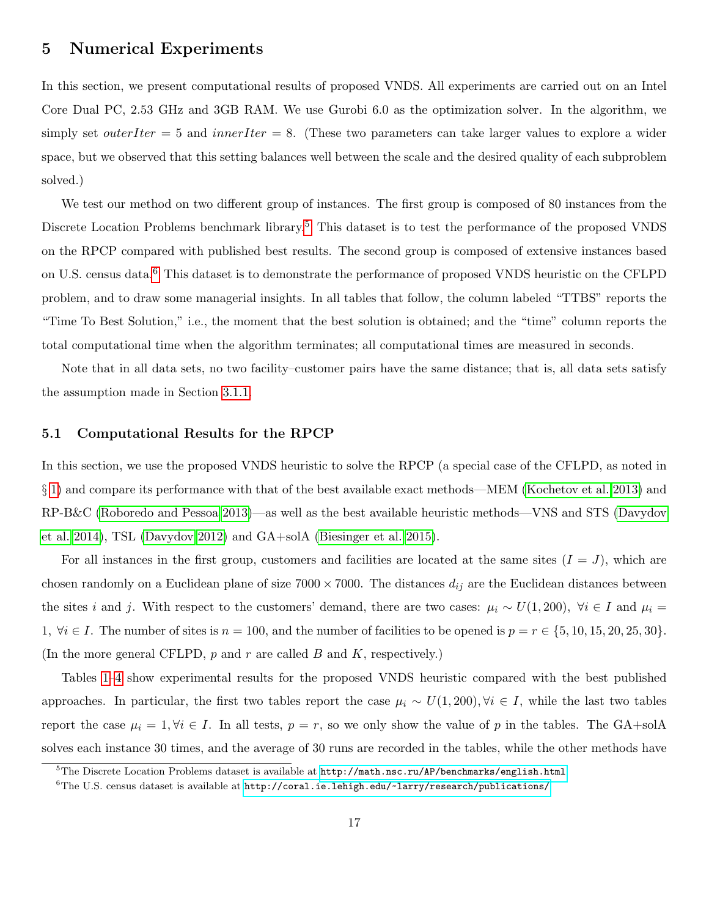## 5 Numerical Experiments

In this section, we present computational results of proposed VNDS. All experiments are carried out on an Intel Core Dual PC, 2.53 GHz and 3GB RAM. We use Gurobi 6.0 as the optimization solver. In the algorithm, we simply set *outerIter* = 5 and *innerIter* = 8. (These two parameters can take larger values to explore a wider space, but we observed that this setting balances well between the scale and the desired quality of each subproblem solved.)

We test our method on two different group of instances. The first group is composed of 80 instances from the Discrete Location Problems benchmark library.[5] This dataset is to test the performance of the proposed VNDS on the RPCP compared with published best results. The second group is composed of extensive instances based on U.S. census data.[6] This dataset is to demonstrate the performance of proposed VNDS heuristic on the CFLPD problem, and to draw some managerial insights. In all tables that follow, the column labeled "TTBS" reports the "Time To Best Solution," i.e., the moment that the best solution is obtained; and the "time" column reports the total computational time when the algorithm terminates; all computational times are measured in seconds.

Note that in all data sets, no two facility–customer pairs have the same distance; that is, all data sets satisfy the assumption made in Section 3.1.1.

### 5.1 Computational Results for the RPCP

In this section, we use the proposed VNDS heuristic to solve the RPCP (a special case of the CFLPD, as noted in § 1) and compare its performance with that of the best available exact methods—MEM (Kochetov et al. 2013) and RP-B&C (Roboredo and Pessoa 2013)—as well as the best available heuristic methods—VNS and STS (Davydov et al. 2014), TSL (Davydov 2012) and GA+solA (Biesinger et al. 2015).

For all instances in the first group, customers and facilities are located at the same sites ($I = J$), which are chosen randomly on a Euclidean plane of size $7000 \times 7000$. The distances $d_{ij}$ are the Euclidean distances between the sites $i$ and $j$. With respect to the customers' demand, there are two cases: $\mu_i \sim U(1, 200),\ \forall i \in I$ and $\mu_i = 1,\ \forall i \in I$. The number of sites is $n = 100$, and the number of facilities to be opened is $p = r \in \{5, 10, 15, 20, 25, 30\}$. (In the more general CFLPD, $p$ and $r$ are called $B$ and $K$, respectively.)

Tables 1–4 show experimental results for the proposed VNDS heuristic compared with the best published approaches. In particular, the first two tables report the case $\mu_i \sim U(1, 200), \forall i \in I$, while the last two tables report the case $\mu_i = 1, \forall i \in I$. In all tests, $p = r$, so we only show the value of $p$ in the tables. The GA+solA solves each instance 30 times, and the average of 30 runs are recorded in the tables, while the other methods have

[5] The Discrete Location Problems dataset is available at http://math.nsc.ru/AP/benchmarks/english.html

[6] The U.S. census dataset is available at http://coral.ie.lehigh.edu/~larry/research/publications/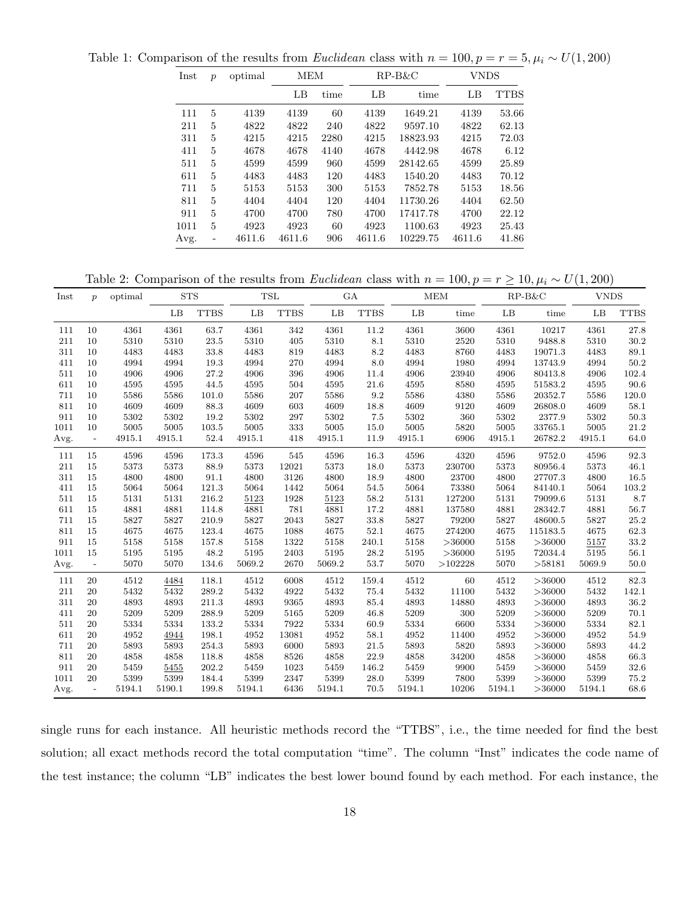Table 1: Comparison of the results from *Euclidean* class with $n = 100, p = r = 5, \mu_i \sim U(1, 200)$

| Inst | $p$ | optimal | MEM | | RP-B&C | | VNDS | |
|---|---|---|---|---|---|---|---|---|
| | | | LB | time | LB | time | LB | TTBS |
| 111 | 5 | 4139 | 4139 | 60 | 4139 | 1649.21 | 4139 | 53.66 |
| 211 | 5 | 4822 | 4822 | 240 | 4822 | 9597.10 | 4822 | 62.13 |
| 311 | 5 | 4215 | 4215 | 2280 | 4215 | 18823.93 | 4215 | 72.03 |
| 411 | 5 | 4678 | 4678 | 4140 | 4678 | 4442.98 | 4678 | 6.12 |
| 511 | 5 | 4599 | 4599 | 960 | 4599 | 28142.65 | 4599 | 25.89 |
| 611 | 5 | 4483 | 4483 | 120 | 4483 | 1540.20 | 4483 | 70.12 |
| 711 | 5 | 5153 | 5153 | 300 | 5153 | 7852.78 | 5153 | 18.56 |
| 811 | 5 | 4404 | 4404 | 120 | 4404 | 11730.26 | 4404 | 62.50 |
| 911 | 5 | 4700 | 4700 | 780 | 4700 | 17417.78 | 4700 | 22.12 |
| 1011 | 5 | 4923 | 4923 | 60 | 4923 | 1100.63 | 4923 | 25.43 |
| Avg. | - | 4611.6 | 4611.6 | 906 | 4611.6 | 10229.75 | 4611.6 | 41.86 |

Table 2: Comparison of the results from *Euclidean* class with $n = 100, p = r \geq 10, \mu_i \sim U(1, 200)$

| Inst | $p$ | optimal | STS | | TSL | | GA | | MEM | | RP-B&C | | VNDS | |
|---|---|---|---|---|---|---|---|---|---|---|---|---|---|---|
| | | | LB | TTBS | LB | TTBS | LB | TTBS | LB | time | LB | time | LB | TTBS |
| 111 | 10 | 4361 | 4361 | 63.7 | 4361 | 342 | 4361 | 11.2 | 4361 | 3600 | 4361 | 10217 | 4361 | 27.8 |
| 211 | 10 | 5310 | 5310 | 23.5 | 5310 | 405 | 5310 | 8.1 | 5310 | 2520 | 5310 | 9488.8 | 5310 | 30.2 |
| 311 | 10 | 4483 | 4483 | 33.8 | 4483 | 819 | 4483 | 8.2 | 4483 | 8760 | 4483 | 19071.3 | 4483 | 89.1 |
| 411 | 10 | 4994 | 4994 | 19.3 | 4994 | 270 | 4994 | 8.0 | 4994 | 1980 | 4994 | 13743.9 | 4994 | 50.2 |
| 511 | 10 | 4906 | 4906 | 27.2 | 4906 | 396 | 4906 | 11.4 | 4906 | 23940 | 4906 | 80413.8 | 4906 | 102.4 |
| 611 | 10 | 4595 | 4595 | 44.5 | 4595 | 504 | 4595 | 21.6 | 4595 | 8580 | 4595 | 51583.2 | 4595 | 90.6 |
| 711 | 10 | 5586 | 5586 | 101.0 | 5586 | 207 | 5586 | 9.2 | 5586 | 4380 | 5586 | 20352.7 | 5586 | 120.0 |
| 811 | 10 | 4609 | 4609 | 88.3 | 4609 | 603 | 4609 | 18.8 | 4609 | 9120 | 4609 | 26808.0 | 4609 | 58.1 |
| 911 | 10 | 5302 | 5302 | 19.2 | 5302 | 297 | 5302 | 7.5 | 5302 | 360 | 5302 | 2377.9 | 5302 | 50.3 |
| 1011 | 10 | 5005 | 5005 | 103.5 | 5005 | 333 | 5005 | 15.0 | 5005 | 5820 | 5005 | 33765.1 | 5005 | 21.2 |
| Avg. | - | 4915.1 | 4915.1 | 52.4 | 4915.1 | 418 | 4915.1 | 11.9 | 4915.1 | 6906 | 4915.1 | 26782.2 | 4915.1 | 64.0 |
| 111 | 15 | 4596 | 4596 | 173.3 | 4596 | 545 | 4596 | 16.3 | 4596 | 4320 | 4596 | 9752.0 | 4596 | 92.3 |
| 211 | 15 | 5373 | 5373 | 88.9 | 5373 | 12021 | 5373 | 18.0 | 5373 | 230700 | 5373 | 80956.4 | 5373 | 46.1 |
| 311 | 15 | 4800 | 4800 | 91.1 | 4800 | 3126 | 4800 | 18.9 | 4800 | 23700 | 4800 | 27707.3 | 4800 | 16.5 |
| 411 | 15 | 5064 | 5064 | 121.3 | 5064 | 1442 | 5064 | 54.5 | 5064 | 73380 | 5064 | 84140.1 | 5064 | 103.2 |
| 511 | 15 | 5131 | 5131 | 216.2 | <u>5123</u> | 1928 | <u>5123</u> | 58.2 | 5131 | 127200 | 5131 | 79099.6 | 5131 | 8.7 |
| 611 | 15 | 4881 | 4881 | 114.8 | 4881 | 781 | 4881 | 17.2 | 4881 | 137580 | 4881 | 28342.7 | 4881 | 56.7 |
| 711 | 15 | 5827 | 5827 | 210.9 | 5827 | 2043 | 5827 | 33.8 | 5827 | 79200 | 5827 | 48600.5 | 5827 | 25.2 |
| 811 | 15 | 4675 | 4675 | 123.4 | 4675 | 1088 | 4675 | 52.1 | 4675 | 274200 | 4675 | 115183.5 | 4675 | 62.3 |
| 911 | 15 | 5158 | 5158 | 157.8 | 5158 | 1322 | 5158 | 240.1 | 5158 | >36000 | 5158 | >36000 | <u>5157</u> | 33.2 |
| 1011 | 15 | 5195 | 5195 | 48.2 | 5195 | 2403 | 5195 | 28.2 | 5195 | >36000 | 5195 | 72034.4 | 5195 | 56.1 |
| Avg. | - | 5070 | 5070 | 134.6 | 5069.2 | 2670 | 5069.2 | 53.7 | 5070 | >102228 | 5070 | >58181 | 5069.9 | 50.0 |
| 111 | 20 | 4512 | <u>4484</u> | 118.1 | 4512 | 6008 | 4512 | 159.4 | 4512 | 60 | 4512 | >36000 | 4512 | 82.3 |
| 211 | 20 | 5432 | <u>5432</u> | 289.2 | 5432 | 4922 | 5432 | 75.4 | 5432 | 11100 | 5432 | >36000 | 5432 | 142.1 |
| 311 | 20 | 4893 | 4893 | 211.3 | 4893 | 9365 | 4893 | 85.4 | 4893 | 14880 | 4893 | >36000 | 4893 | 36.2 |
| 411 | 20 | 5209 | 5209 | 288.9 | 5209 | 5165 | 5209 | 46.8 | 5209 | 300 | 5209 | >36000 | 5209 | 70.1 |
| 511 | 20 | 5334 | 5334 | 133.2 | 5334 | 7922 | 5334 | 60.9 | 5334 | 6600 | 5334 | >36000 | 5334 | 82.1 |
| 611 | 20 | 4952 | <u>4944</u> | 198.1 | 4952 | 13081 | 4952 | 58.1 | 4952 | 11400 | 4952 | >36000 | 4952 | 54.9 |
| 711 | 20 | 5893 | 5893 | 254.3 | 5893 | 6000 | 5893 | 21.5 | 5893 | 5820 | 5893 | >36000 | 5893 | 44.2 |
| 811 | 20 | 4858 | 4858 | 118.8 | 4858 | 8526 | 4858 | 22.9 | 4858 | 34200 | 4858 | >36000 | 4858 | 66.3 |
| 911 | 20 | 5459 | <u>5455</u> | 202.2 | 5459 | 1023 | 5459 | 146.2 | 5459 | 9900 | 5459 | >36000 | 5459 | 32.6 |
| 1011 | 20 | 5399 | 5399 | 184.4 | 5399 | 2347 | 5399 | 28.0 | 5399 | 7800 | 5399 | >36000 | 5399 | 75.2 |
| Avg. | - | 5194.1 | 5190.1 | 199.8 | 5194.1 | 6436 | 5194.1 | 70.5 | 5194.1 | 10206 | 5194.1 | >36000 | 5194.1 | 68.6 |

single runs for each instance. All heuristic methods record the "TTBS", i.e., the time needed for find the best solution; all exact methods record the total computation "time". The column "Inst" indicates the code name of the test instance; the column "LB" indicates the best lower bound found by each method. For each instance, the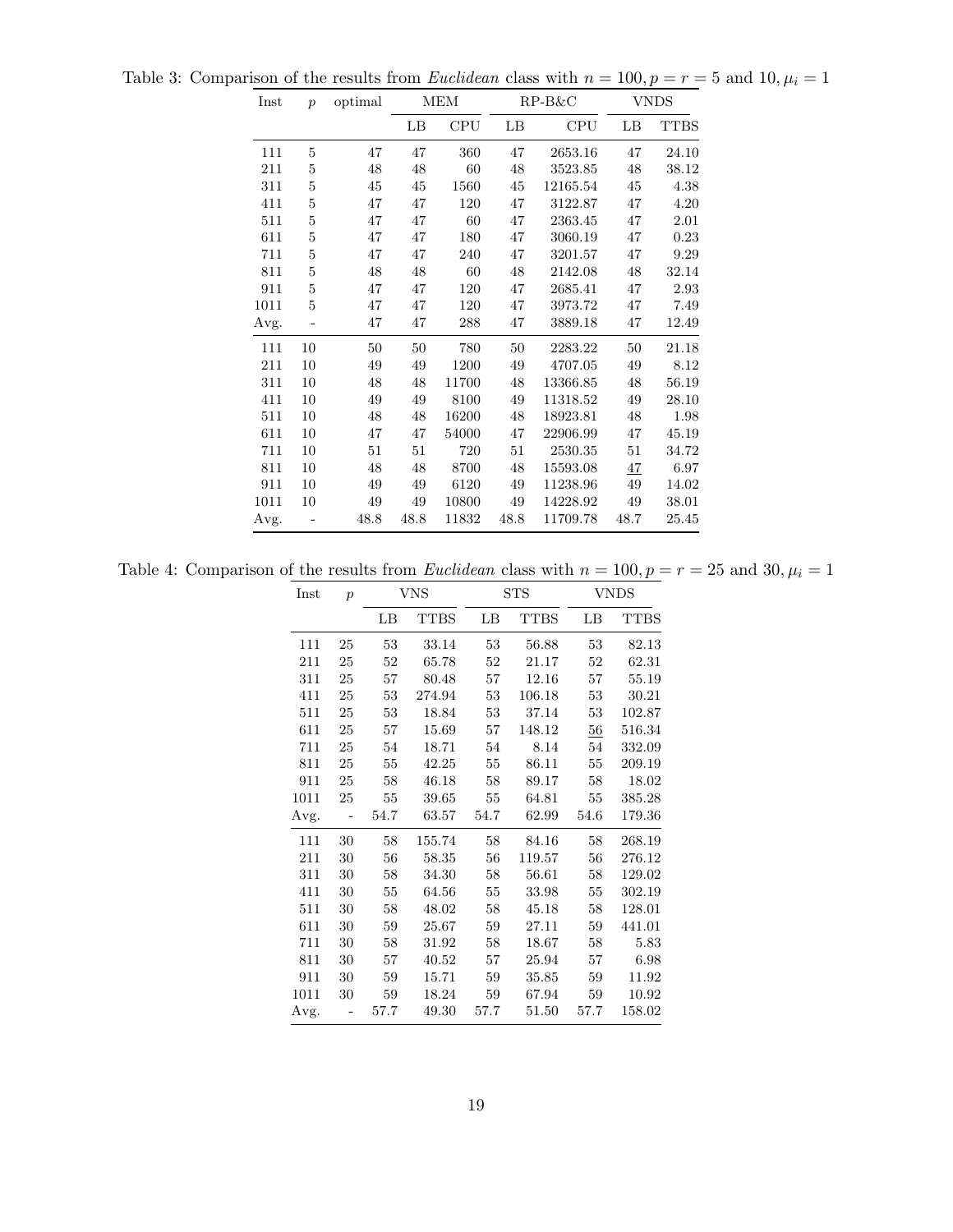Table 3: Comparison of the results from *Euclidean* class with $n = 100, p = r = 5$ and $10, \mu_i = 1$

| Inst | $p$ | optimal | MEM | | RP-B&C | | VNDS | |
|---|---|---|---|---|---|---|---|---|
| | | | LB | CPU | LB | CPU | LB | TTBS |
| 111 | 5 | 47 | 47 | 360 | 47 | 2653.16 | 47 | 24.10 |
| 211 | 5 | 48 | 48 | 60 | 48 | 3523.85 | 48 | 38.12 |
| 311 | 5 | 45 | 45 | 1560 | 45 | 12165.54 | 45 | 4.38 |
| 411 | 5 | 47 | 47 | 120 | 47 | 3122.87 | 47 | 4.20 |
| 511 | 5 | 47 | 47 | 60 | 47 | 2363.45 | 47 | 2.01 |
| 611 | 5 | 47 | 47 | 180 | 47 | 3060.19 | 47 | 0.23 |
| 711 | 5 | 47 | 47 | 240 | 47 | 3201.57 | 47 | 9.29 |
| 811 | 5 | 48 | 48 | 60 | 48 | 2142.08 | 48 | 32.14 |
| 911 | 5 | 47 | 47 | 120 | 47 | 2685.41 | 47 | 2.93 |
| 1011 | 5 | 47 | 47 | 120 | 47 | 3973.72 | 47 | 7.49 |
| Avg. | - | 47 | 47 | 288 | 47 | 3889.18 | 47 | 12.49 |
| 111 | 10 | 50 | 50 | 780 | 50 | 2283.22 | 50 | 21.18 |
| 211 | 10 | 49 | 49 | 1200 | 49 | 4707.05 | 49 | 8.12 |
| 311 | 10 | 48 | 48 | 11700 | 48 | 13366.85 | 48 | 56.19 |
| 411 | 10 | 49 | 49 | 8100 | 49 | 11318.52 | 49 | 28.10 |
| 511 | 10 | 48 | 48 | 16200 | 48 | 18923.81 | 48 | 1.98 |
| 611 | 10 | 47 | 47 | 54000 | 47 | 22906.99 | 47 | 45.19 |
| 711 | 10 | 51 | 51 | 720 | 51 | 2530.35 | 51 | 34.72 |
| 811 | 10 | 48 | 48 | 8700 | 48 | 15593.08 | <u>47</u> | 6.97 |
| 911 | 10 | 49 | 49 | 6120 | 49 | 11238.96 | 49 | 14.02 |
| 1011 | 10 | 49 | 49 | 10800 | 49 | 14228.92 | 49 | 38.01 |
| Avg. | - | 48.8 | 48.8 | 11832 | 48.8 | 11709.78 | 48.7 | 25.45 |

Table 4: Comparison of the results from *Euclidean* class with $n = 100, p = r = 25$ and $30, \mu_i = 1$

| Inst | $p$ | VNS | | STS | | VNDS | |
|---|---|---|---|---|---|---|---|
| | | LB | TTBS | LB | TTBS | LB | TTBS |
| 111 | 25 | 53 | 33.14 | 53 | 56.88 | 53 | 82.13 |
| 211 | 25 | 52 | 65.78 | 52 | 21.17 | 52 | 62.31 |
| 311 | 25 | 57 | 80.48 | 57 | 12.16 | 57 | 55.19 |
| 411 | 25 | 53 | 274.94 | 53 | 106.18 | 53 | 30.21 |
| 511 | 25 | 53 | 18.84 | 53 | 37.14 | 53 | 102.87 |
| 611 | 25 | 57 | 15.69 | 57 | 148.12 | <u>56</u> | 516.34 |
| 711 | 25 | 54 | 18.71 | 54 | 8.14 | 54 | 332.09 |
| 811 | 25 | 55 | 42.25 | 55 | 86.11 | 55 | 209.19 |
| 911 | 25 | 58 | 46.18 | 58 | 89.17 | 58 | 18.02 |
| 1011 | 25 | 55 | 39.65 | 55 | 64.81 | 55 | 385.28 |
| Avg. | - | 54.7 | 63.57 | 54.7 | 62.99 | 54.6 | 179.36 |
| 111 | 30 | 58 | 155.74 | 58 | 84.16 | 58 | 268.19 |
| 211 | 30 | 56 | 58.35 | 56 | 119.57 | 56 | 276.12 |
| 311 | 30 | 58 | 34.30 | 58 | 56.61 | 58 | 129.02 |
| 411 | 30 | 55 | 64.56 | 55 | 33.98 | 55 | 302.19 |
| 511 | 30 | 58 | 48.02 | 58 | 45.18 | 58 | 128.01 |
| 611 | 30 | 59 | 25.67 | 59 | 27.11 | 59 | 441.01 |
| 711 | 30 | 58 | 31.92 | 58 | 18.67 | 58 | 5.83 |
| 811 | 30 | 57 | 40.52 | 57 | 25.94 | 57 | 6.98 |
| 911 | 30 | 59 | 15.71 | 59 | 35.85 | 59 | 11.92 |
| 1011 | 30 | 59 | 18.24 | 59 | 67.94 | 59 | 10.92 |
| Avg. | - | 57.7 | 49.30 | 57.7 | 51.50 | 57.7 | 158.02 |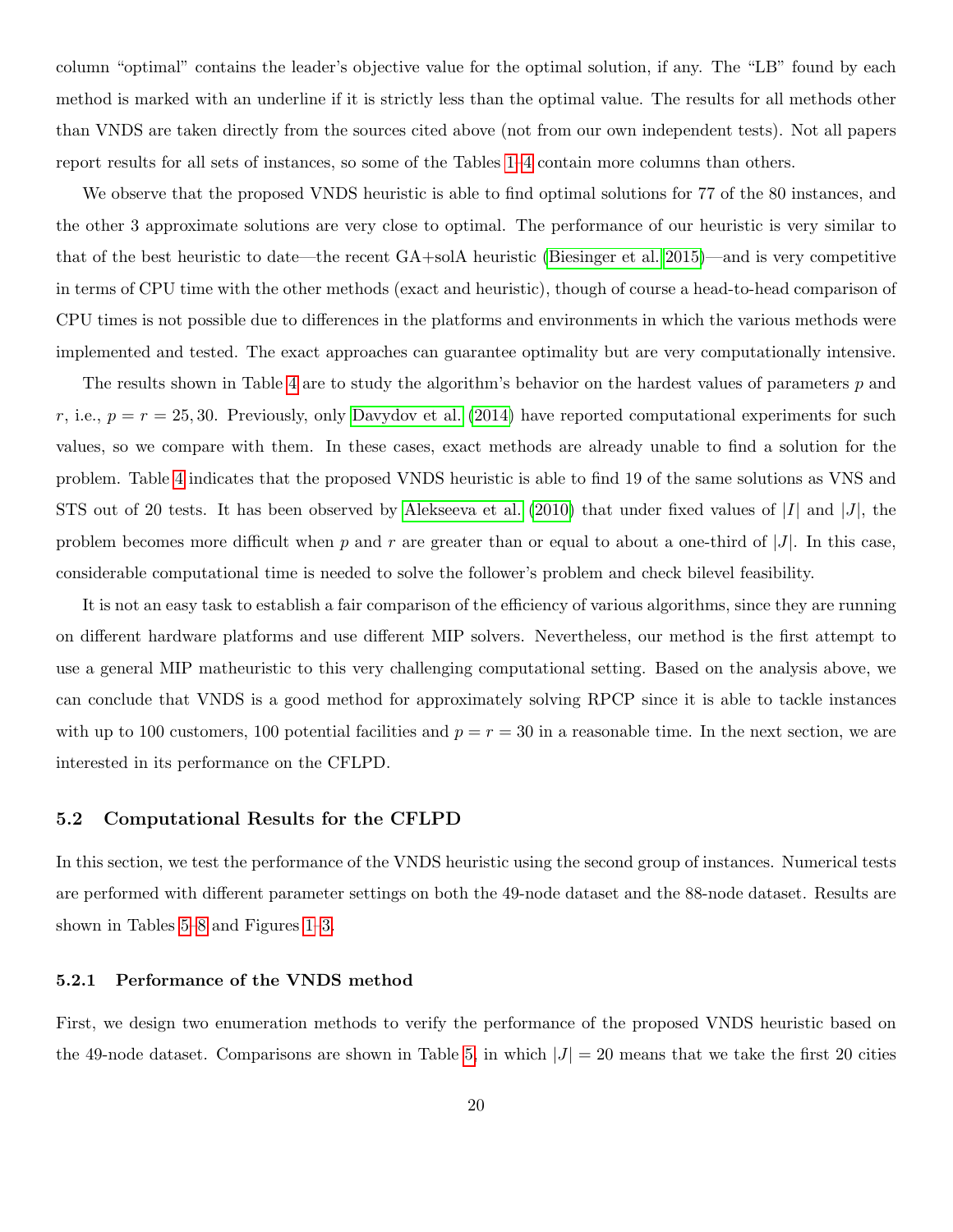column "optimal" contains the leader's objective value for the optimal solution, if any. The "LB" found by each method is marked with an underline if it is strictly less than the optimal value. The results for all methods other than VNDS are taken directly from the sources cited above (not from our own independent tests). Not all papers report results for all sets of instances, so some of the Tables 1–4 contain more columns than others.

We observe that the proposed VNDS heuristic is able to find optimal solutions for 77 of the 80 instances, and the other 3 approximate solutions are very close to optimal. The performance of our heuristic is very similar to that of the best heuristic to date—the recent GA+solA heuristic (Biesinger et al. 2015)—and is very competitive in terms of CPU time with the other methods (exact and heuristic), though of course a head-to-head comparison of CPU times is not possible due to differences in the platforms and environments in which the various methods were implemented and tested. The exact approaches can guarantee optimality but are very computationally intensive.

The results shown in Table 4 are to study the algorithm's behavior on the hardest values of parameters $p$ and $r$, i.e., $p = r = 25, 30$. Previously, only Davydov et al. (2014) have reported computational experiments for such values, so we compare with them. In these cases, exact methods are already unable to find a solution for the problem. Table 4 indicates that the proposed VNDS heuristic is able to find 19 of the same solutions as VNS and STS out of 20 tests. It has been observed by Alekseeva et al. (2010) that under fixed values of $|I|$ and $|J|$, the problem becomes more difficult when $p$ and $r$ are greater than or equal to about a one-third of $|J|$. In this case, considerable computational time is needed to solve the follower's problem and check bilevel feasibility.

It is not an easy task to establish a fair comparison of the efficiency of various algorithms, since they are running on different hardware platforms and use different MIP solvers. Nevertheless, our method is the first attempt to use a general MIP matheuristic to this very challenging computational setting. Based on the analysis above, we can conclude that VNDS is a good method for approximately solving RPCP since it is able to tackle instances with up to 100 customers, 100 potential facilities and $p = r = 30$ in a reasonable time. In the next section, we are interested in its performance on the CFLPD.

### 5.2 Computational Results for the CFLPD

In this section, we test the performance of the VNDS heuristic using the second group of instances. Numerical tests are performed with different parameter settings on both the 49-node dataset and the 88-node dataset. Results are shown in Tables 5–8 and Figures 1–3.

#### 5.2.1 Performance of the VNDS method

First, we design two enumeration methods to verify the performance of the proposed VNDS heuristic based on the 49-node dataset. Comparisons are shown in Table 5, in which $|J| = 20$ means that we take the first 20 cities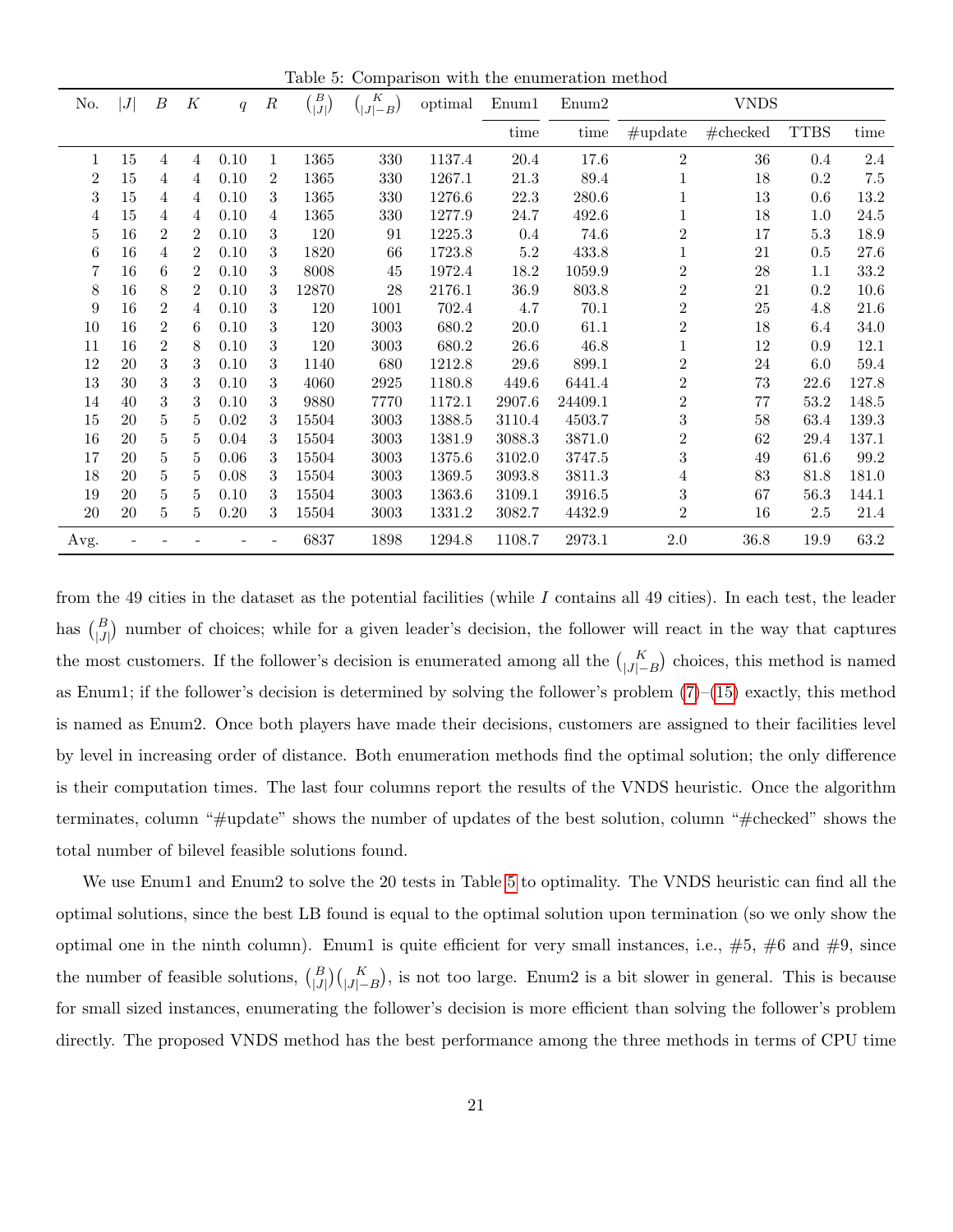Table 5: Comparison with the enumeration method

| No. | $\|J\|$ | $B$ | $K$ | $q$ | $R$ | $\binom{B}{\|J\|}$ | $\binom{K}{\|J\|-B}$ | optimal | Enum1 | Enum2 | VNDS | | | |
|---|---|---|---|---|---|---|---|---|---|---|---|---|---|---|
| | | | | | | | | | time | time | #update | #checked | TTBS | time |
| 1 | 15 | 4 | 4 | 0.10 | 1 | 1365 | 330 | 1137.4 | 20.4 | 17.6 | 2 | 36 | 0.4 | 2.4 |
| 2 | 15 | 4 | 4 | 0.10 | 2 | 1365 | 330 | 1267.1 | 21.3 | 89.4 | 1 | 18 | 0.2 | 7.5 |
| 3 | 15 | 4 | 4 | 0.10 | 3 | 1365 | 330 | 1276.6 | 22.3 | 280.6 | 1 | 13 | 0.6 | 13.2 |
| 4 | 15 | 4 | 4 | 0.10 | 4 | 1365 | 330 | 1277.9 | 24.7 | 492.6 | 1 | 18 | 1.0 | 24.5 |
| 5 | 16 | 2 | 2 | 0.10 | 3 | 120 | 91 | 1225.3 | 0.4 | 74.6 | 2 | 17 | 5.3 | 18.9 |
| 6 | 16 | 4 | 2 | 0.10 | 3 | 1820 | 66 | 1723.8 | 5.2 | 433.8 | 1 | 21 | 0.5 | 27.6 |
| 7 | 16 | 6 | 2 | 0.10 | 3 | 8008 | 45 | 1972.4 | 18.2 | 1059.9 | 2 | 28 | 1.1 | 33.2 |
| 8 | 16 | 8 | 2 | 0.10 | 3 | 12870 | 28 | 2176.1 | 36.9 | 803.8 | 2 | 21 | 0.2 | 10.6 |
| 9 | 16 | 2 | 4 | 0.10 | 3 | 120 | 1001 | 702.4 | 4.7 | 70.1 | 2 | 25 | 4.8 | 21.6 |
| 10 | 16 | 2 | 6 | 0.10 | 3 | 120 | 3003 | 680.2 | 20.0 | 61.1 | 2 | 18 | 6.4 | 34.0 |
| 11 | 16 | 2 | 8 | 0.10 | 3 | 120 | 3003 | 680.2 | 26.6 | 46.8 | 1 | 12 | 0.9 | 12.1 |
| 12 | 20 | 3 | 3 | 0.10 | 3 | 1140 | 680 | 1212.8 | 29.6 | 899.1 | 2 | 24 | 6.0 | 59.4 |
| 13 | 30 | 3 | 3 | 0.10 | 3 | 4060 | 2925 | 1180.8 | 449.6 | 6441.4 | 2 | 73 | 22.6 | 127.8 |
| 14 | 40 | 3 | 3 | 0.10 | 3 | 9880 | 7770 | 1172.1 | 2907.6 | 24409.1 | 2 | 77 | 53.2 | 148.5 |
| 15 | 20 | 5 | 5 | 0.02 | 3 | 15504 | 3003 | 1388.5 | 3110.4 | 4503.7 | 3 | 58 | 63.4 | 139.3 |
| 16 | 20 | 5 | 5 | 0.04 | 3 | 15504 | 3003 | 1381.9 | 3088.3 | 3871.0 | 2 | 62 | 29.4 | 137.1 |
| 17 | 20 | 5 | 5 | 0.06 | 3 | 15504 | 3003 | 1375.6 | 3102.0 | 3747.5 | 3 | 49 | 61.6 | 99.2 |
| 18 | 20 | 5 | 5 | 0.08 | 3 | 15504 | 3003 | 1369.5 | 3093.8 | 3811.3 | 4 | 83 | 81.8 | 181.0 |
| 19 | 20 | 5 | 5 | 0.10 | 3 | 15504 | 3003 | 1363.6 | 3109.1 | 3916.5 | 3 | 67 | 56.3 | 144.1 |
| 20 | 20 | 5 | 5 | 0.20 | 3 | 15504 | 3003 | 1331.2 | 3082.7 | 4432.9 | 2 | 16 | 2.5 | 21.4 |
| Avg. | - | - | - | - | - | 6837 | 1898 | 1294.8 | 1108.7 | 2973.1 | 2.0 | 36.8 | 19.9 | 63.2 |

from the 49 cities in the dataset as the potential facilities (while $I$ contains all 49 cities). In each test, the leader has $\binom{B}{|J|}$ number of choices; while for a given leader's decision, the follower will react in the way that captures the most customers. If the follower's decision is enumerated among all the $\binom{K}{|J|-B}$ choices, this method is named as Enum1; if the follower's decision is determined by solving the follower's problem (7)–(15) exactly, this method is named as Enum2. Once both players have made their decisions, customers are assigned to their facilities level by level in increasing order of distance. Both enumeration methods find the optimal solution; the only difference is their computation times. The last four columns report the results of the VNDS heuristic. Once the algorithm terminates, column "#update" shows the number of updates of the best solution, column "#checked" shows the total number of bilevel feasible solutions found.

We use Enum1 and Enum2 to solve the 20 tests in Table 5 to optimality. The VNDS heuristic can find all the optimal solutions, since the best LB found is equal to the optimal solution upon termination (so we only show the optimal one in the ninth column). Enum1 is quite efficient for very small instances, i.e., #5, #6 and #9, since the number of feasible solutions, $\binom{B}{|J|}\binom{K}{|J|-B}$, is not too large. Enum2 is a bit slower in general. This is because for small sized instances, enumerating the follower's decision is more efficient than solving the follower's problem directly. The proposed VNDS method has the best performance among the three methods in terms of CPU time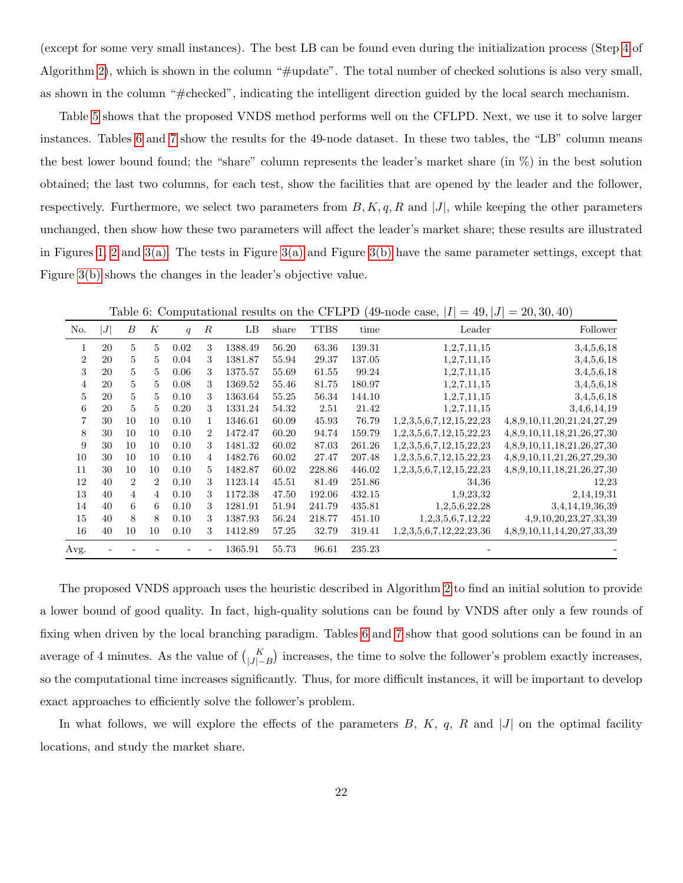(except for some very small instances). The best LB can be found even during the initialization process (Step 4 of Algorithm 2), which is shown in the column "#update". The total number of checked solutions is also very small, as shown in the column "#checked", indicating the intelligent direction guided by the local search mechanism.

Table 5 shows that the proposed VNDS method performs well on the CFLPD. Next, we use it to solve larger instances. Tables 6 and 7 show the results for the 49-node dataset. In these two tables, the "LB" column means the best lower bound found; the "share" column represents the leader's market share (in %) in the best solution obtained; the last two columns, for each test, show the facilities that are opened by the leader and the follower, respectively. Furthermore, we select two parameters from $B, K, q, R$ and $|J|$, while keeping the other parameters unchanged, then show how these two parameters will affect the leader's market share; these results are illustrated in Figures 1, 2 and 3(a). The tests in Figure 3(a) and Figure 3(b) have the same parameter settings, except that Figure 3(b) shows the changes in the leader's objective value.

Table 6: Computational results on the CFLPD (49-node case, $|I| = 49, |J| = 20, 30, 40$)

| No. | $\lvert J\rvert$ | $B$ | $K$ | $q$ | $R$ | LB | share | TTBS | time | Leader | Follower |
|---|---|---|---|---|---|---|---|---|---|---|---|
| 1 | 20 | 5 | 5 | 0.02 | 3 | 1388.49 | 56.20 | 63.36 | 139.31 | 1,2,7,11,15 | 3,4,5,6,18 |
| 2 | 20 | 5 | 5 | 0.04 | 3 | 1381.87 | 55.94 | 29.37 | 137.05 | 1,2,7,11,15 | 3,4,5,6,18 |
| 3 | 20 | 5 | 5 | 0.06 | 3 | 1375.57 | 55.69 | 61.55 | 99.24 | 1,2,7,11,15 | 3,4,5,6,18 |
| 4 | 20 | 5 | 5 | 0.08 | 3 | 1369.52 | 55.46 | 81.75 | 180.97 | 1,2,7,11,15 | 3,4,5,6,18 |
| 5 | 20 | 5 | 5 | 0.10 | 3 | 1363.64 | 55.25 | 56.34 | 144.10 | 1,2,7,11,15 | 3,4,5,6,18 |
| 6 | 20 | 5 | 5 | 0.20 | 3 | 1331.24 | 54.32 | 2.51 | 21.42 | 1,2,7,11,15 | 3,4,6,14,19 |
| 7 | 30 | 10 | 10 | 0.10 | 1 | 1346.61 | 60.09 | 45.93 | 76.79 | 1,2,3,5,6,7,12,15,22,23 | 4,8,9,10,11,20,21,24,27,29 |
| 8 | 30 | 10 | 10 | 0.10 | 2 | 1472.47 | 60.20 | 94.74 | 159.79 | 1,2,3,5,6,7,12,15,22,23 | 4,8,9,10,11,18,21,26,27,30 |
| 9 | 30 | 10 | 10 | 0.10 | 3 | 1481.32 | 60.02 | 87.03 | 261.26 | 1,2,3,5,6,7,12,15,22,23 | 4,8,9,10,11,18,21,26,27,30 |
| 10 | 30 | 10 | 10 | 0.10 | 4 | 1482.76 | 60.02 | 27.47 | 207.48 | 1,2,3,5,6,7,12,15,22,23 | 4,8,9,10,11,21,26,27,29,30 |
| 11 | 30 | 10 | 10 | 0.10 | 5 | 1482.87 | 60.02 | 228.86 | 446.02 | 1,2,3,5,6,7,12,15,22,23 | 4,8,9,10,11,18,21,26,27,30 |
| 12 | 40 | 2 | 2 | 0.10 | 3 | 1123.14 | 45.51 | 81.49 | 251.86 | 34,36 | 12,23 |
| 13 | 40 | 4 | 4 | 0.10 | 3 | 1172.38 | 47.50 | 192.06 | 432.15 | 1,9,23,32 | 2,14,19,31 |
| 14 | 40 | 6 | 6 | 0.10 | 3 | 1281.91 | 51.94 | 241.79 | 435.81 | 1,2,5,6,22,28 | 3,4,14,19,36,39 |
| 15 | 40 | 8 | 8 | 0.10 | 3 | 1387.93 | 56.24 | 218.77 | 451.10 | 1,2,3,5,6,7,12,22 | 4,9,10,20,23,27,33,39 |
| 16 | 40 | 10 | 10 | 0.10 | 3 | 1412.89 | 57.25 | 32.79 | 319.41 | 1,2,3,5,6,7,12,22,23,36 | 4,8,9,10,11,14,20,27,33,39 |
| Avg. | - | - | - | - | - | 1365.91 | 55.73 | 96.61 | 235.23 | - | - |

The proposed VNDS approach uses the heuristic described in Algorithm 2 to find an initial solution to provide a lower bound of good quality. In fact, high-quality solutions can be found by VNDS after only a few rounds of fixing when driven by the local branching paradigm. Tables 6 and 7 show that good solutions can be found in an average of 4 minutes. As the value of $\binom{K}{|J|-B}$ increases, the time to solve the follower's problem exactly increases, so the computational time increases significantly. Thus, for more difficult instances, it will be important to develop exact approaches to efficiently solve the follower's problem.

In what follows, we will explore the effects of the parameters $B$, $K$, $q$, $R$ and $|J|$ on the optimal facility locations, and study the market share.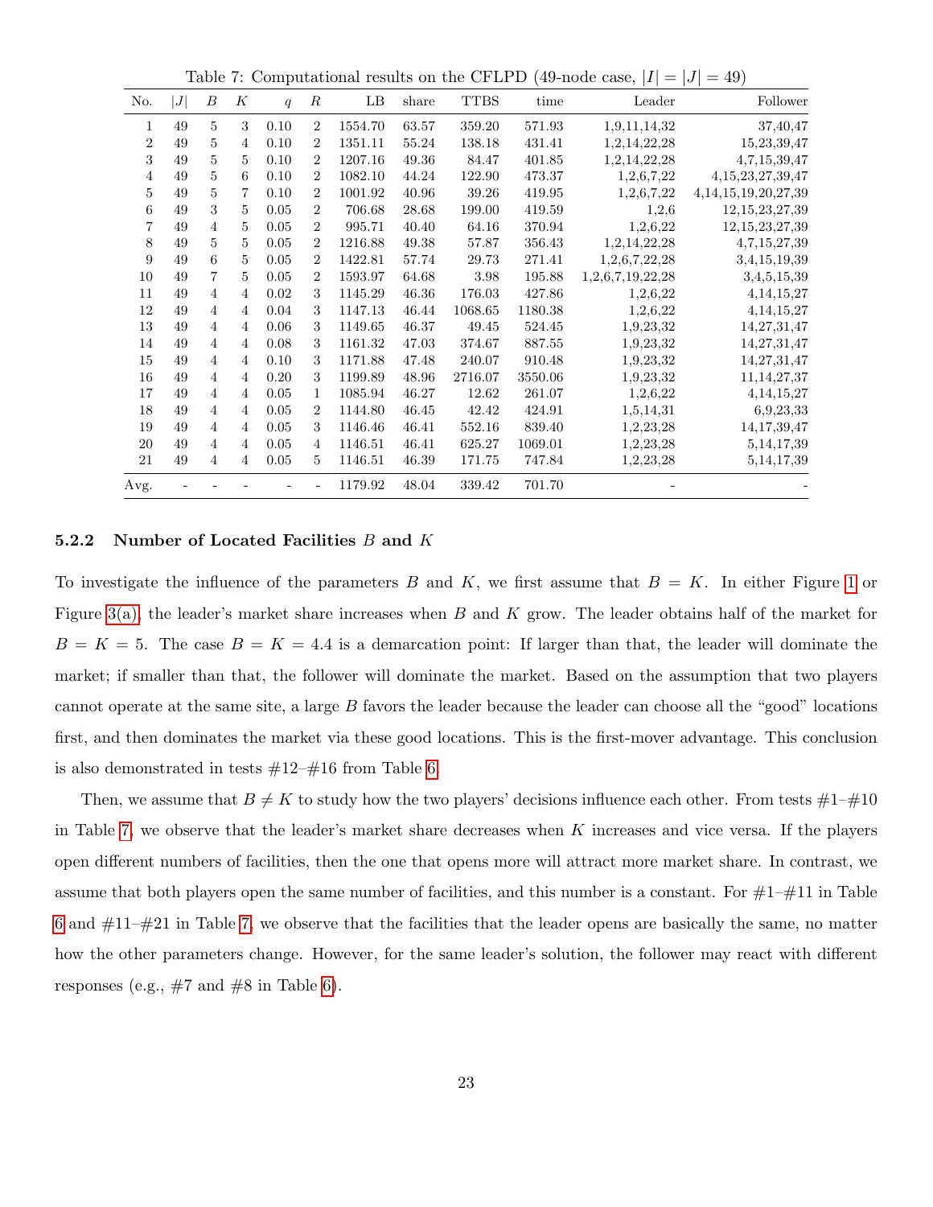Table 7: Computational results on the CFLPD (49-node case, $|I| = |J| = 49$)

| No. | $\lvert J \rvert$ | $B$ | $K$ | $q$ | $R$ | LB | share | TTBS | time | Leader | Follower |
|---|---|---|---|---|---|---|---|---|---|---|---|
| 1 | 49 | 5 | 3 | 0.10 | 2 | 1554.70 | 63.57 | 359.20 | 571.93 | 1,9,11,14,32 | 37,40,47 |
| 2 | 49 | 5 | 4 | 0.10 | 2 | 1351.11 | 55.24 | 138.18 | 431.41 | 1,2,14,22,28 | 15,23,39,47 |
| 3 | 49 | 5 | 5 | 0.10 | 2 | 1207.16 | 49.36 | 84.47 | 401.85 | 1,2,14,22,28 | 4,7,15,39,47 |
| 4 | 49 | 5 | 6 | 0.10 | 2 | 1082.10 | 44.24 | 122.90 | 473.37 | 1,2,6,7,22 | 4,15,23,27,39,47 |
| 5 | 49 | 5 | 7 | 0.10 | 2 | 1001.92 | 40.96 | 39.26 | 419.95 | 1,2,6,7,22 | 4,14,15,19,20,27,39 |
| 6 | 49 | 3 | 5 | 0.05 | 2 | 706.68 | 28.68 | 199.00 | 419.59 | 1,2,6 | 12,15,23,27,39 |
| 7 | 49 | 4 | 5 | 0.05 | 2 | 995.71 | 40.40 | 64.16 | 370.94 | 1,2,6,22 | 12,15,23,27,39 |
| 8 | 49 | 5 | 5 | 0.05 | 2 | 1216.88 | 49.38 | 57.87 | 356.43 | 1,2,14,22,28 | 4,7,15,27,39 |
| 9 | 49 | 6 | 5 | 0.05 | 2 | 1422.81 | 57.74 | 29.73 | 271.41 | 1,2,6,7,22,28 | 3,4,15,19,39 |
| 10 | 49 | 7 | 5 | 0.05 | 2 | 1593.97 | 64.68 | 3.98 | 195.88 | 1,2,6,7,19,22,28 | 3,4,5,15,39 |
| 11 | 49 | 4 | 4 | 0.02 | 3 | 1145.29 | 46.36 | 176.03 | 427.86 | 1,2,6,22 | 4,14,15,27 |
| 12 | 49 | 4 | 4 | 0.04 | 3 | 1147.13 | 46.44 | 1068.65 | 1180.38 | 1,2,6,22 | 4,14,15,27 |
| 13 | 49 | 4 | 4 | 0.06 | 3 | 1149.65 | 46.37 | 49.45 | 524.45 | 1,9,23,32 | 14,27,31,47 |
| 14 | 49 | 4 | 4 | 0.08 | 3 | 1161.32 | 47.03 | 374.67 | 887.55 | 1,9,23,32 | 14,27,31,47 |
| 15 | 49 | 4 | 4 | 0.10 | 3 | 1171.88 | 47.48 | 240.07 | 910.48 | 1,9,23,32 | 14,27,31,47 |
| 16 | 49 | 4 | 4 | 0.20 | 3 | 1199.89 | 48.96 | 2716.07 | 3550.06 | 1,9,23,32 | 11,14,27,37 |
| 17 | 49 | 4 | 4 | 0.05 | 1 | 1085.94 | 46.27 | 12.62 | 261.07 | 1,2,6,22 | 4,14,15,27 |
| 18 | 49 | 4 | 4 | 0.05 | 2 | 1144.80 | 46.45 | 42.42 | 424.91 | 1,5,14,31 | 6,9,23,33 |
| 19 | 49 | 4 | 4 | 0.05 | 3 | 1146.46 | 46.41 | 552.16 | 839.40 | 1,2,23,28 | 14,17,39,47 |
| 20 | 49 | 4 | 4 | 0.05 | 4 | 1146.51 | 46.41 | 625.27 | 1069.01 | 1,2,23,28 | 5,14,17,39 |
| 21 | 49 | 4 | 4 | 0.05 | 5 | 1146.51 | 46.39 | 171.75 | 747.84 | 1,2,23,28 | 5,14,17,39 |
| Avg. | - | - | - | - | - | 1179.92 | 48.04 | 339.42 | 701.70 | - | - |

#### 5.2.2 Number of Located Facilities $B$ and $K$

To investigate the influence of the parameters $B$ and $K$, we first assume that $B = K$. In either Figure 1 or Figure 3(a), the leader's market share increases when $B$ and $K$ grow. The leader obtains half of the market for $B = K = 5$. The case $B = K = 4.4$ is a demarcation point: If larger than that, the leader will dominate the market; if smaller than that, the follower will dominate the market. Based on the assumption that two players cannot operate at the same site, a large $B$ favors the leader because the leader can choose all the "good" locations first, and then dominates the market via these good locations. This is the first-mover advantage. This conclusion is also demonstrated in tests #12–#16 from Table 6.

Then, we assume that $B \neq K$ to study how the two players' decisions influence each other. From tests #1–#10 in Table 7, we observe that the leader's market share decreases when $K$ increases and vice versa. If the players open different numbers of facilities, then the one that opens more will attract more market share. In contrast, we assume that both players open the same number of facilities, and this number is a constant. For #1–#11 in Table 6 and #11–#21 in Table 7, we observe that the facilities that the leader opens are basically the same, no matter how the other parameters change. However, for the same leader's solution, the follower may react with different responses (e.g., #7 and #8 in Table 6).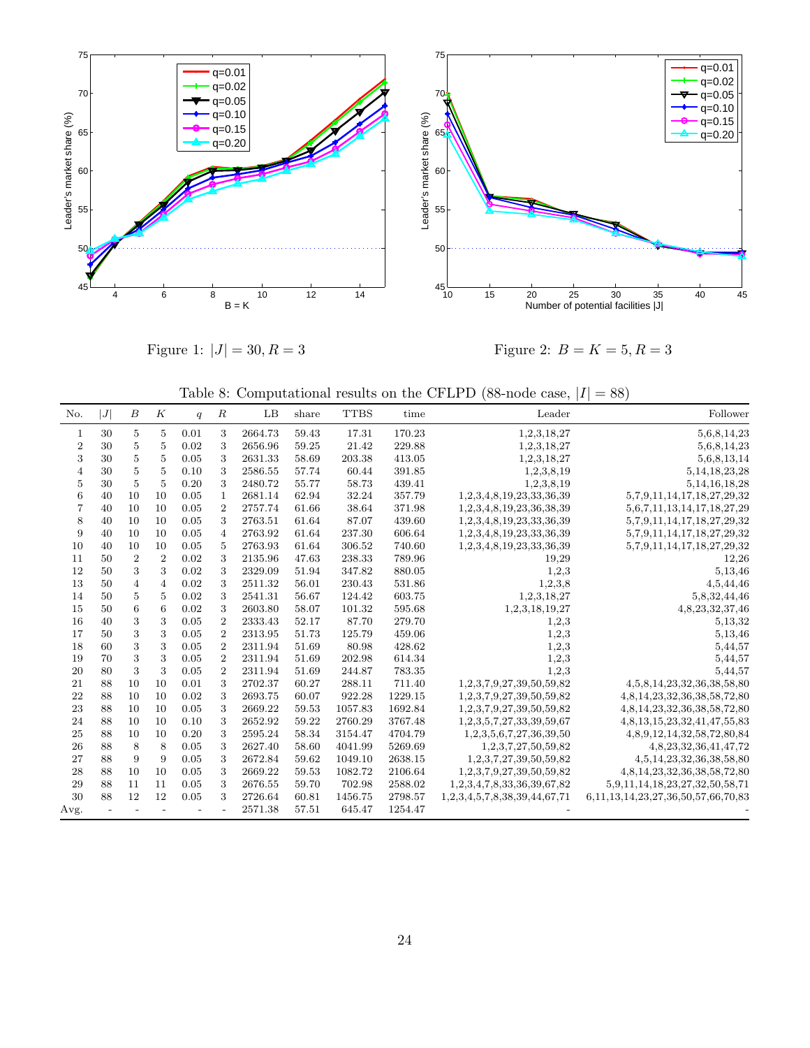Figure 1: $|J| = 30, R = 3$

Figure 2: $B = K = 5, R = 3$

Table 8: Computational results on the CFLPD (88-node case, $|I| = 88$)

| No. | $\|J\|$ | $B$ | $K$ | $q$ | $R$ | LB | share | TTBS | time | Leader | Follower |
|---|---|---|---|---|---|---|---|---|---|---|---|
| 1 | 30 | 5 | 5 | 0.01 | 3 | 2664.73 | 59.43 | 17.31 | 170.23 | 1,2,3,18,27 | 5,6,8,14,23 |
| 2 | 30 | 5 | 5 | 0.02 | 3 | 2656.96 | 59.25 | 21.42 | 229.88 | 1,2,3,18,27 | 5,6,8,14,23 |
| 3 | 30 | 5 | 5 | 0.05 | 3 | 2631.33 | 58.69 | 203.38 | 413.05 | 1,2,3,18,27 | 5,6,8,13,14 |
| 4 | 30 | 5 | 5 | 0.10 | 3 | 2586.55 | 57.74 | 60.44 | 391.85 | 1,2,3,8,19 | 5,14,18,23,28 |
| 5 | 30 | 5 | 5 | 0.20 | 3 | 2480.72 | 55.77 | 58.73 | 439.41 | 1,2,3,8,19 | 5,14,16,18,28 |
| 6 | 40 | 10 | 10 | 0.05 | 1 | 2681.14 | 62.94 | 32.24 | 357.79 | 1,2,3,4,8,19,23,33,36,39 | 5,7,9,11,14,17,18,27,29,32 |
| 7 | 40 | 10 | 10 | 0.05 | 2 | 2757.74 | 61.66 | 38.64 | 371.98 | 1,2,3,4,8,19,23,36,38,39 | 5,6,7,11,13,14,17,18,27,29 |
| 8 | 40 | 10 | 10 | 0.05 | 3 | 2763.51 | 61.64 | 87.07 | 439.60 | 1,2,3,4,8,19,23,33,36,39 | 5,7,9,11,14,17,18,27,29,32 |
| 9 | 40 | 10 | 10 | 0.05 | 4 | 2763.92 | 61.64 | 237.30 | 606.64 | 1,2,3,4,8,19,23,33,36,39 | 5,7,9,11,14,17,18,27,29,32 |
| 10 | 40 | 10 | 10 | 0.05 | 5 | 2763.93 | 61.64 | 306.52 | 740.60 | 1,2,3,4,8,19,23,33,36,39 | 5,7,9,11,14,17,18,27,29,32 |
| 11 | 50 | 2 | 2 | 0.02 | 3 | 2135.96 | 47.63 | 238.33 | 789.96 | 19,29 | 12,26 |
| 12 | 50 | 3 | 3 | 0.02 | 3 | 2329.09 | 51.94 | 347.82 | 880.05 | 1,2,3 | 5,13,46 |
| 13 | 50 | 4 | 4 | 0.02 | 3 | 2511.32 | 56.01 | 230.43 | 531.86 | 1,2,3,8 | 4,5,44,46 |
| 14 | 50 | 5 | 5 | 0.02 | 3 | 2541.31 | 56.67 | 124.42 | 603.75 | 1,2,3,18,27 | 5,8,32,44,46 |
| 15 | 50 | 6 | 6 | 0.02 | 3 | 2603.80 | 58.07 | 101.32 | 595.68 | 1,2,3,18,19,27 | 4,8,23,32,37,46 |
| 16 | 40 | 3 | 3 | 0.05 | 2 | 2333.43 | 52.17 | 87.70 | 279.70 | 1,2,3 | 5,13,32 |
| 17 | 50 | 3 | 3 | 0.05 | 2 | 2313.95 | 51.73 | 125.79 | 459.06 | 1,2,3 | 5,13,46 |
| 18 | 60 | 3 | 3 | 0.05 | 2 | 2311.94 | 51.69 | 80.98 | 428.62 | 1,2,3 | 5,44,57 |
| 19 | 70 | 3 | 3 | 0.05 | 2 | 2311.94 | 51.69 | 202.98 | 614.34 | 1,2,3 | 5,44,57 |
| 20 | 80 | 3 | 3 | 0.05 | 2 | 2311.94 | 51.69 | 244.87 | 783.35 | 1,2,3 | 5,44,57 |
| 21 | 88 | 10 | 10 | 0.01 | 3 | 2702.37 | 60.27 | 288.11 | 711.40 | 1,2,3,7,9,27,39,50,59,82 | 4,5,8,14,23,32,36,38,58,80 |
| 22 | 88 | 10 | 10 | 0.02 | 3 | 2693.75 | 60.07 | 922.28 | 1229.15 | 1,2,3,7,9,27,39,50,59,82 | 4,8,14,23,32,36,38,58,72,80 |
| 23 | 88 | 10 | 10 | 0.05 | 3 | 2669.22 | 59.53 | 1057.83 | 1692.84 | 1,2,3,7,9,27,39,50,59,82 | 4,8,14,23,32,36,38,58,72,80 |
| 24 | 88 | 10 | 10 | 0.10 | 3 | 2652.92 | 59.22 | 2760.29 | 3767.48 | 1,2,3,5,7,27,33,39,59,67 | 4,8,13,15,23,32,41,47,55,83 |
| 25 | 88 | 10 | 10 | 0.20 | 3 | 2595.24 | 58.34 | 3154.47 | 4704.79 | 1,2,3,5,6,7,27,36,39,50 | 4,8,9,12,14,32,58,72,80,84 |
| 26 | 88 | 8 | 8 | 0.05 | 3 | 2627.40 | 58.60 | 4041.99 | 5269.69 | 1,2,3,7,27,50,59,82 | 4,8,23,32,36,41,47,72 |
| 27 | 88 | 9 | 9 | 0.05 | 3 | 2672.84 | 59.62 | 1049.10 | 2638.15 | 1,2,3,7,27,39,50,59,82 | 4,5,14,23,32,36,38,58,80 |
| 28 | 88 | 10 | 10 | 0.05 | 3 | 2669.22 | 59.53 | 1082.72 | 2106.64 | 1,2,3,7,9,27,39,50,59,82 | 4,8,14,23,32,36,38,58,72,80 |
| 29 | 88 | 11 | 11 | 0.05 | 3 | 2676.55 | 59.70 | 702.98 | 2588.02 | 1,2,3,4,7,8,33,36,39,67,82 | 5,9,11,14,18,23,27,32,50,58,71 |
| 30 | 88 | 12 | 12 | 0.05 | 3 | 2726.64 | 60.81 | 1456.75 | 2798.57 | 1,2,3,4,5,7,8,38,39,44,67,71 | 6,11,13,14,23,27,36,50,57,66,70,83 |
| Avg. | - | - | - | - | - | 2571.38 | 57.51 | 645.47 | 1254.47 | - | - |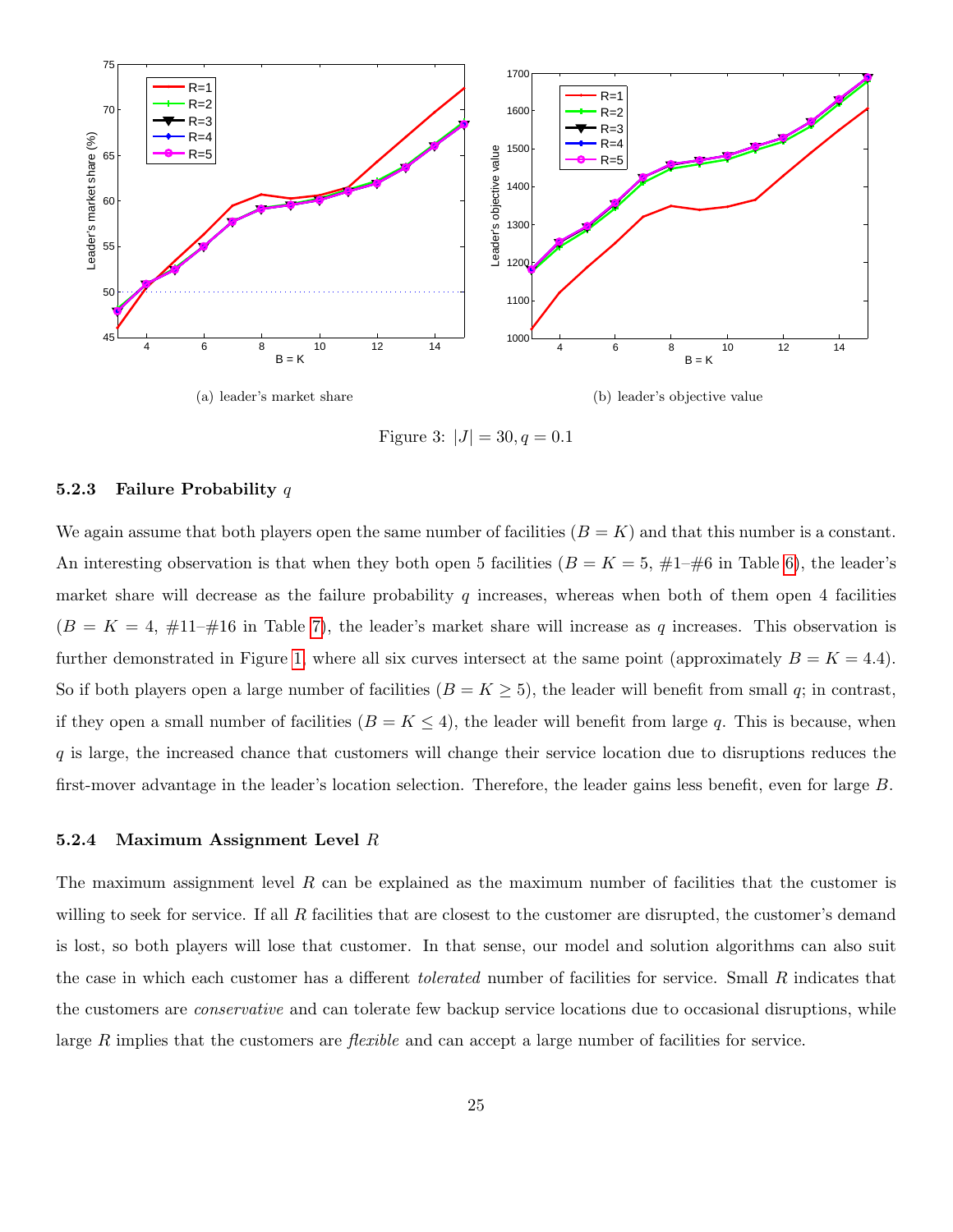(a) leader's market share

(b) leader's objective value

Figure 3: $|J| = 30, q = 0.1$

#### 5.2.3 Failure Probability $q$

We again assume that both players open the same number of facilities ($B = K$) and that this number is a constant. An interesting observation is that when they both open 5 facilities ($B = K = 5$, #1–#6 in Table 6), the leader's market share will decrease as the failure probability $q$ increases, whereas when both of them open 4 facilities ($B = K = 4$, #11–#16 in Table 7), the leader's market share will increase as $q$ increases. This observation is further demonstrated in Figure 1, where all six curves intersect at the same point (approximately $B = K = 4.4$). So if both players open a large number of facilities ($B = K \geq 5$), the leader will benefit from small $q$; in contrast, if they open a small number of facilities ($B = K \leq 4$), the leader will benefit from large $q$. This is because, when $q$ is large, the increased chance that customers will change their service location due to disruptions reduces the first-mover advantage in the leader's location selection. Therefore, the leader gains less benefit, even for large $B$.

#### 5.2.4 Maximum Assignment Level $R$

The maximum assignment level $R$ can be explained as the maximum number of facilities that the customer is willing to seek for service. If all $R$ facilities that are closest to the customer are disrupted, the customer's demand is lost, so both players will lose that customer. In that sense, our model and solution algorithms can also suit the case in which each customer has a different *tolerated* number of facilities for service. Small $R$ indicates that the customers are *conservative* and can tolerate few backup service locations due to occasional disruptions, while large $R$ implies that the customers are *flexible* and can accept a large number of facilities for service.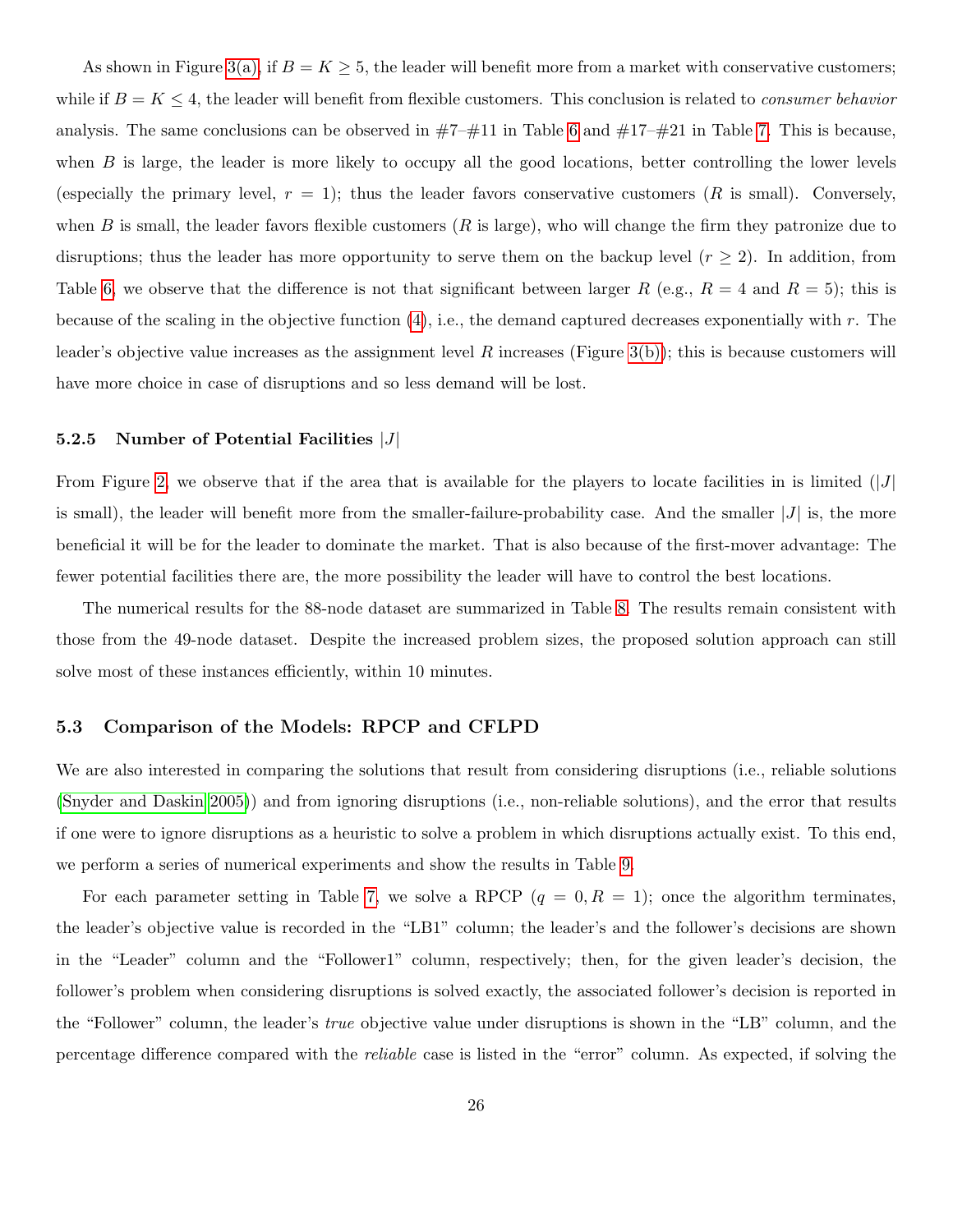As shown in Figure 3(a), if $B = K \geq 5$, the leader will benefit more from a market with conservative customers; while if $B = K \leq 4$, the leader will benefit from flexible customers. This conclusion is related to *consumer behavior* analysis. The same conclusions can be observed in #7–#11 in Table 6 and #17–#21 in Table 7. This is because, when $B$ is large, the leader is more likely to occupy all the good locations, better controlling the lower levels (especially the primary level, $r = 1$); thus the leader favors conservative customers ($R$ is small). Conversely, when $B$ is small, the leader favors flexible customers ($R$ is large), who will change the firm they patronize due to disruptions; thus the leader has more opportunity to serve them on the backup level ($r \geq 2$). In addition, from Table 6, we observe that the difference is not that significant between larger $R$ (e.g., $R = 4$ and $R = 5$); this is because of the scaling in the objective function (4), i.e., the demand captured decreases exponentially with $r$. The leader's objective value increases as the assignment level $R$ increases (Figure 3(b)); this is because customers will have more choice in case of disruptions and so less demand will be lost.

#### 5.2.5 Number of Potential Facilities $|J|$

From Figure 2, we observe that if the area that is available for the players to locate facilities in is limited ($|J|$ is small), the leader will benefit more from the smaller-failure-probability case. And the smaller $|J|$ is, the more beneficial it will be for the leader to dominate the market. That is also because of the first-mover advantage: The fewer potential facilities there are, the more possibility the leader will have to control the best locations.

The numerical results for the 88-node dataset are summarized in Table 8. The results remain consistent with those from the 49-node dataset. Despite the increased problem sizes, the proposed solution approach can still solve most of these instances efficiently, within 10 minutes.

### 5.3 Comparison of the Models: RPCP and CFLPD

We are also interested in comparing the solutions that result from considering disruptions (i.e., reliable solutions (Snyder and Daskin 2005)) and from ignoring disruptions (i.e., non-reliable solutions), and the error that results if one were to ignore disruptions as a heuristic to solve a problem in which disruptions actually exist. To this end, we perform a series of numerical experiments and show the results in Table 9.

For each parameter setting in Table 7, we solve a RPCP ($q = 0, R = 1$); once the algorithm terminates, the leader's objective value is recorded in the "LB1" column; the leader's and the follower's decisions are shown in the "Leader" column and the "Follower1" column, respectively; then, for the given leader's decision, the follower's problem when considering disruptions is solved exactly, the associated follower's decision is reported in the "Follower" column, the leader's *true* objective value under disruptions is shown in the "LB" column, and the percentage difference compared with the *reliable* case is listed in the "error" column. As expected, if solving the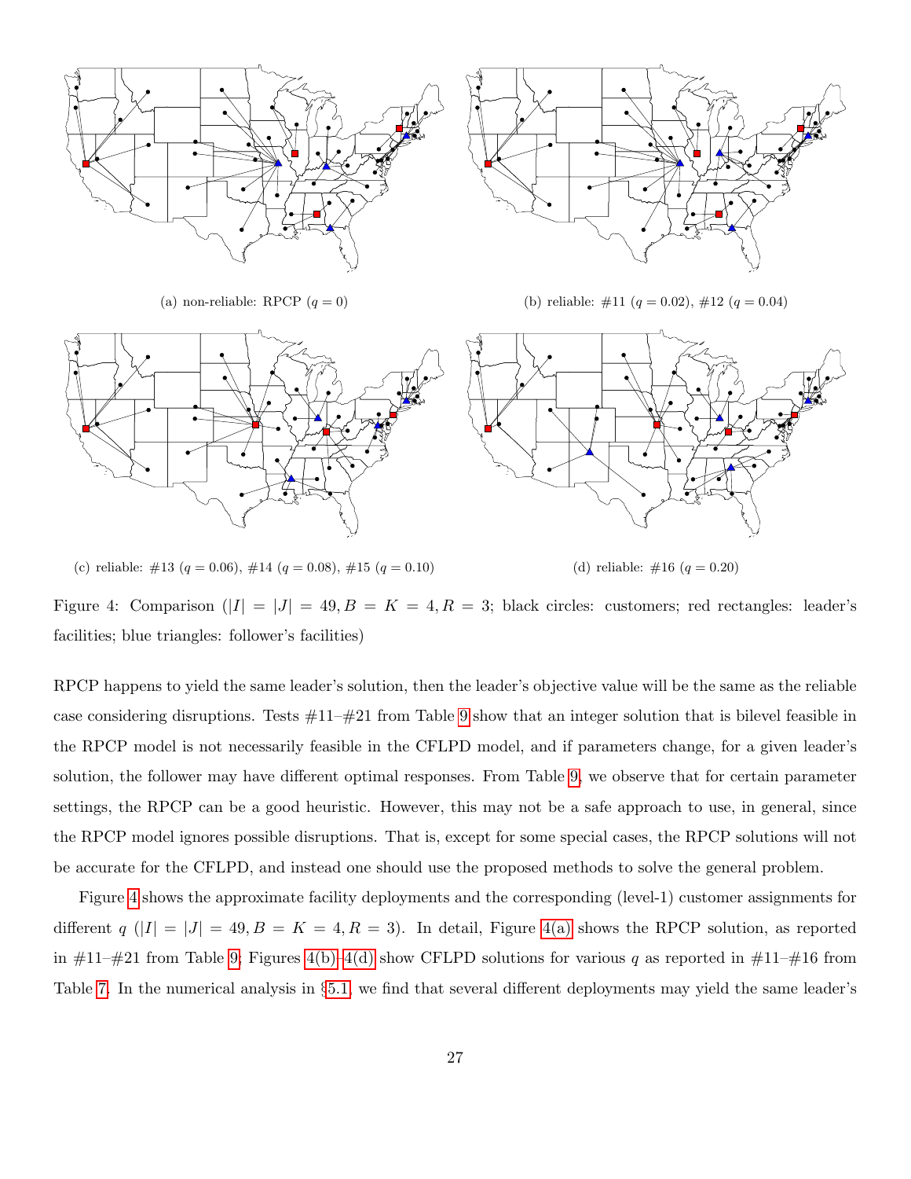(a) non-reliable: RPCP ($q = 0$)

(b) reliable: #11 ($q = 0.02$), #12 ($q = 0.04$)

(c) reliable: #13 ($q = 0.06$), #14 ($q = 0.08$), #15 ($q = 0.10$)

(d) reliable: #16 ($q = 0.20$)

Figure 4: Comparison ($|I| = |J| = 49, B = K = 4, R = 3$; black circles: customers; red rectangles: leader's facilities; blue triangles: follower's facilities)

RPCP happens to yield the same leader's solution, then the leader's objective value will be the same as the reliable case considering disruptions. Tests #11–#21 from Table 9 show that an integer solution that is bilevel feasible in the RPCP model is not necessarily feasible in the CFLPD model, and if parameters change, for a given leader's solution, the follower may have different optimal responses. From Table 9, we observe that for certain parameter settings, the RPCP can be a good heuristic. However, this may not be a safe approach to use, in general, since the RPCP model ignores possible disruptions. That is, except for some special cases, the RPCP solutions will not be accurate for the CFLPD, and instead one should use the proposed methods to solve the general problem.

Figure 4 shows the approximate facility deployments and the corresponding (level-1) customer assignments for different $q$ ($|I| = |J| = 49, B = K = 4, R = 3$). In detail, Figure 4(a) shows the RPCP solution, as reported in #11–#21 from Table 9; Figures 4(b)–4(d) show CFLPD solutions for various $q$ as reported in #11–#16 from Table 7. In the numerical analysis in §5.1, we find that several different deployments may yield the same leader's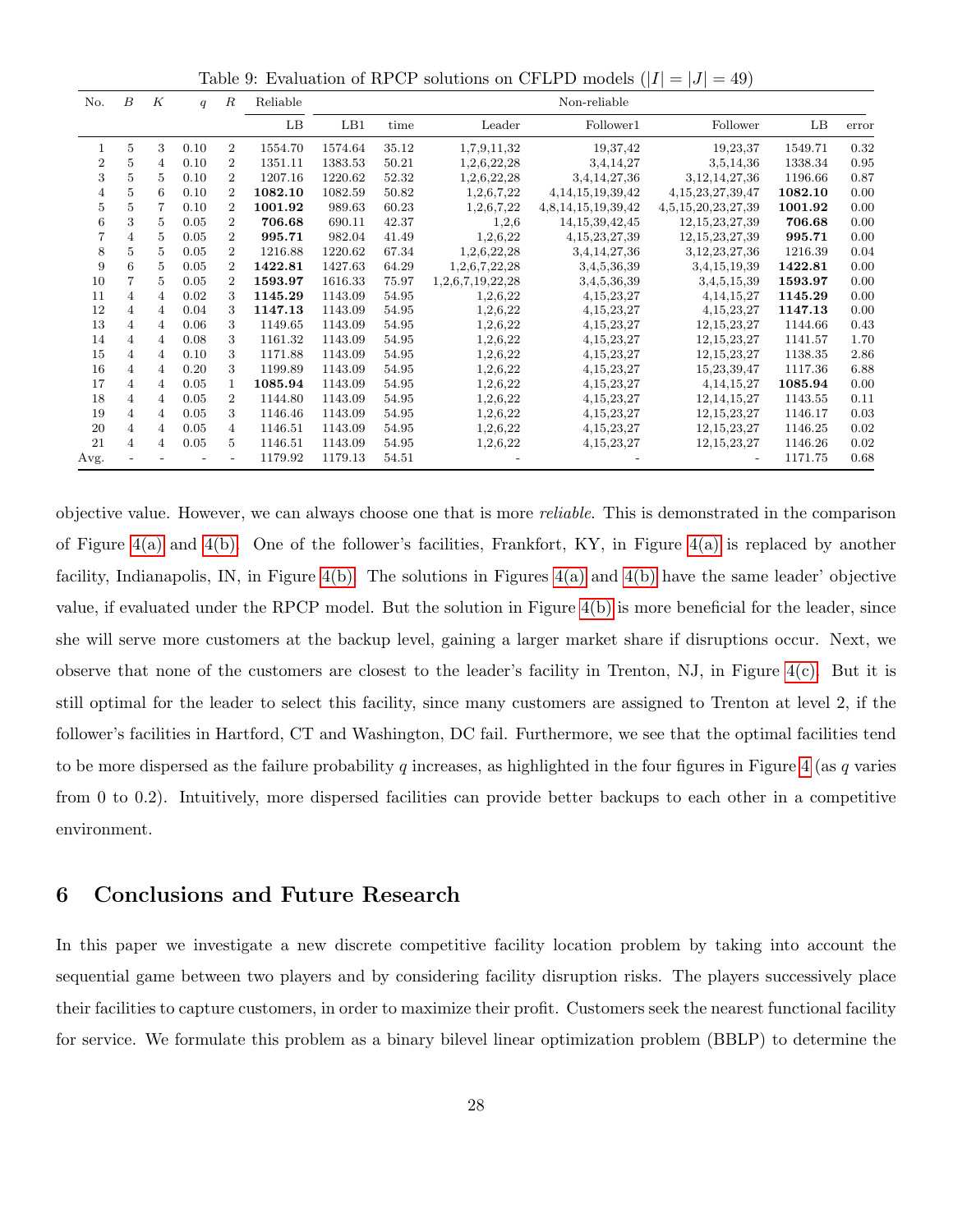Table 9: Evaluation of RPCP solutions on CFLPD models ($|I| = |J| = 49$)

| No. | $B$ | $K$ | $q$ | $R$ | Reliable | Non-reliable | | | | | | |
|---|---|---|---|---|---|---|---|---|---|---|---|---|
| | | | | | LB | LB1 | time | Leader | Follower1 | Follower | LB | error |
| 1 | 5 | 3 | 0.10 | 2 | 1554.70 | 1574.64 | 35.12 | 1,7,9,11,32 | 19,37,42 | 19,23,37 | 1549.71 | 0.32 |
| 2 | 5 | 4 | 0.10 | 2 | 1351.11 | 1383.53 | 50.21 | 1,2,6,22,28 | 3,4,14,27 | 3,5,14,36 | 1338.34 | 0.95 |
| 3 | 5 | 5 | 0.10 | 2 | 1207.16 | 1220.62 | 52.32 | 1,2,6,22,28 | 3,4,14,27,36 | 3,12,14,27,36 | 1196.66 | 0.87 |
| 4 | 5 | 6 | 0.10 | 2 | **1082.10** | 1082.59 | 50.82 | 1,2,6,7,22 | 4,14,15,19,39,42 | 4,15,23,27,39,47 | **1082.10** | 0.00 |
| 5 | 5 | 7 | 0.10 | 2 | **1001.92** | 989.63 | 60.23 | 1,2,6,7,22 | 4,8,14,15,19,39,42 | 4,5,15,20,23,27,39 | **1001.92** | 0.00 |
| 6 | 3 | 5 | 0.05 | 2 | **706.68** | 690.11 | 42.37 | 1,2,6 | 14,15,39,42,45 | 12,15,23,27,39 | **706.68** | 0.00 |
| 7 | 4 | 5 | 0.05 | 2 | **995.71** | 982.04 | 41.49 | 1,2,6,22 | 4,15,23,27,39 | 12,15,23,27,39 | **995.71** | 0.00 |
| 8 | 5 | 5 | 0.05 | 2 | 1216.88 | 1220.62 | 67.34 | 1,2,6,22,28 | 3,4,14,27,36 | 3,12,23,27,36 | 1216.39 | 0.04 |
| 9 | 6 | 5 | 0.05 | 2 | **1422.81** | 1427.63 | 64.29 | 1,2,6,7,22,28 | 3,4,5,36,39 | 3,4,15,19,39 | **1422.81** | 0.00 |
| 10 | 7 | 5 | 0.05 | 2 | **1593.97** | 1616.33 | 75.97 | 1,2,6,7,19,22,28 | 3,4,5,36,39 | 3,4,5,15,39 | **1593.97** | 0.00 |
| 11 | 4 | 4 | 0.02 | 3 | **1145.29** | 1143.09 | 54.95 | 1,2,6,22 | 4,15,23,27 | 4,14,15,27 | **1145.29** | 0.00 |
| 12 | 4 | 4 | 0.04 | 3 | **1147.13** | 1143.09 | 54.95 | 1,2,6,22 | 4,15,23,27 | 4,15,23,27 | **1147.13** | 0.00 |
| 13 | 4 | 4 | 0.06 | 3 | 1149.65 | 1143.09 | 54.95 | 1,2,6,22 | 4,15,23,27 | 12,15,23,27 | 1144.66 | 0.43 |
| 14 | 4 | 4 | 0.08 | 3 | 1161.32 | 1143.09 | 54.95 | 1,2,6,22 | 4,15,23,27 | 12,15,23,27 | 1141.57 | 1.70 |
| 15 | 4 | 4 | 0.10 | 3 | 1171.88 | 1143.09 | 54.95 | 1,2,6,22 | 4,15,23,27 | 12,15,23,27 | 1138.35 | 2.86 |
| 16 | 4 | 4 | 0.20 | 3 | 1199.89 | 1143.09 | 54.95 | 1,2,6,22 | 4,15,23,27 | 15,23,39,47 | 1117.36 | 6.88 |
| 17 | 4 | 4 | 0.05 | 1 | **1085.94** | 1143.09 | 54.95 | 1,2,6,22 | 4,15,23,27 | 4,14,15,27 | **1085.94** | 0.00 |
| 18 | 4 | 4 | 0.05 | 2 | 1144.80 | 1143.09 | 54.95 | 1,2,6,22 | 4,15,23,27 | 12,14,15,27 | 1143.55 | 0.11 |
| 19 | 4 | 4 | 0.05 | 3 | 1146.46 | 1143.09 | 54.95 | 1,2,6,22 | 4,15,23,27 | 12,15,23,27 | 1146.17 | 0.03 |
| 20 | 4 | 4 | 0.05 | 4 | 1146.51 | 1143.09 | 54.95 | 1,2,6,22 | 4,15,23,27 | 12,15,23,27 | 1146.25 | 0.02 |
| 21 | 4 | 4 | 0.05 | 5 | 1146.51 | 1143.09 | 54.95 | 1,2,6,22 | 4,15,23,27 | 12,15,23,27 | 1146.26 | 0.02 |
| Avg. | - | - | - | - | 1179.92 | 1179.13 | 54.51 | - | - | - | 1171.75 | 0.68 |

objective value. However, we can always choose one that is more *reliable*. This is demonstrated in the comparison of Figure 4(a) and 4(b). One of the follower's facilities, Frankfort, KY, in Figure 4(a) is replaced by another facility, Indianapolis, IN, in Figure 4(b). The solutions in Figures 4(a) and 4(b) have the same leader' objective value, if evaluated under the RPCP model. But the solution in Figure 4(b) is more beneficial for the leader, since she will serve more customers at the backup level, gaining a larger market share if disruptions occur. Next, we observe that none of the customers are closest to the leader's facility in Trenton, NJ, in Figure 4(c). But it is still optimal for the leader to select this facility, since many customers are assigned to Trenton at level 2, if the follower's facilities in Hartford, CT and Washington, DC fail. Furthermore, we see that the optimal facilities tend to be more dispersed as the failure probability $q$ increases, as highlighted in the four figures in Figure 4 (as $q$ varies from 0 to 0.2). Intuitively, more dispersed facilities can provide better backups to each other in a competitive environment.

## 6 Conclusions and Future Research

In this paper we investigate a new discrete competitive facility location problem by taking into account the sequential game between two players and by considering facility disruption risks. The players successively place their facilities to capture customers, in order to maximize their profit. Customers seek the nearest functional facility for service. We formulate this problem as a binary bilevel linear optimization problem (BBLP) to determine the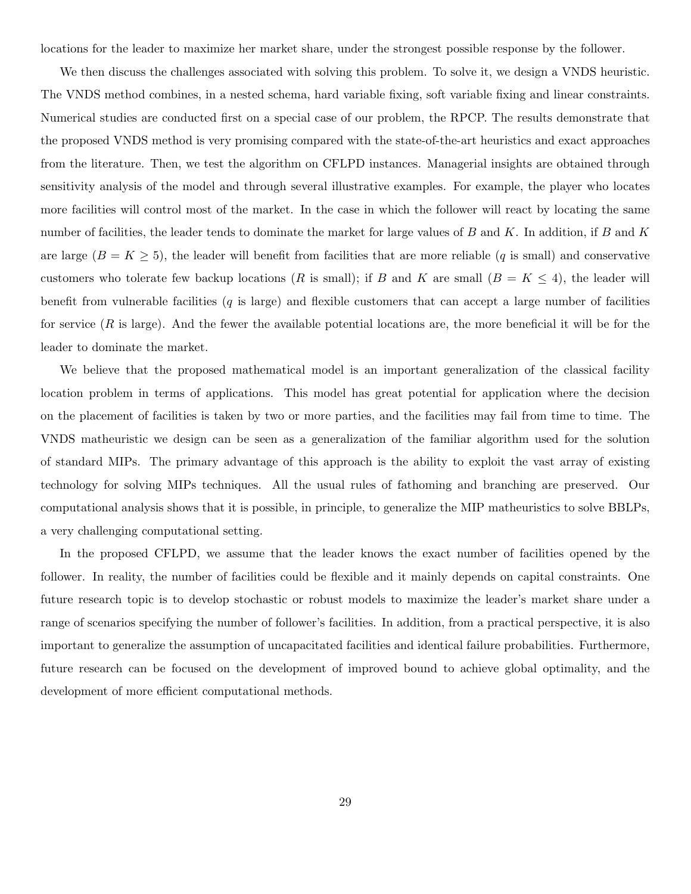locations for the leader to maximize her market share, under the strongest possible response by the follower.

We then discuss the challenges associated with solving this problem. To solve it, we design a VNDS heuristic. The VNDS method combines, in a nested schema, hard variable fixing, soft variable fixing and linear constraints. Numerical studies are conducted first on a special case of our problem, the RPCP. The results demonstrate that the proposed VNDS method is very promising compared with the state-of-the-art heuristics and exact approaches from the literature. Then, we test the algorithm on CFLPD instances. Managerial insights are obtained through sensitivity analysis of the model and through several illustrative examples. For example, the player who locates more facilities will control most of the market. In the case in which the follower will react by locating the same number of facilities, the leader tends to dominate the market for large values of $B$ and $K$. In addition, if $B$ and $K$ are large ($B = K \geq 5$), the leader will benefit from facilities that are more reliable ($q$ is small) and conservative customers who tolerate few backup locations ($R$ is small); if $B$ and $K$ are small ($B = K \leq 4$), the leader will benefit from vulnerable facilities ($q$ is large) and flexible customers that can accept a large number of facilities for service ($R$ is large). And the fewer the available potential locations are, the more beneficial it will be for the leader to dominate the market.

We believe that the proposed mathematical model is an important generalization of the classical facility location problem in terms of applications. This model has great potential for application where the decision on the placement of facilities is taken by two or more parties, and the facilities may fail from time to time. The VNDS matheuristic we design can be seen as a generalization of the familiar algorithm used for the solution of standard MIPs. The primary advantage of this approach is the ability to exploit the vast array of existing technology for solving MIPs techniques. All the usual rules of fathoming and branching are preserved. Our computational analysis shows that it is possible, in principle, to generalize the MIP matheuristics to solve BBLPs, a very challenging computational setting.

In the proposed CFLPD, we assume that the leader knows the exact number of facilities opened by the follower. In reality, the number of facilities could be flexible and it mainly depends on capital constraints. One future research topic is to develop stochastic or robust models to maximize the leader's market share under a range of scenarios specifying the number of follower's facilities. In addition, from a practical perspective, it is also important to generalize the assumption of uncapacitated facilities and identical failure probabilities. Furthermore, future research can be focused on the development of improved bound to achieve global optimality, and the development of more efficient computational methods.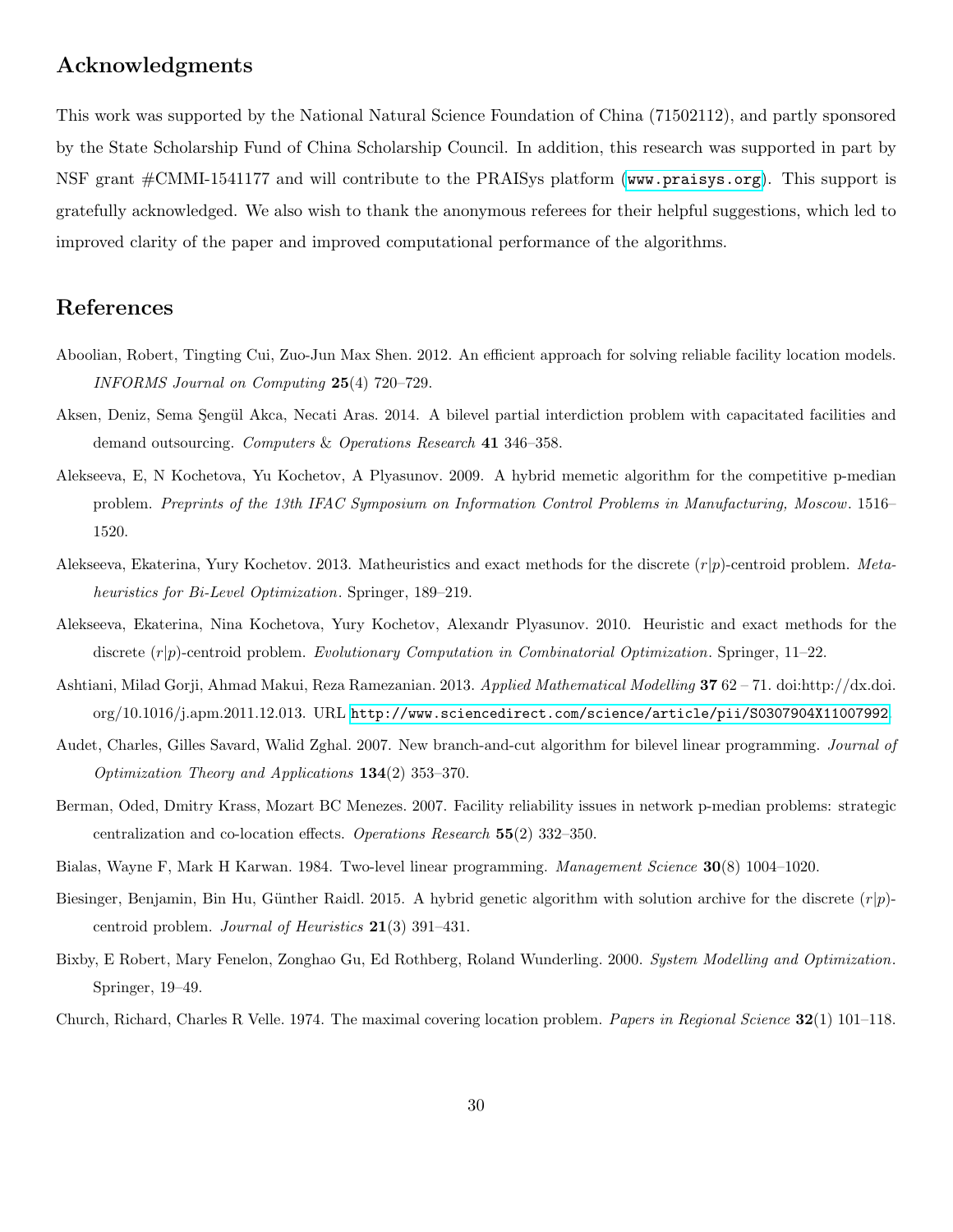## Acknowledgments

This work was supported by the National Natural Science Foundation of China (71502112), and partly sponsored by the State Scholarship Fund of China Scholarship Council. In addition, this research was supported in part by NSF grant #CMMI-1541177 and will contribute to the PRAISys platform (www.praisys.org). This support is gratefully acknowledged. We also wish to thank the anonymous referees for their helpful suggestions, which led to improved clarity of the paper and improved computational performance of the algorithms.

## References

Aboolian, Robert, Tingting Cui, Zuo-Jun Max Shen. 2012. An efficient approach for solving reliable facility location models. *INFORMS Journal on Computing* **25**(4) 720–729.

Aksen, Deniz, Sema Şengül Akca, Necati Aras. 2014. A bilevel partial interdiction problem with capacitated facilities and demand outsourcing. *Computers & Operations Research* **41** 346–358.

Alekseeva, E, N Kochetova, Yu Kochetov, A Plyasunov. 2009. A hybrid memetic algorithm for the competitive p-median problem. *Preprints of the 13th IFAC Symposium on Information Control Problems in Manufacturing, Moscow*. 1516–1520.

Alekseeva, Ekaterina, Yury Kochetov. 2013. Matheuristics and exact methods for the discrete $(r|p)$-centroid problem. *Metaheuristics for Bi-Level Optimization*. Springer, 189–219.

Alekseeva, Ekaterina, Nina Kochetova, Yury Kochetov, Alexandr Plyasunov. 2010. Heuristic and exact methods for the discrete $(r|p)$-centroid problem. *Evolutionary Computation in Combinatorial Optimization*. Springer, 11–22.

Ashtiani, Milad Gorji, Ahmad Makui, Reza Ramezanian. 2013. *Applied Mathematical Modelling* **37** 62 – 71. doi:http://dx.doi.org/10.1016/j.apm.2011.12.013. URL http://www.sciencedirect.com/science/article/pii/S0307904X11007992.

Audet, Charles, Gilles Savard, Walid Zghal. 2007. New branch-and-cut algorithm for bilevel linear programming. *Journal of Optimization Theory and Applications* **134**(2) 353–370.

Berman, Oded, Dmitry Krass, Mozart BC Menezes. 2007. Facility reliability issues in network p-median problems: strategic centralization and co-location effects. *Operations Research* **55**(2) 332–350.

Bialas, Wayne F, Mark H Karwan. 1984. Two-level linear programming. *Management Science* **30**(8) 1004–1020.

Biesinger, Benjamin, Bin Hu, Günther Raidl. 2015. A hybrid genetic algorithm with solution archive for the discrete $(r|p)$-centroid problem. *Journal of Heuristics* **21**(3) 391–431.

Bixby, E Robert, Mary Fenelon, Zonghao Gu, Ed Rothberg, Roland Wunderling. 2000. *System Modelling and Optimization*. Springer, 19–49.

Church, Richard, Charles R Velle. 1974. The maximal covering location problem. *Papers in Regional Science* **32**(1) 101–118.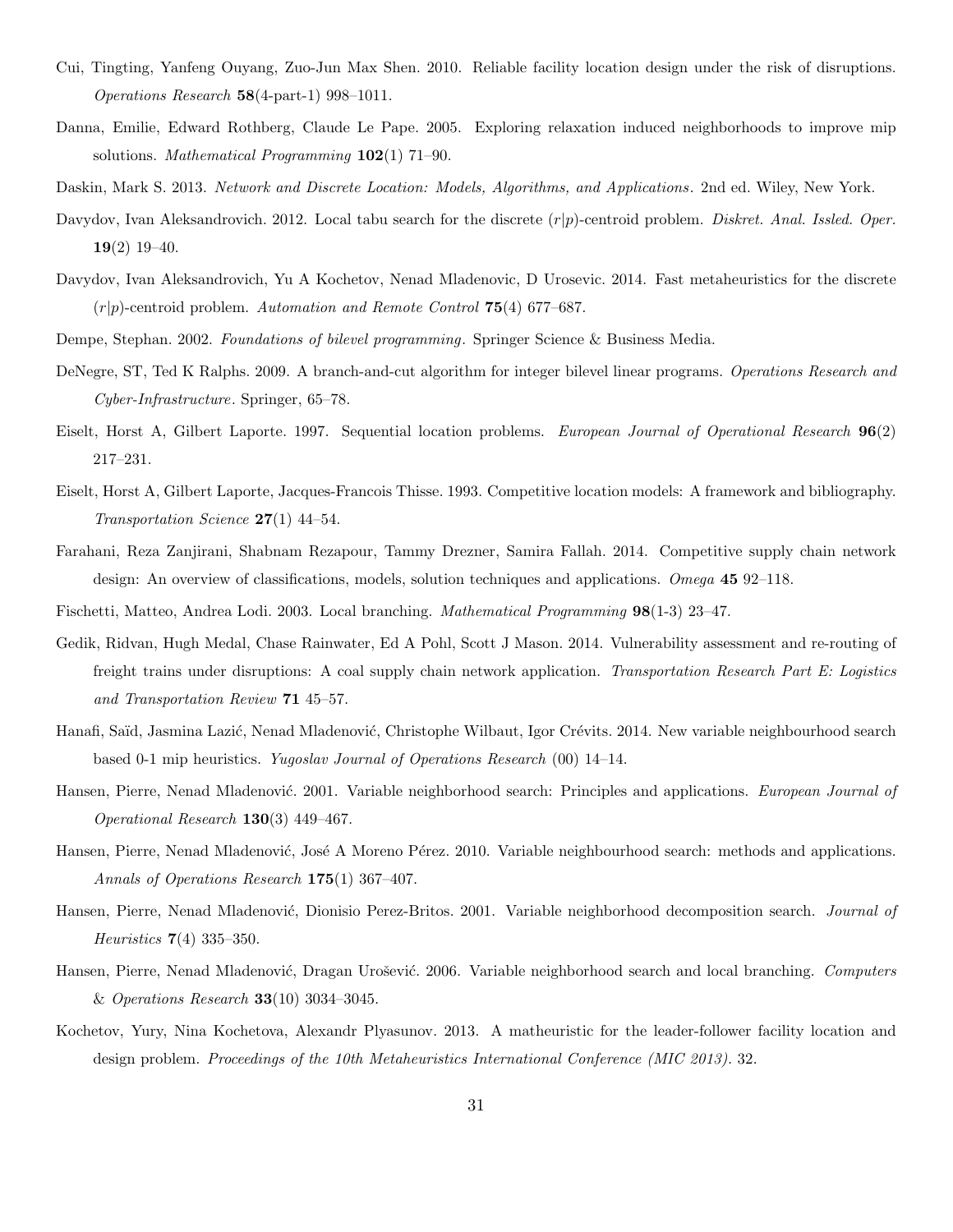Cui, Tingting, Yanfeng Ouyang, Zuo-Jun Max Shen. 2010. Reliable facility location design under the risk of disruptions. *Operations Research* **58**(4-part-1) 998–1011.

Danna, Emilie, Edward Rothberg, Claude Le Pape. 2005. Exploring relaxation induced neighborhoods to improve mip solutions. *Mathematical Programming* **102**(1) 71–90.

Daskin, Mark S. 2013. *Network and Discrete Location: Models, Algorithms, and Applications*. 2nd ed. Wiley, New York.

Davydov, Ivan Aleksandrovich. 2012. Local tabu search for the discrete $(r|p)$-centroid problem. *Diskret. Anal. Issled. Oper.* **19**(2) 19–40.

Davydov, Ivan Aleksandrovich, Yu A Kochetov, Nenad Mladenovic, D Urosevic. 2014. Fast metaheuristics for the discrete $(r|p)$-centroid problem. *Automation and Remote Control* **75**(4) 677–687.

Dempe, Stephan. 2002. *Foundations of bilevel programming*. Springer Science & Business Media.

DeNegre, ST, Ted K Ralphs. 2009. A branch-and-cut algorithm for integer bilevel linear programs. *Operations Research and Cyber-Infrastructure*. Springer, 65–78.

Eiselt, Horst A, Gilbert Laporte. 1997. Sequential location problems. *European Journal of Operational Research* **96**(2) 217–231.

Eiselt, Horst A, Gilbert Laporte, Jacques-Francois Thisse. 1993. Competitive location models: A framework and bibliography. *Transportation Science* **27**(1) 44–54.

Farahani, Reza Zanjirani, Shabnam Rezapour, Tammy Drezner, Samira Fallah. 2014. Competitive supply chain network design: An overview of classifications, models, solution techniques and applications. *Omega* **45** 92–118.

Fischetti, Matteo, Andrea Lodi. 2003. Local branching. *Mathematical Programming* **98**(1-3) 23–47.

Gedik, Ridvan, Hugh Medal, Chase Rainwater, Ed A Pohl, Scott J Mason. 2014. Vulnerability assessment and re-routing of freight trains under disruptions: A coal supply chain network application. *Transportation Research Part E: Logistics and Transportation Review* **71** 45–57.

Hanafi, Saïd, Jasmina Lazić, Nenad Mladenović, Christophe Wilbaut, Igor Crévits. 2014. New variable neighbourhood search based 0-1 mip heuristics. *Yugoslav Journal of Operations Research* (00) 14–14.

Hansen, Pierre, Nenad Mladenović. 2001. Variable neighborhood search: Principles and applications. *European Journal of Operational Research* **130**(3) 449–467.

Hansen, Pierre, Nenad Mladenović, José A Moreno Pérez. 2010. Variable neighbourhood search: methods and applications. *Annals of Operations Research* **175**(1) 367–407.

Hansen, Pierre, Nenad Mladenović, Dionisio Perez-Britos. 2001. Variable neighborhood decomposition search. *Journal of Heuristics* **7**(4) 335–350.

Hansen, Pierre, Nenad Mladenović, Dragan Urošević. 2006. Variable neighborhood search and local branching. *Computers & Operations Research* **33**(10) 3034–3045.

Kochetov, Yury, Nina Kochetova, Alexandr Plyasunov. 2013. A matheuristic for the leader-follower facility location and design problem. *Proceedings of the 10th Metaheuristics International Conference (MIC 2013)*. 32.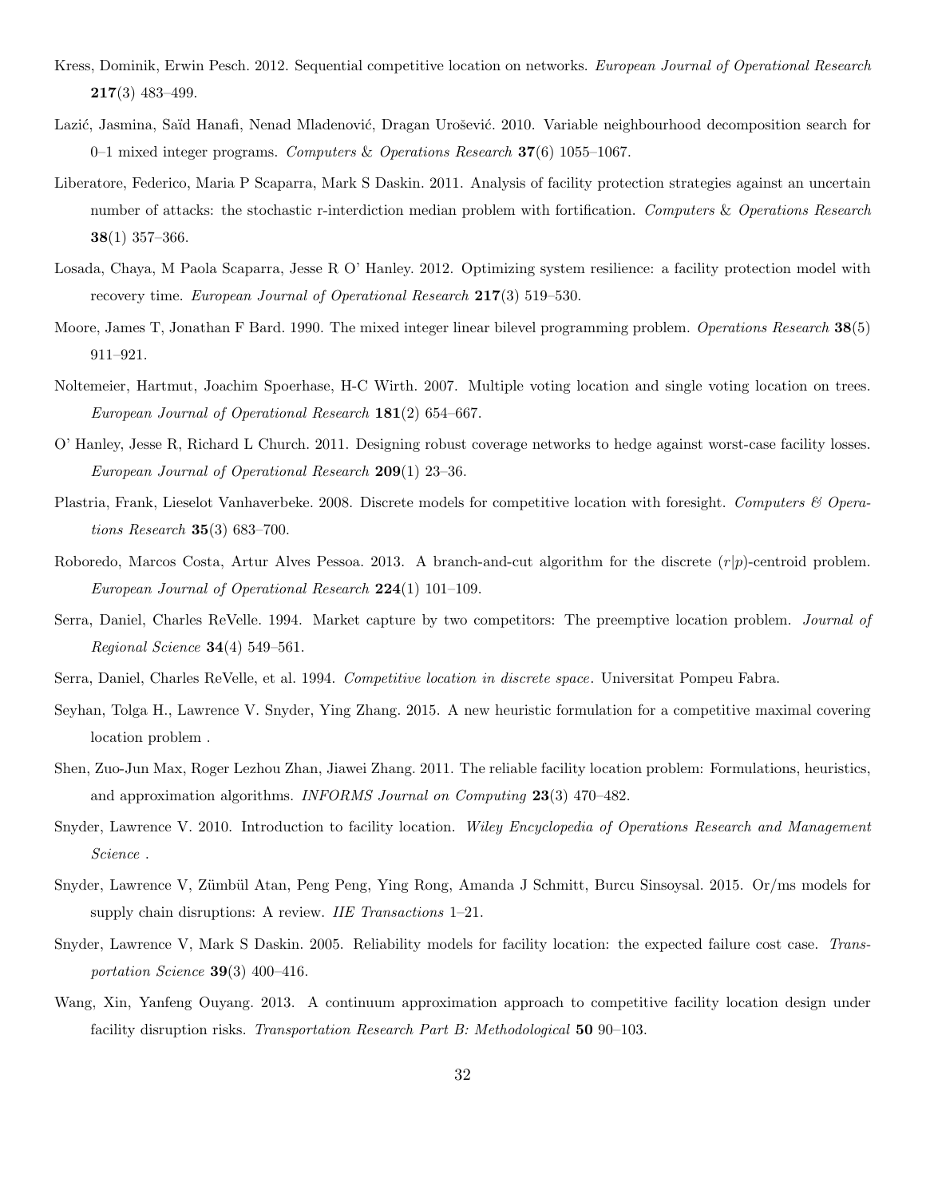Kress, Dominik, Erwin Pesch. 2012. Sequential competitive location on networks. *European Journal of Operational Research* **217**(3) 483–499.

Lazić, Jasmina, Saïd Hanafi, Nenad Mladenović, Dragan Urošević. 2010. Variable neighbourhood decomposition search for 0–1 mixed integer programs. *Computers & Operations Research* **37**(6) 1055–1067.

Liberatore, Federico, Maria P Scaparra, Mark S Daskin. 2011. Analysis of facility protection strategies against an uncertain number of attacks: the stochastic r-interdiction median problem with fortification. *Computers & Operations Research* **38**(1) 357–366.

Losada, Chaya, M Paola Scaparra, Jesse R O' Hanley. 2012. Optimizing system resilience: a facility protection model with recovery time. *European Journal of Operational Research* **217**(3) 519–530.

Moore, James T, Jonathan F Bard. 1990. The mixed integer linear bilevel programming problem. *Operations Research* **38**(5) 911–921.

Noltemeier, Hartmut, Joachim Spoerhase, H-C Wirth. 2007. Multiple voting location and single voting location on trees. *European Journal of Operational Research* **181**(2) 654–667.

O' Hanley, Jesse R, Richard L Church. 2011. Designing robust coverage networks to hedge against worst-case facility losses. *European Journal of Operational Research* **209**(1) 23–36.

Plastria, Frank, Lieselot Vanhaverbeke. 2008. Discrete models for competitive location with foresight. *Computers & Operations Research* **35**(3) 683–700.

Roboredo, Marcos Costa, Artur Alves Pessoa. 2013. A branch-and-cut algorithm for the discrete $(r|p)$-centroid problem. *European Journal of Operational Research* **224**(1) 101–109.

Serra, Daniel, Charles ReVelle. 1994. Market capture by two competitors: The preemptive location problem. *Journal of Regional Science* **34**(4) 549–561.

Serra, Daniel, Charles ReVelle, et al. 1994. *Competitive location in discrete space*. Universitat Pompeu Fabra.

Seyhan, Tolga H., Lawrence V. Snyder, Ying Zhang. 2015. A new heuristic formulation for a competitive maximal covering location problem .

Shen, Zuo-Jun Max, Roger Lezhou Zhan, Jiawei Zhang. 2011. The reliable facility location problem: Formulations, heuristics, and approximation algorithms. *INFORMS Journal on Computing* **23**(3) 470–482.

Snyder, Lawrence V. 2010. Introduction to facility location. *Wiley Encyclopedia of Operations Research and Management Science* .

Snyder, Lawrence V, Zümbül Atan, Peng Peng, Ying Rong, Amanda J Schmitt, Burcu Sinsoysal. 2015. Or/ms models for supply chain disruptions: A review. *IIE Transactions* 1–21.

Snyder, Lawrence V, Mark S Daskin. 2005. Reliability models for facility location: the expected failure cost case. *Transportation Science* **39**(3) 400–416.

Wang, Xin, Yanfeng Ouyang. 2013. A continuum approximation approach to competitive facility location design under facility disruption risks. *Transportation Research Part B: Methodological* **50** 90–103.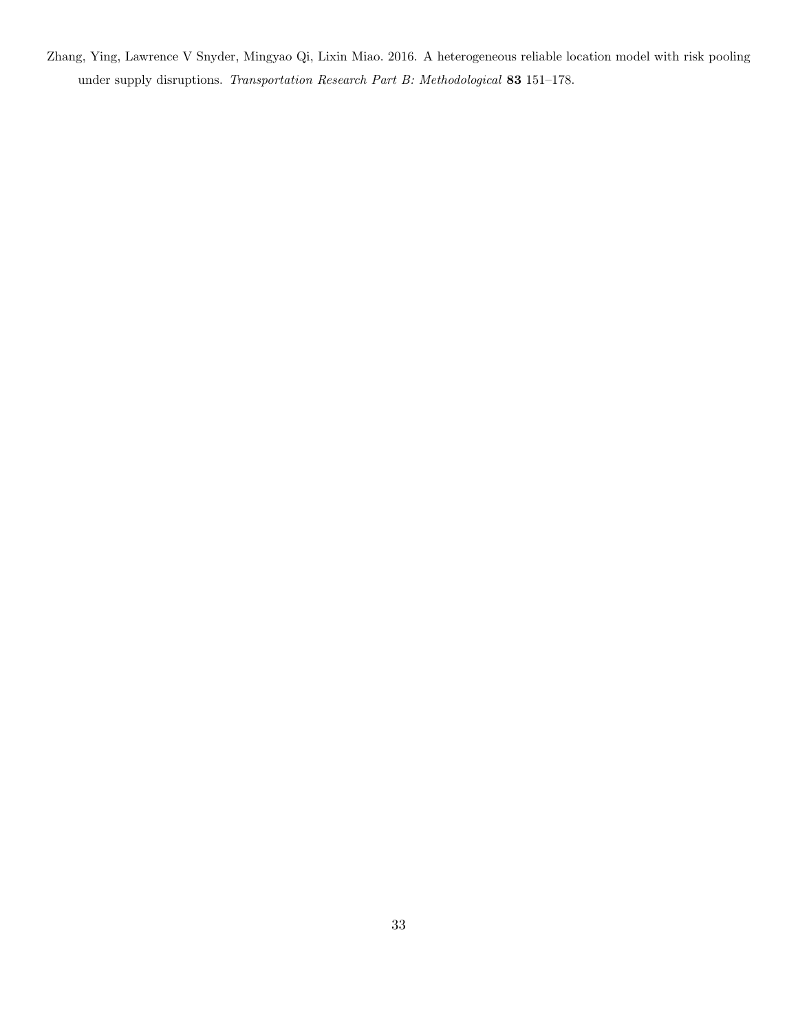Zhang, Ying, Lawrence V Snyder, Mingyao Qi, Lixin Miao. 2016. A heterogeneous reliable location model with risk pooling under supply disruptions. *Transportation Research Part B: Methodological* **83** 151–178.